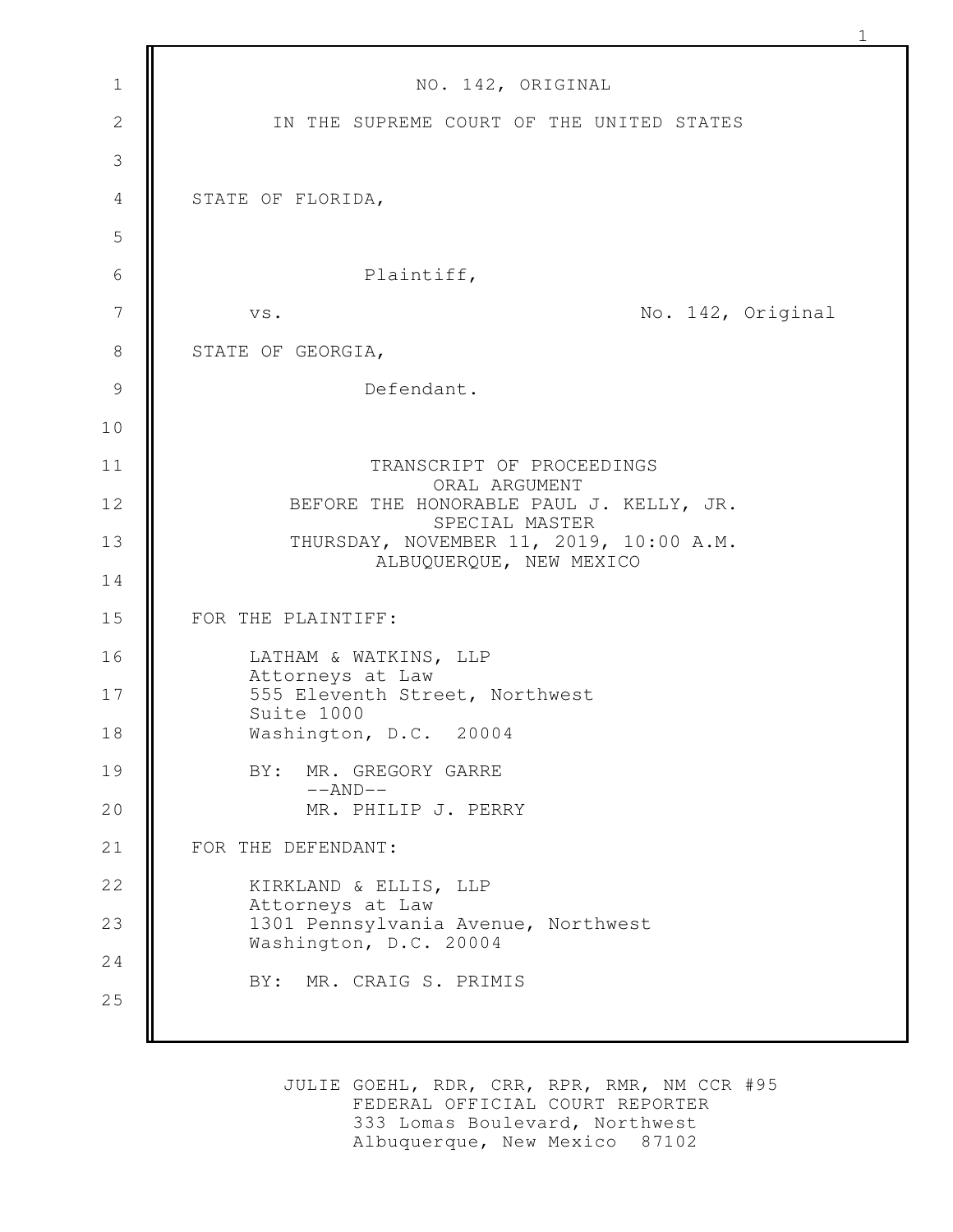NO. 142, ORIGINAL

IN THE SUPREME COURT OF THE UNITED STATES

STATE OF FLORIDA,

Plaintiff,

vs. No. 142, Original

STATE OF GEORGIA,

Defendant.

TRANSCRIPT OF PROCEEDINGS
ORAL ARGUMENT
BEFORE THE HONORABLE PAUL J. KELLY, JR.
SPECIAL MASTER
THURSDAY, NOVEMBER 11, 2019, 10:00 A.M.
ALBUQUERQUE, NEW MEXICO

FOR THE PLAINTIFF:

LATHAM & WATKINS, LLP
Attorneys at Law
555 Eleventh Street, Northwest
Suite 1000
Washington, D.C. 20004

BY: MR. GREGORY GARRE
--AND--
MR. PHILIP J. PERRY

FOR THE DEFENDANT:

KIRKLAND & ELLIS, LLP
Attorneys at Law
1301 Pennsylvania Avenue, Northwest
Washington, D.C. 20004

BY: MR. CRAIG S. PRIMIS

JULIE GOEHL, RDR, CRR, RPR, RMR, NM CCR #95
FEDERAL OFFICIAL COURT REPORTER
333 Lomas Boulevard, Northwest
Albuquerque, New Mexico 87102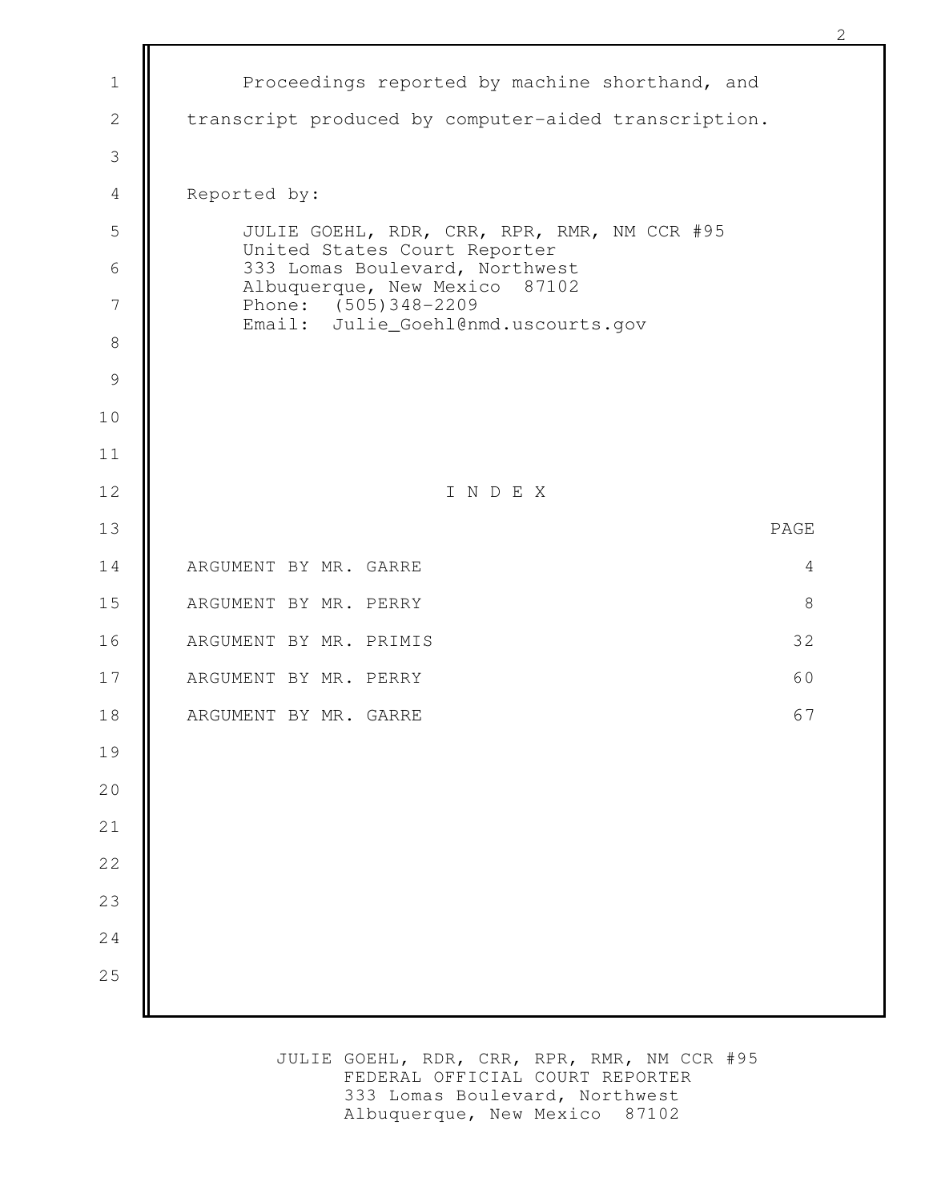Proceedings reported by machine shorthand, and transcript produced by computer-aided transcription.

Reported by:

JULIE GOEHL, RDR, CRR, RPR, RMR, NM CCR #95
United States Court Reporter
333 Lomas Boulevard, Northwest
Albuquerque, New Mexico 87102
Phone: (505)348-2209
Email: Julie_Goehl@nmd.uscourts.gov

## I N D E X

| | PAGE |
|---|---|
| ARGUMENT BY MR. GARRE | 4 |
| ARGUMENT BY MR. PERRY | 8 |
| ARGUMENT BY MR. PRIMIS | 32 |
| ARGUMENT BY MR. PERRY | 60 |
| ARGUMENT BY MR. GARRE | 67 |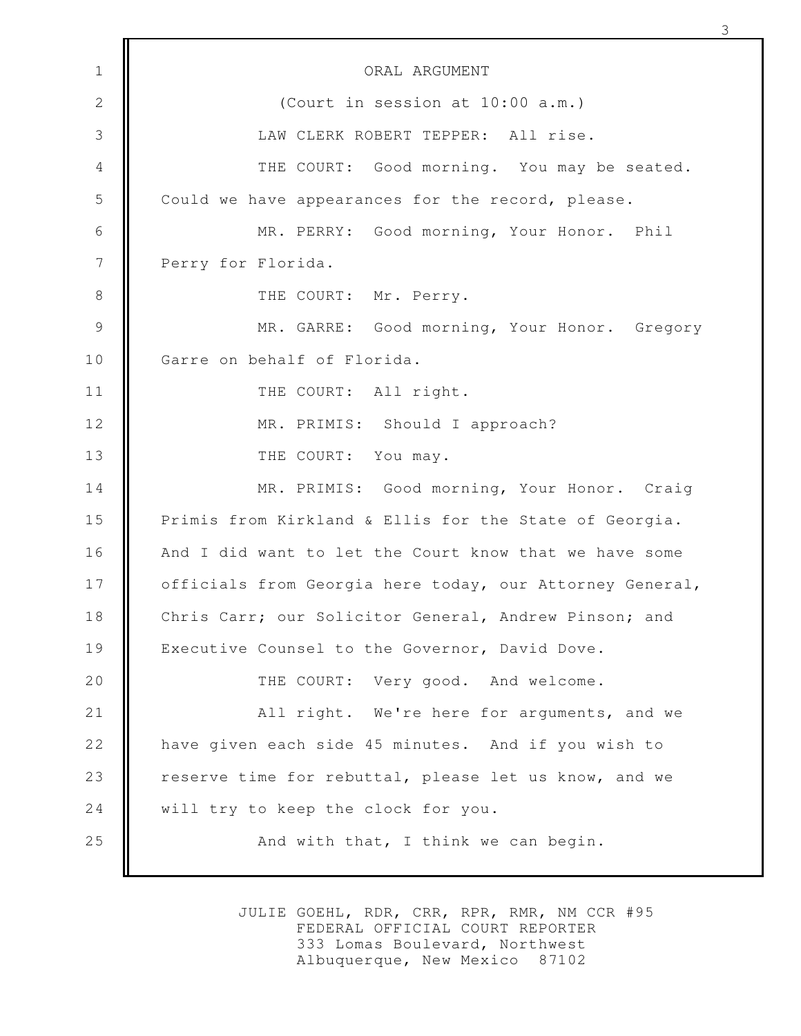ORAL ARGUMENT

(Court in session at 10:00 a.m.)

LAW CLERK ROBERT TEPPER: All rise.

THE COURT: Good morning. You may be seated. Could we have appearances for the record, please.

MR. PERRY: Good morning, Your Honor. Phil Perry for Florida.

THE COURT: Mr. Perry.

MR. GARRE: Good morning, Your Honor. Gregory Garre on behalf of Florida.

THE COURT: All right.

MR. PRIMIS: Should I approach?

THE COURT: You may.

MR. PRIMIS: Good morning, Your Honor. Craig Primis from Kirkland & Ellis for the State of Georgia. And I did want to let the Court know that we have some officials from Georgia here today, our Attorney General, Chris Carr; our Solicitor General, Andrew Pinson; and Executive Counsel to the Governor, David Dove.

THE COURT: Very good. And welcome.

All right. We're here for arguments, and we have given each side 45 minutes. And if you wish to reserve time for rebuttal, please let us know, and we will try to keep the clock for you.

And with that, I think we can begin.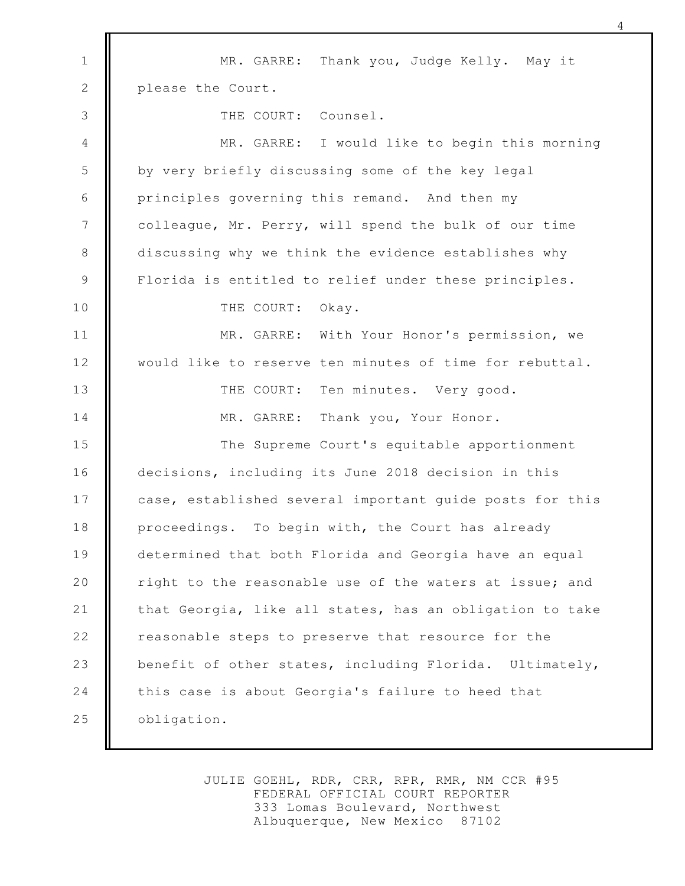MR. GARRE: Thank you, Judge Kelly. May it please the Court.

THE COURT: Counsel.

MR. GARRE: I would like to begin this morning by very briefly discussing some of the key legal principles governing this remand. And then my colleague, Mr. Perry, will spend the bulk of our time discussing why we think the evidence establishes why Florida is entitled to relief under these principles.

THE COURT: Okay.

MR. GARRE: With Your Honor's permission, we would like to reserve ten minutes of time for rebuttal.

THE COURT: Ten minutes. Very good.

MR. GARRE: Thank you, Your Honor.

The Supreme Court's equitable apportionment decisions, including its June 2018 decision in this case, established several important guide posts for this proceedings. To begin with, the Court has already determined that both Florida and Georgia have an equal right to the reasonable use of the waters at issue; and that Georgia, like all states, has an obligation to take reasonable steps to preserve that resource for the benefit of other states, including Florida. Ultimately, this case is about Georgia's failure to heed that obligation.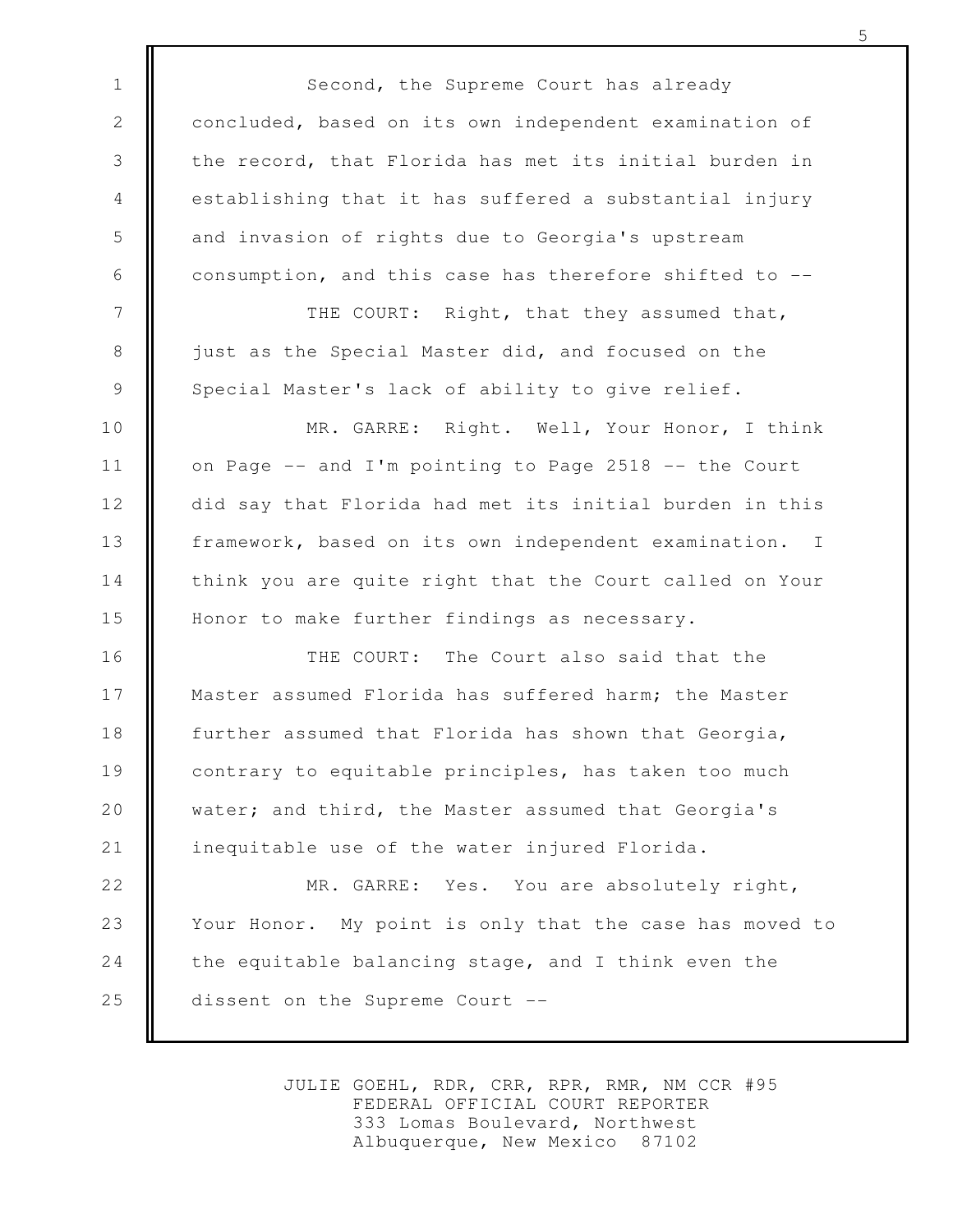Second, the Supreme Court has already concluded, based on its own independent examination of the record, that Florida has met its initial burden in establishing that it has suffered a substantial injury and invasion of rights due to Georgia's upstream consumption, and this case has therefore shifted to --

THE COURT: Right, that they assumed that, just as the Special Master did, and focused on the Special Master's lack of ability to give relief.

MR. GARRE: Right. Well, Your Honor, I think on Page -- and I'm pointing to Page 2518 -- the Court did say that Florida had met its initial burden in this framework, based on its own independent examination. I think you are quite right that the Court called on Your Honor to make further findings as necessary.

THE COURT: The Court also said that the Master assumed Florida has suffered harm; the Master further assumed that Florida has shown that Georgia, contrary to equitable principles, has taken too much water; and third, the Master assumed that Georgia's inequitable use of the water injured Florida.

MR. GARRE: Yes. You are absolutely right, Your Honor. My point is only that the case has moved to the equitable balancing stage, and I think even the dissent on the Supreme Court --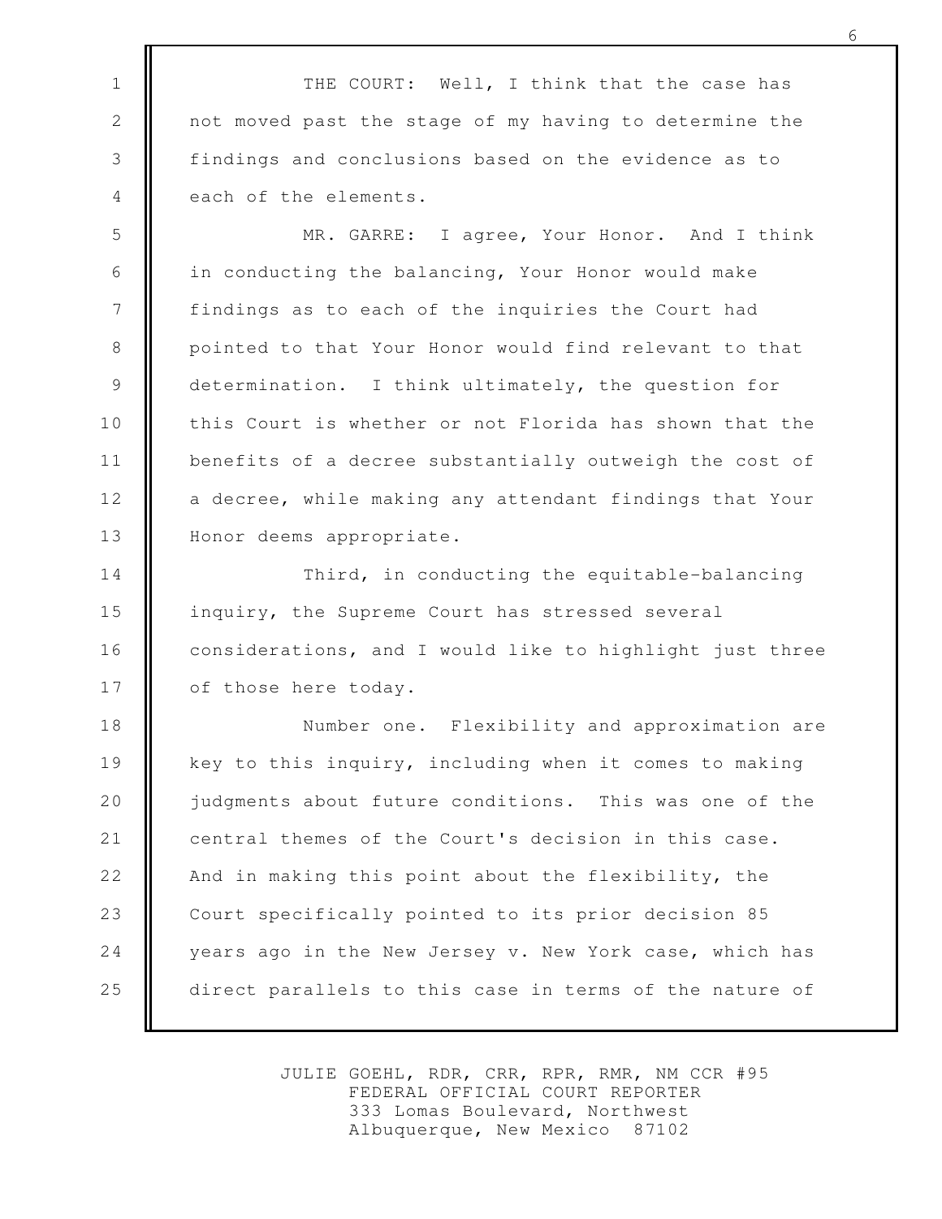THE COURT: Well, I think that the case has not moved past the stage of my having to determine the findings and conclusions based on the evidence as to each of the elements.

MR. GARRE: I agree, Your Honor. And I think in conducting the balancing, Your Honor would make findings as to each of the inquiries the Court had pointed to that Your Honor would find relevant to that determination. I think ultimately, the question for this Court is whether or not Florida has shown that the benefits of a decree substantially outweigh the cost of a decree, while making any attendant findings that Your Honor deems appropriate.

Third, in conducting the equitable-balancing inquiry, the Supreme Court has stressed several considerations, and I would like to highlight just three of those here today.

Number one. Flexibility and approximation are key to this inquiry, including when it comes to making judgments about future conditions. This was one of the central themes of the Court's decision in this case. And in making this point about the flexibility, the Court specifically pointed to its prior decision 85 years ago in the New Jersey v. New York case, which has direct parallels to this case in terms of the nature of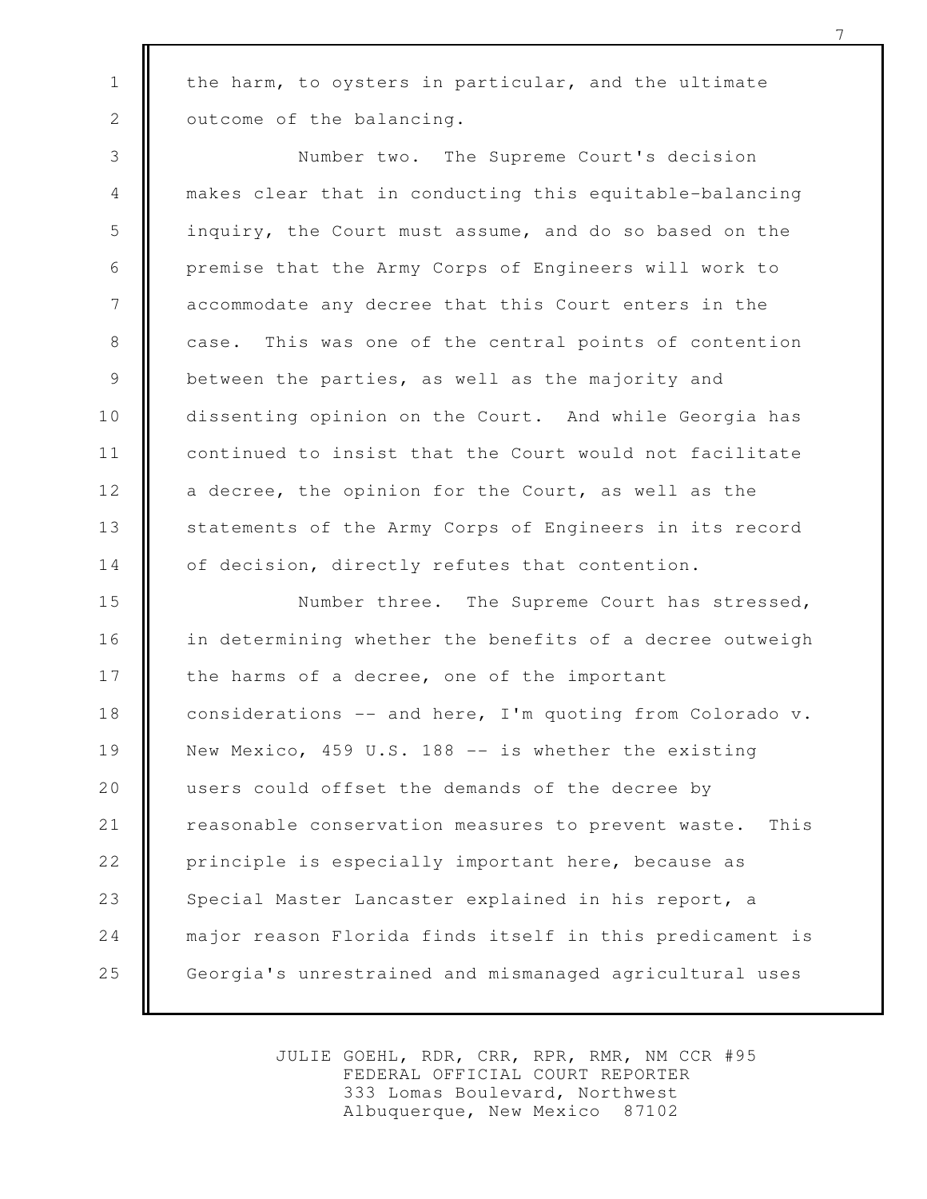the harm, to oysters in particular, and the ultimate outcome of the balancing.

Number two. The Supreme Court's decision makes clear that in conducting this equitable-balancing inquiry, the Court must assume, and do so based on the premise that the Army Corps of Engineers will work to accommodate any decree that this Court enters in the case. This was one of the central points of contention between the parties, as well as the majority and dissenting opinion on the Court. And while Georgia has continued to insist that the Court would not facilitate a decree, the opinion for the Court, as well as the statements of the Army Corps of Engineers in its record of decision, directly refutes that contention.

Number three. The Supreme Court has stressed, in determining whether the benefits of a decree outweigh the harms of a decree, one of the important considerations -- and here, I'm quoting from Colorado v. New Mexico, 459 U.S. 188 -- is whether the existing users could offset the demands of the decree by reasonable conservation measures to prevent waste. This principle is especially important here, because as Special Master Lancaster explained in his report, a major reason Florida finds itself in this predicament is Georgia's unrestrained and mismanaged agricultural uses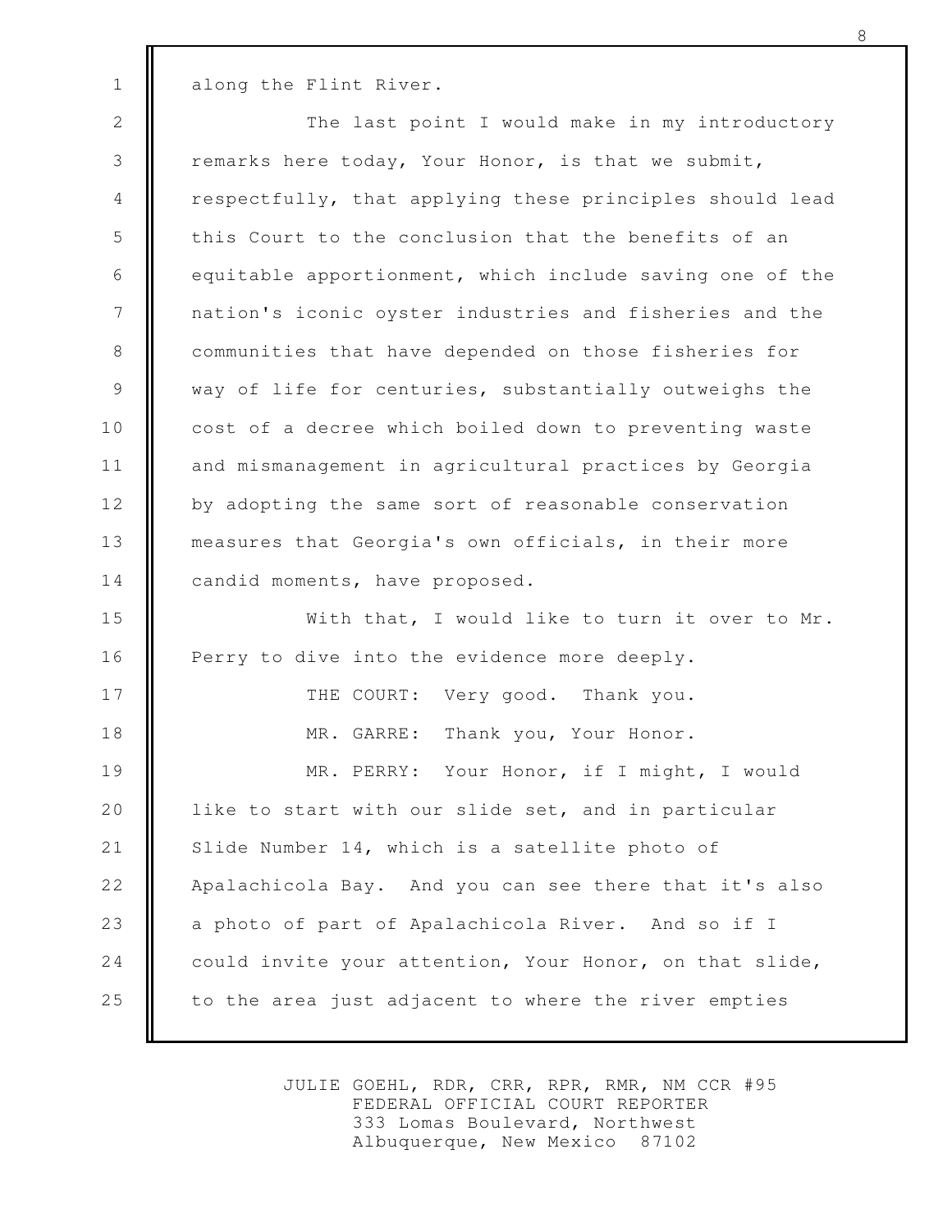along the Flint River.

The last point I would make in my introductory remarks here today, Your Honor, is that we submit, respectfully, that applying these principles should lead this Court to the conclusion that the benefits of an equitable apportionment, which include saving one of the nation's iconic oyster industries and fisheries and the communities that have depended on those fisheries for way of life for centuries, substantially outweighs the cost of a decree which boiled down to preventing waste and mismanagement in agricultural practices by Georgia by adopting the same sort of reasonable conservation measures that Georgia's own officials, in their more candid moments, have proposed.

With that, I would like to turn it over to Mr. Perry to dive into the evidence more deeply.

THE COURT: Very good. Thank you.

MR. GARRE: Thank you, Your Honor.

MR. PERRY: Your Honor, if I might, I would like to start with our slide set, and in particular Slide Number 14, which is a satellite photo of Apalachicola Bay. And you can see there that it's also a photo of part of Apalachicola River. And so if I could invite your attention, Your Honor, on that slide, to the area just adjacent to where the river empties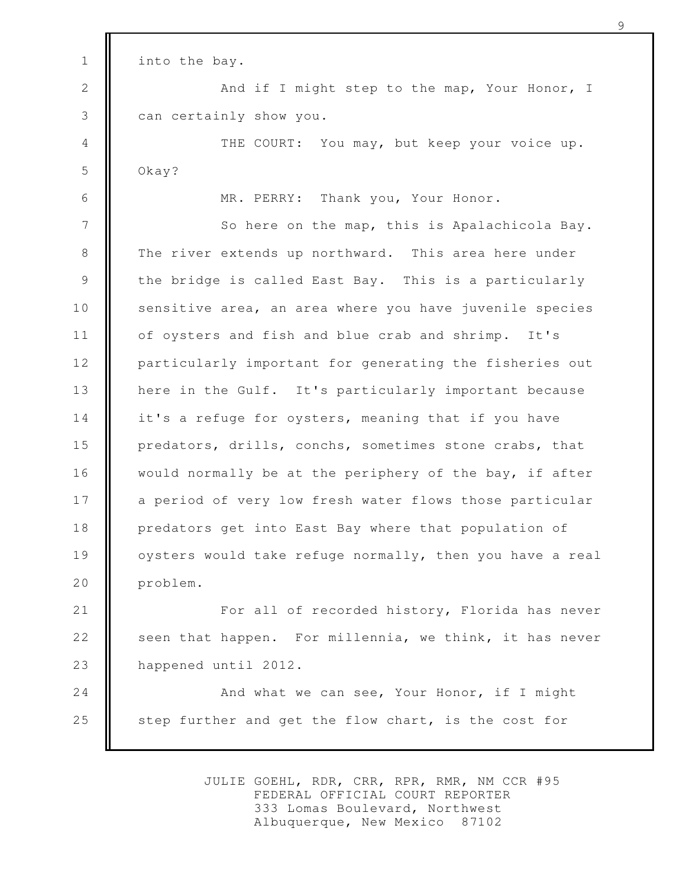into the bay.

And if I might step to the map, Your Honor, I can certainly show you.

THE COURT: You may, but keep your voice up. Okay?

MR. PERRY: Thank you, Your Honor.

So here on the map, this is Apalachicola Bay. The river extends up northward. This area here under the bridge is called East Bay. This is a particularly sensitive area, an area where you have juvenile species of oysters and fish and blue crab and shrimp. It's particularly important for generating the fisheries out here in the Gulf. It's particularly important because it's a refuge for oysters, meaning that if you have predators, drills, conchs, sometimes stone crabs, that would normally be at the periphery of the bay, if after a period of very low fresh water flows those particular predators get into East Bay where that population of oysters would take refuge normally, then you have a real problem.

For all of recorded history, Florida has never seen that happen. For millennia, we think, it has never happened until 2012.

And what we can see, Your Honor, if I might step further and get the flow chart, is the cost for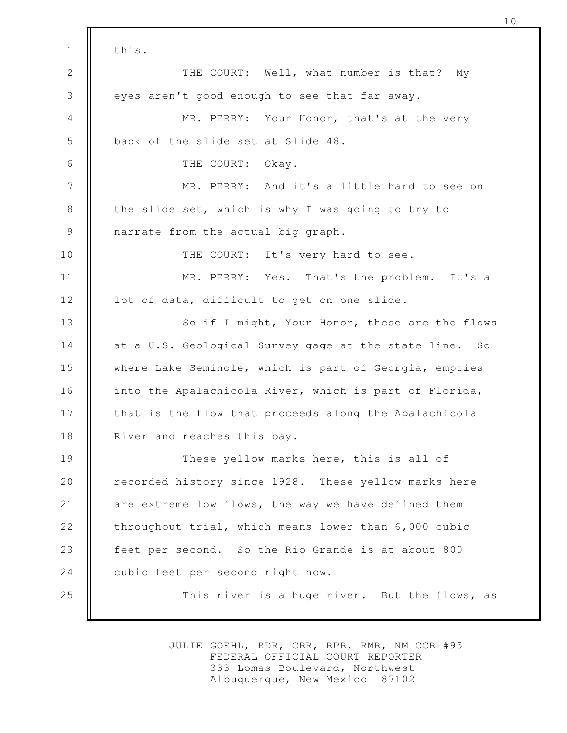this.

THE COURT: Well, what number is that? My eyes aren't good enough to see that far away.

MR. PERRY: Your Honor, that's at the very back of the slide set at Slide 48.

THE COURT: Okay.

MR. PERRY: And it's a little hard to see on the slide set, which is why I was going to try to narrate from the actual big graph.

THE COURT: It's very hard to see.

MR. PERRY: Yes. That's the problem. It's a lot of data, difficult to get on one slide.

So if I might, Your Honor, these are the flows at a U.S. Geological Survey gage at the state line. So where Lake Seminole, which is part of Georgia, empties into the Apalachicola River, which is part of Florida, that is the flow that proceeds along the Apalachicola River and reaches this bay.

These yellow marks here, this is all of recorded history since 1928. These yellow marks here are extreme low flows, the way we have defined them throughout trial, which means lower than 6,000 cubic feet per second. So the Rio Grande is at about 800 cubic feet per second right now.

This river is a huge river. But the flows, as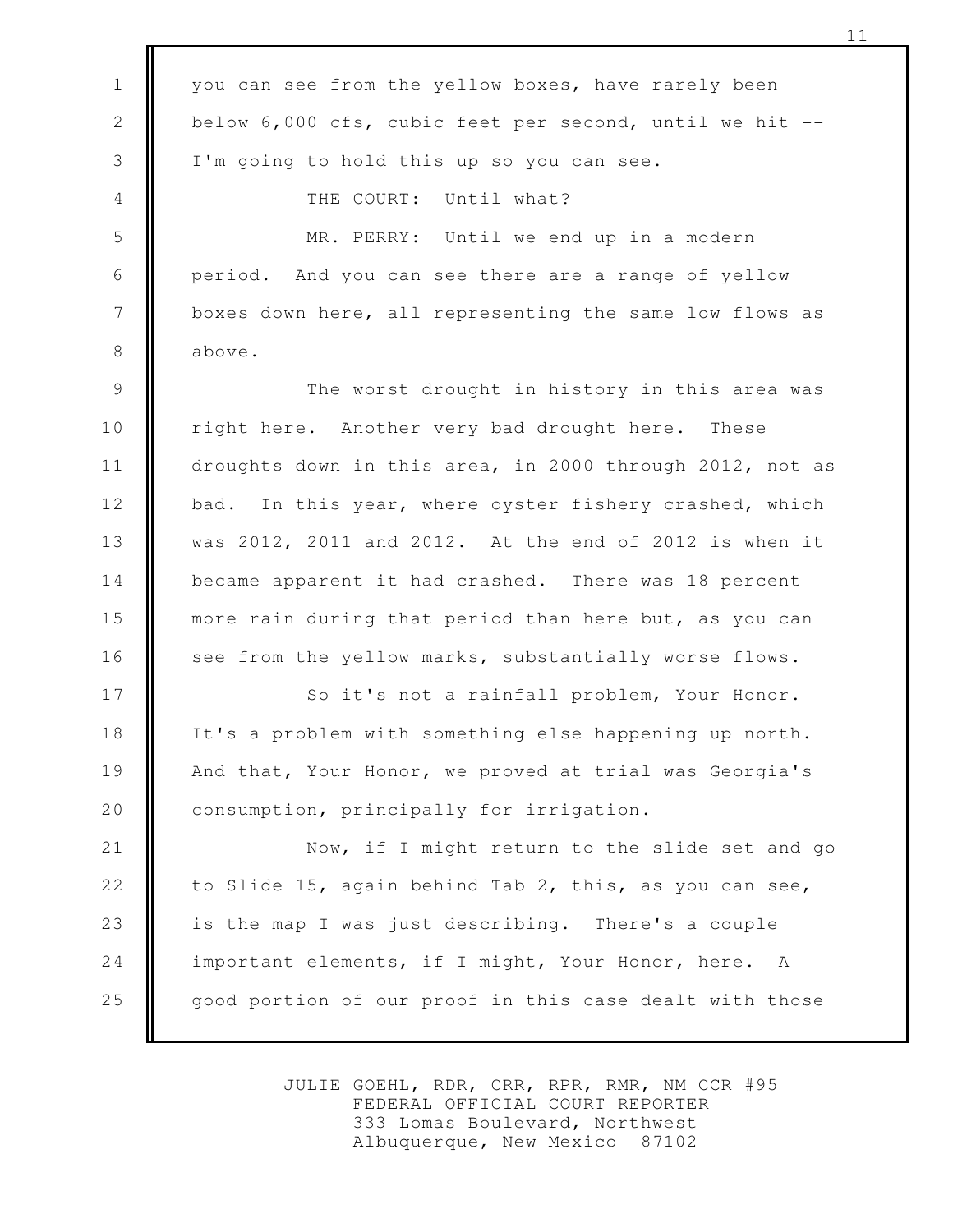you can see from the yellow boxes, have rarely been below 6,000 cfs, cubic feet per second, until we hit -- I'm going to hold this up so you can see.

THE COURT: Until what?

MR. PERRY: Until we end up in a modern period. And you can see there are a range of yellow boxes down here, all representing the same low flows as above.

The worst drought in history in this area was right here. Another very bad drought here. These droughts down in this area, in 2000 through 2012, not as bad. In this year, where oyster fishery crashed, which was 2012, 2011 and 2012. At the end of 2012 is when it became apparent it had crashed. There was 18 percent more rain during that period than here but, as you can see from the yellow marks, substantially worse flows.

So it's not a rainfall problem, Your Honor. It's a problem with something else happening up north. And that, Your Honor, we proved at trial was Georgia's consumption, principally for irrigation.

Now, if I might return to the slide set and go to Slide 15, again behind Tab 2, this, as you can see, is the map I was just describing. There's a couple important elements, if I might, Your Honor, here. A good portion of our proof in this case dealt with those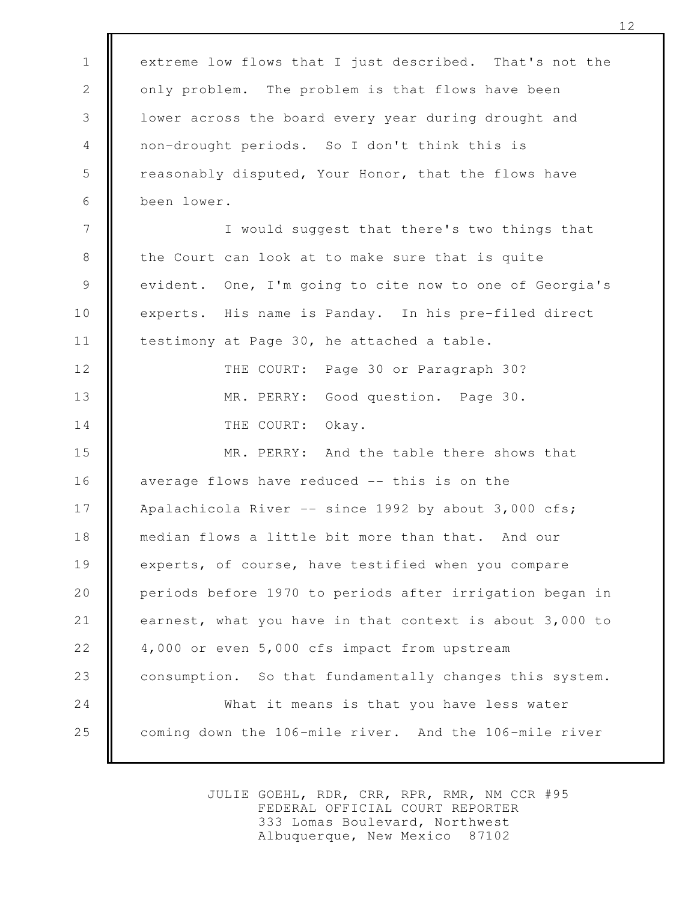extreme low flows that I just described. That's not the only problem. The problem is that flows have been lower across the board every year during drought and non-drought periods. So I don't think this is reasonably disputed, Your Honor, that the flows have been lower.

I would suggest that there's two things that the Court can look at to make sure that is quite evident. One, I'm going to cite now to one of Georgia's experts. His name is Panday. In his pre-filed direct testimony at Page 30, he attached a table.

THE COURT: Page 30 or Paragraph 30?

MR. PERRY: Good question. Page 30.

THE COURT: Okay.

MR. PERRY: And the table there shows that average flows have reduced -- this is on the Apalachicola River -- since 1992 by about 3,000 cfs; median flows a little bit more than that. And our experts, of course, have testified when you compare periods before 1970 to periods after irrigation began in earnest, what you have in that context is about 3,000 to 4,000 or even 5,000 cfs impact from upstream consumption. So that fundamentally changes this system.

What it means is that you have less water coming down the 106-mile river. And the 106-mile river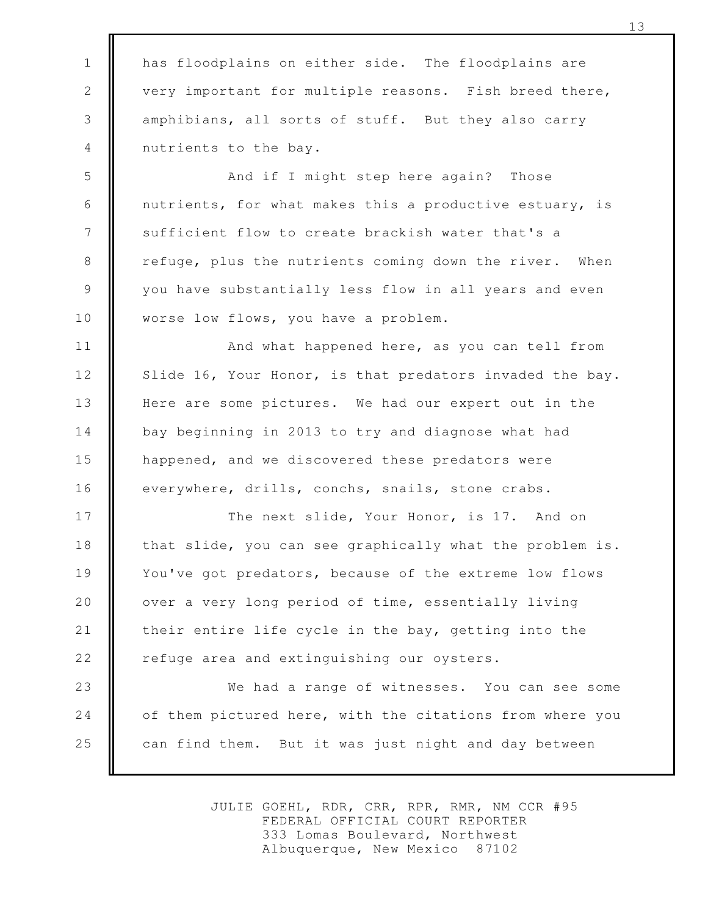has floodplains on either side. The floodplains are very important for multiple reasons. Fish breed there, amphibians, all sorts of stuff. But they also carry nutrients to the bay.

And if I might step here again? Those nutrients, for what makes this a productive estuary, is sufficient flow to create brackish water that's a refuge, plus the nutrients coming down the river. When you have substantially less flow in all years and even worse low flows, you have a problem.

And what happened here, as you can tell from Slide 16, Your Honor, is that predators invaded the bay. Here are some pictures. We had our expert out in the bay beginning in 2013 to try and diagnose what had happened, and we discovered these predators were everywhere, drills, conchs, snails, stone crabs.

The next slide, Your Honor, is 17. And on that slide, you can see graphically what the problem is. You've got predators, because of the extreme low flows over a very long period of time, essentially living their entire life cycle in the bay, getting into the refuge area and extinguishing our oysters.

We had a range of witnesses. You can see some of them pictured here, with the citations from where you can find them. But it was just night and day between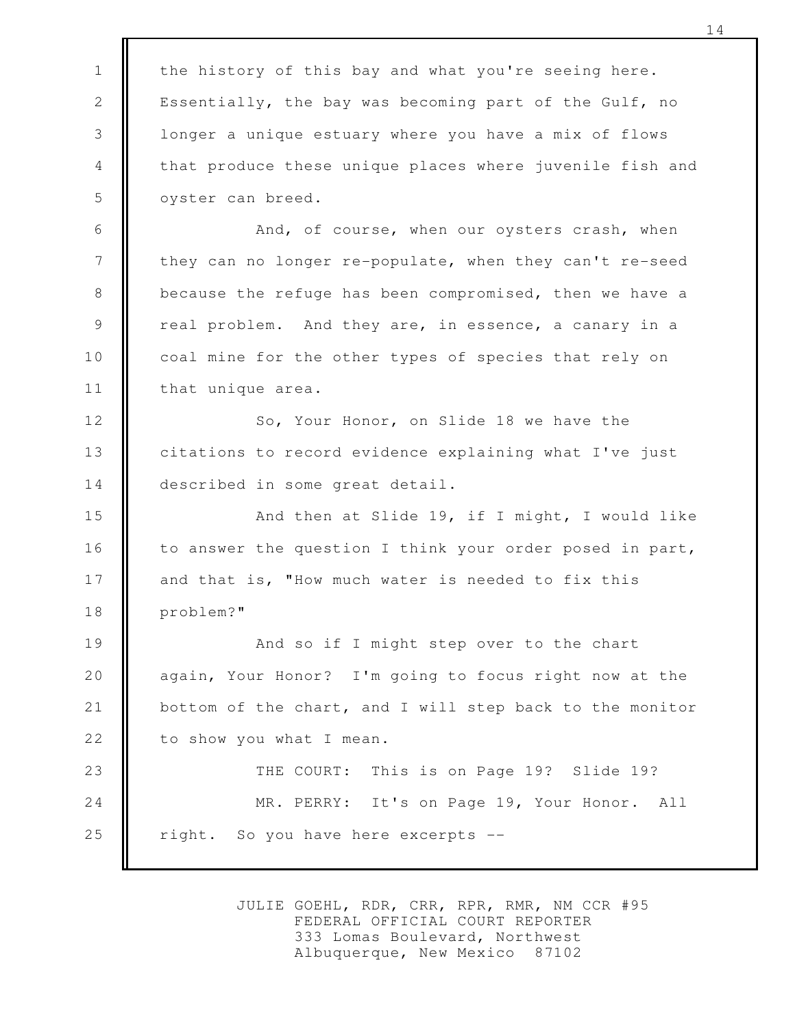the history of this bay and what you're seeing here. Essentially, the bay was becoming part of the Gulf, no longer a unique estuary where you have a mix of flows that produce these unique places where juvenile fish and oyster can breed.

And, of course, when our oysters crash, when they can no longer re-populate, when they can't re-seed because the refuge has been compromised, then we have a real problem. And they are, in essence, a canary in a coal mine for the other types of species that rely on that unique area.

So, Your Honor, on Slide 18 we have the citations to record evidence explaining what I've just described in some great detail.

And then at Slide 19, if I might, I would like to answer the question I think your order posed in part, and that is, "How much water is needed to fix this problem?"

And so if I might step over to the chart again, Your Honor? I'm going to focus right now at the bottom of the chart, and I will step back to the monitor to show you what I mean.

THE COURT: This is on Page 19? Slide 19?

MR. PERRY: It's on Page 19, Your Honor. All right. So you have here excerpts --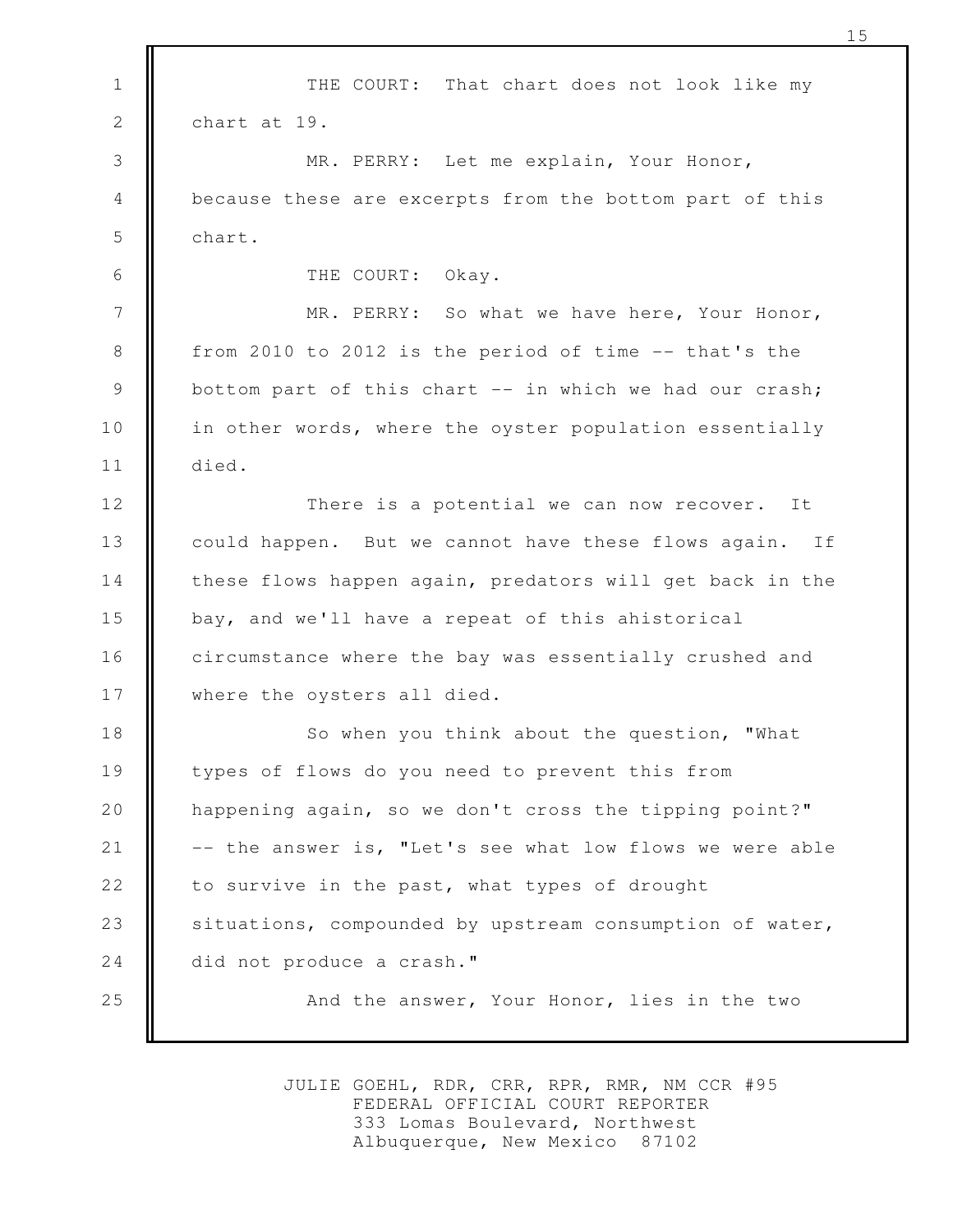THE COURT: That chart does not look like my chart at 19.

MR. PERRY: Let me explain, Your Honor, because these are excerpts from the bottom part of this chart.

THE COURT: Okay.

MR. PERRY: So what we have here, Your Honor, from 2010 to 2012 is the period of time -- that's the bottom part of this chart -- in which we had our crash; in other words, where the oyster population essentially died.

There is a potential we can now recover. It could happen. But we cannot have these flows again. If these flows happen again, predators will get back in the bay, and we'll have a repeat of this ahistorical circumstance where the bay was essentially crushed and where the oysters all died.

So when you think about the question, "What types of flows do you need to prevent this from happening again, so we don't cross the tipping point?" -- the answer is, "Let's see what low flows we were able to survive in the past, what types of drought situations, compounded by upstream consumption of water, did not produce a crash."

And the answer, Your Honor, lies in the two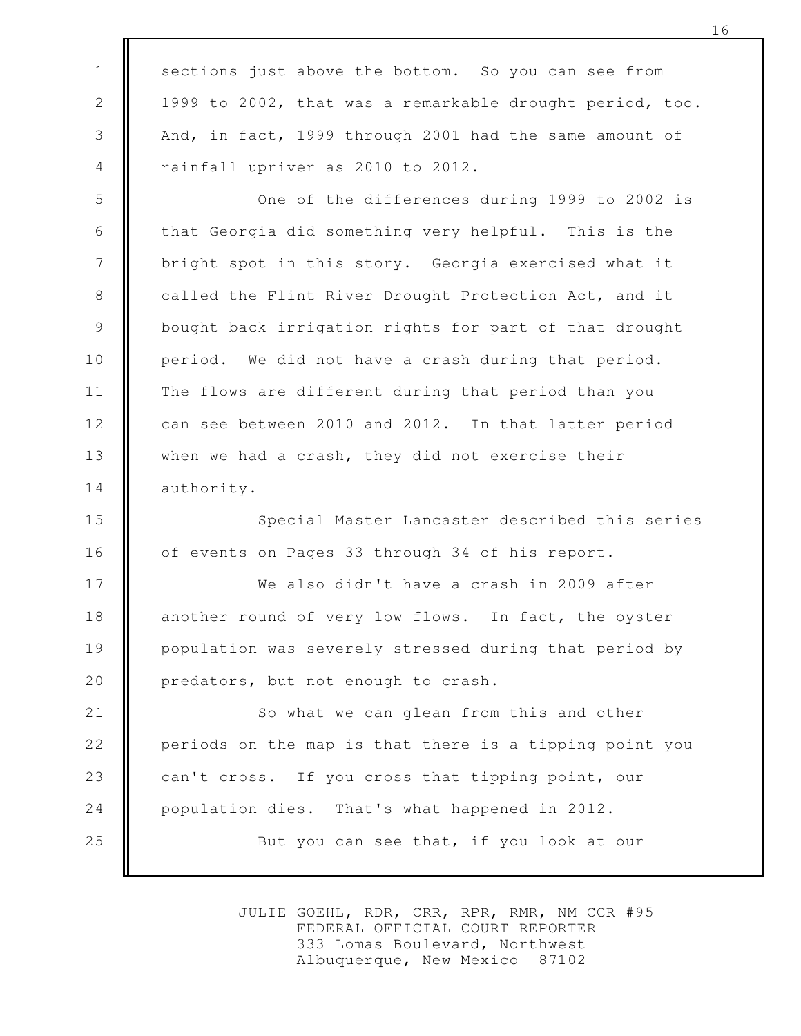sections just above the bottom. So you can see from 1999 to 2002, that was a remarkable drought period, too. And, in fact, 1999 through 2001 had the same amount of rainfall upriver as 2010 to 2012.

One of the differences during 1999 to 2002 is that Georgia did something very helpful. This is the bright spot in this story. Georgia exercised what it called the Flint River Drought Protection Act, and it bought back irrigation rights for part of that drought period. We did not have a crash during that period. The flows are different during that period than you can see between 2010 and 2012. In that latter period when we had a crash, they did not exercise their authority.

Special Master Lancaster described this series of events on Pages 33 through 34 of his report.

We also didn't have a crash in 2009 after another round of very low flows. In fact, the oyster population was severely stressed during that period by predators, but not enough to crash.

So what we can glean from this and other periods on the map is that there is a tipping point you can't cross. If you cross that tipping point, our population dies. That's what happened in 2012.

But you can see that, if you look at our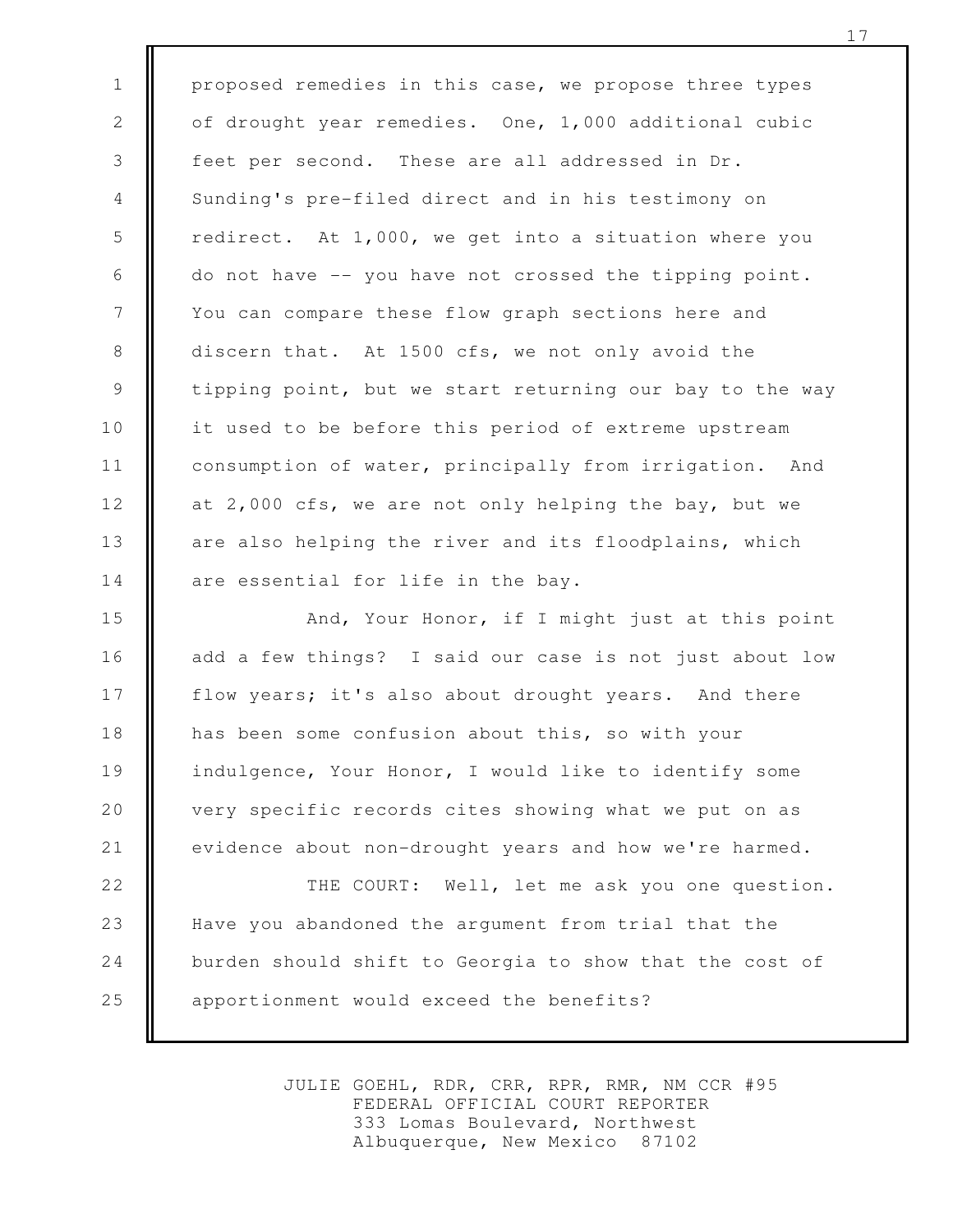proposed remedies in this case, we propose three types of drought year remedies. One, 1,000 additional cubic feet per second. These are all addressed in Dr. Sunding's pre-filed direct and in his testimony on redirect. At 1,000, we get into a situation where you do not have -- you have not crossed the tipping point. You can compare these flow graph sections here and discern that. At 1500 cfs, we not only avoid the tipping point, but we start returning our bay to the way it used to be before this period of extreme upstream consumption of water, principally from irrigation. And at 2,000 cfs, we are not only helping the bay, but we are also helping the river and its floodplains, which are essential for life in the bay.

And, Your Honor, if I might just at this point add a few things? I said our case is not just about low flow years; it's also about drought years. And there has been some confusion about this, so with your indulgence, Your Honor, I would like to identify some very specific records cites showing what we put on as evidence about non-drought years and how we're harmed.

THE COURT: Well, let me ask you one question. Have you abandoned the argument from trial that the burden should shift to Georgia to show that the cost of apportionment would exceed the benefits?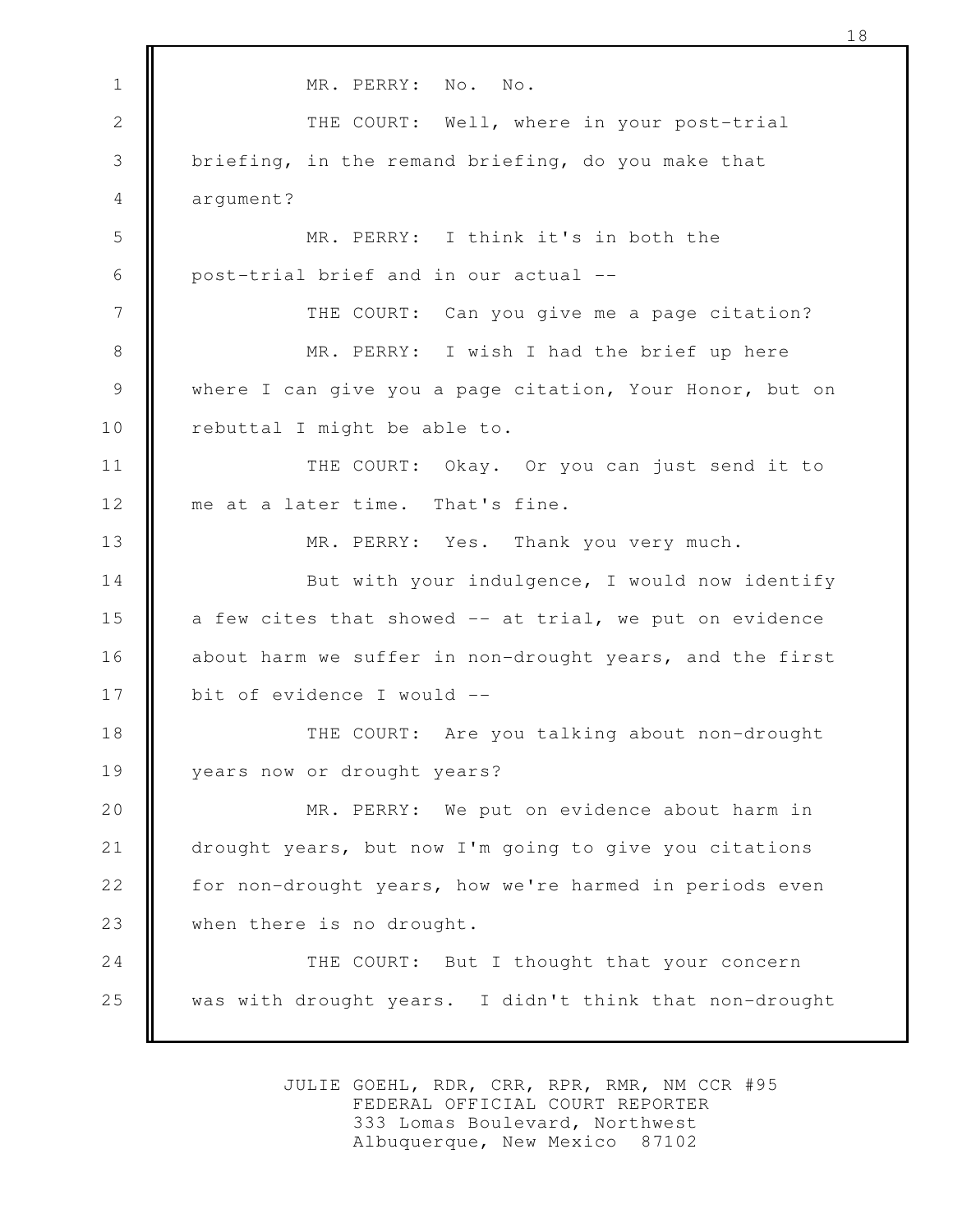MR. PERRY: No. No.

THE COURT: Well, where in your post-trial briefing, in the remand briefing, do you make that argument?

MR. PERRY: I think it's in both the post-trial brief and in our actual --

THE COURT: Can you give me a page citation?

MR. PERRY: I wish I had the brief up here where I can give you a page citation, Your Honor, but on rebuttal I might be able to.

THE COURT: Okay. Or you can just send it to me at a later time. That's fine.

MR. PERRY: Yes. Thank you very much.

But with your indulgence, I would now identify a few cites that showed -- at trial, we put on evidence about harm we suffer in non-drought years, and the first bit of evidence I would --

THE COURT: Are you talking about non-drought years now or drought years?

MR. PERRY: We put on evidence about harm in drought years, but now I'm going to give you citations for non-drought years, how we're harmed in periods even when there is no drought.

THE COURT: But I thought that your concern was with drought years. I didn't think that non-drought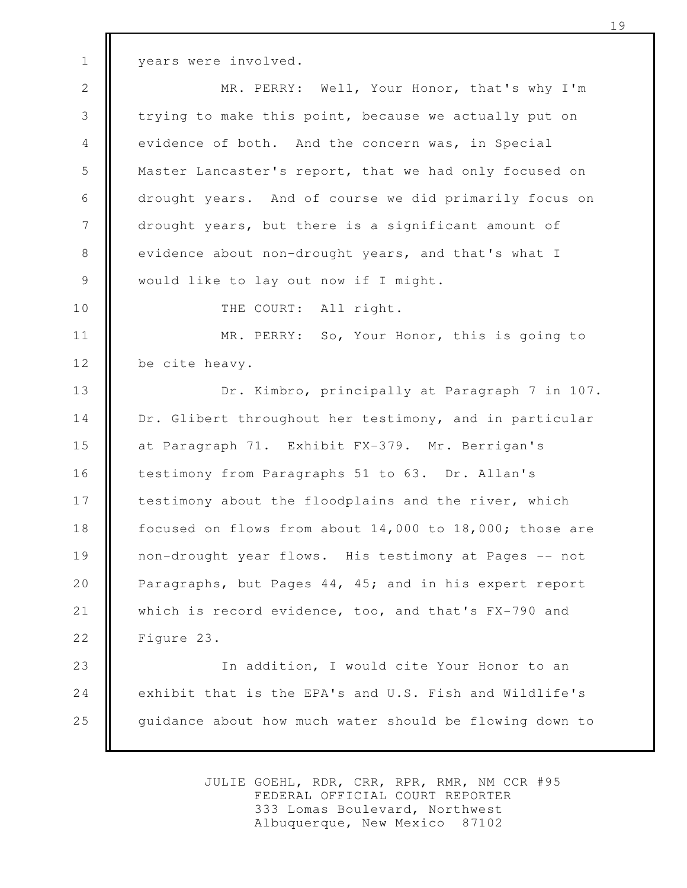years were involved.

MR. PERRY: Well, Your Honor, that's why I'm trying to make this point, because we actually put on evidence of both. And the concern was, in Special Master Lancaster's report, that we had only focused on drought years. And of course we did primarily focus on drought years, but there is a significant amount of evidence about non-drought years, and that's what I would like to lay out now if I might.

THE COURT: All right.

MR. PERRY: So, Your Honor, this is going to be cite heavy.

Dr. Kimbro, principally at Paragraph 7 in 107. Dr. Glibert throughout her testimony, and in particular at Paragraph 71. Exhibit FX-379. Mr. Berrigan's testimony from Paragraphs 51 to 63. Dr. Allan's testimony about the floodplains and the river, which focused on flows from about 14,000 to 18,000; those are non-drought year flows. His testimony at Pages -- not Paragraphs, but Pages 44, 45; and in his expert report which is record evidence, too, and that's FX-790 and Figure 23.

In addition, I would cite Your Honor to an exhibit that is the EPA's and U.S. Fish and Wildlife's guidance about how much water should be flowing down to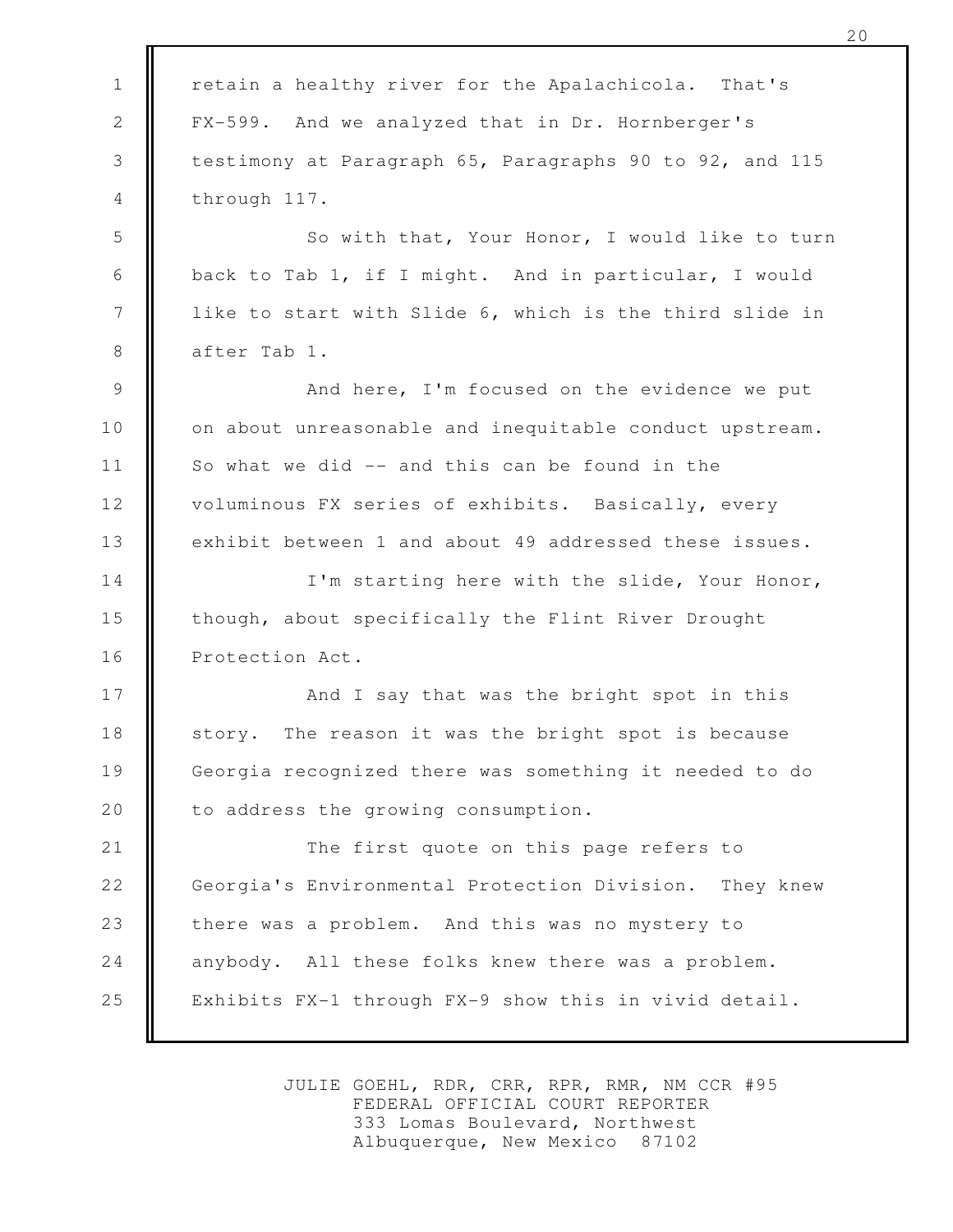retain a healthy river for the Apalachicola. That's FX-599. And we analyzed that in Dr. Hornberger's testimony at Paragraph 65, Paragraphs 90 to 92, and 115 through 117.

So with that, Your Honor, I would like to turn back to Tab 1, if I might. And in particular, I would like to start with Slide 6, which is the third slide in after Tab 1.

And here, I'm focused on the evidence we put on about unreasonable and inequitable conduct upstream. So what we did -- and this can be found in the voluminous FX series of exhibits. Basically, every exhibit between 1 and about 49 addressed these issues.

I'm starting here with the slide, Your Honor, though, about specifically the Flint River Drought Protection Act.

And I say that was the bright spot in this story. The reason it was the bright spot is because Georgia recognized there was something it needed to do to address the growing consumption.

The first quote on this page refers to Georgia's Environmental Protection Division. They knew there was a problem. And this was no mystery to anybody. All these folks knew there was a problem. Exhibits FX-1 through FX-9 show this in vivid detail.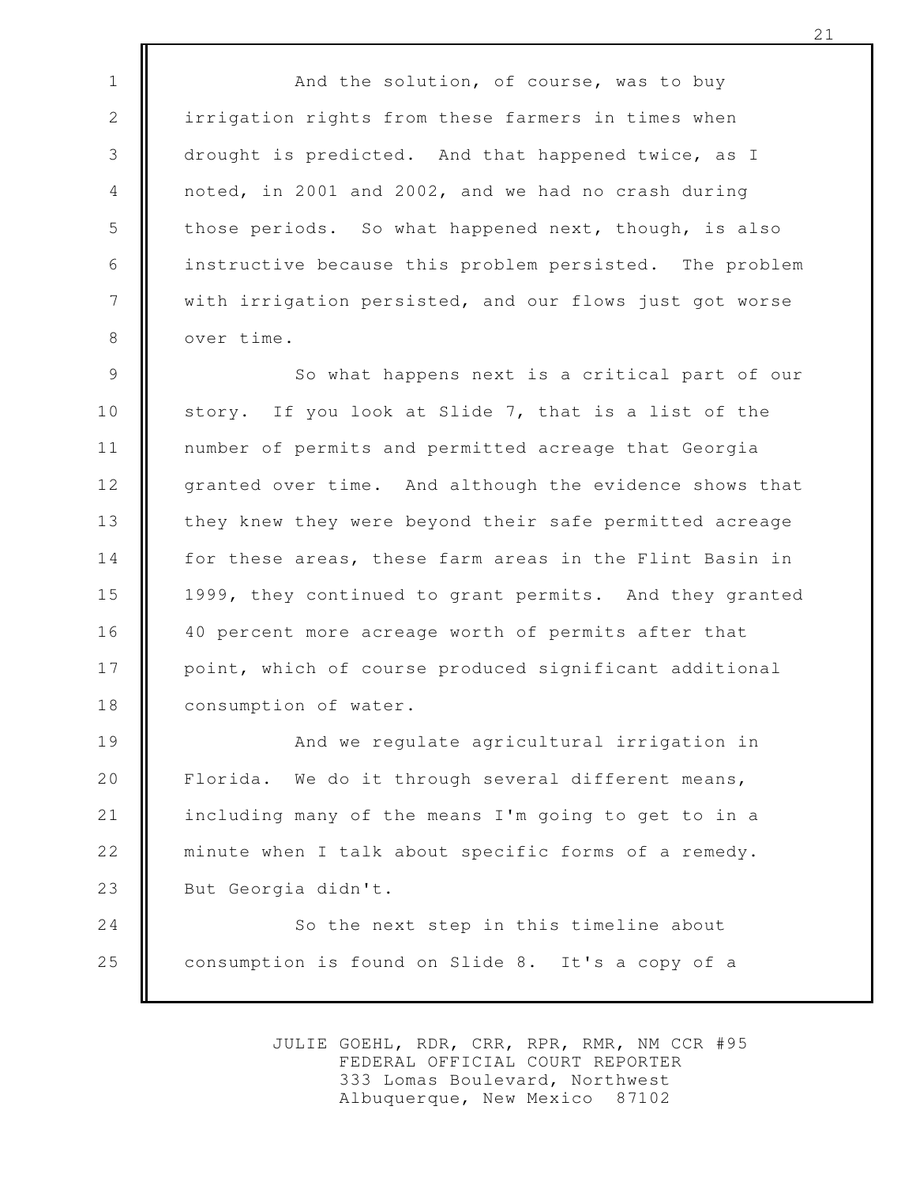And the solution, of course, was to buy irrigation rights from these farmers in times when drought is predicted. And that happened twice, as I noted, in 2001 and 2002, and we had no crash during those periods. So what happened next, though, is also instructive because this problem persisted. The problem with irrigation persisted, and our flows just got worse over time.

So what happens next is a critical part of our story. If you look at Slide 7, that is a list of the number of permits and permitted acreage that Georgia granted over time. And although the evidence shows that they knew they were beyond their safe permitted acreage for these areas, these farm areas in the Flint Basin in 1999, they continued to grant permits. And they granted 40 percent more acreage worth of permits after that point, which of course produced significant additional consumption of water.

And we regulate agricultural irrigation in Florida. We do it through several different means, including many of the means I'm going to get to in a minute when I talk about specific forms of a remedy. But Georgia didn't.

So the next step in this timeline about consumption is found on Slide 8. It's a copy of a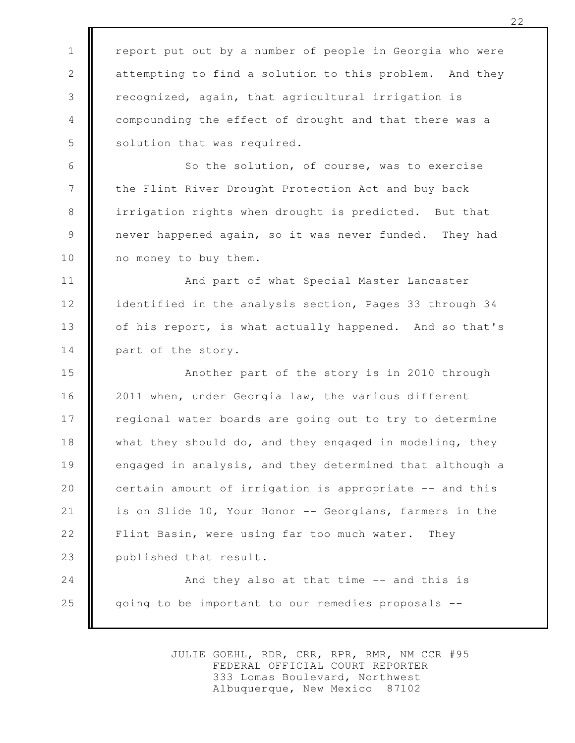report put out by a number of people in Georgia who were attempting to find a solution to this problem. And they recognized, again, that agricultural irrigation is compounding the effect of drought and that there was a solution that was required.

So the solution, of course, was to exercise the Flint River Drought Protection Act and buy back irrigation rights when drought is predicted. But that never happened again, so it was never funded. They had no money to buy them.

And part of what Special Master Lancaster identified in the analysis section, Pages 33 through 34 of his report, is what actually happened. And so that's part of the story.

Another part of the story is in 2010 through 2011 when, under Georgia law, the various different regional water boards are going out to try to determine what they should do, and they engaged in modeling, they engaged in analysis, and they determined that although a certain amount of irrigation is appropriate -- and this is on Slide 10, Your Honor -- Georgians, farmers in the Flint Basin, were using far too much water. They published that result.

And they also at that time -- and this is going to be important to our remedies proposals --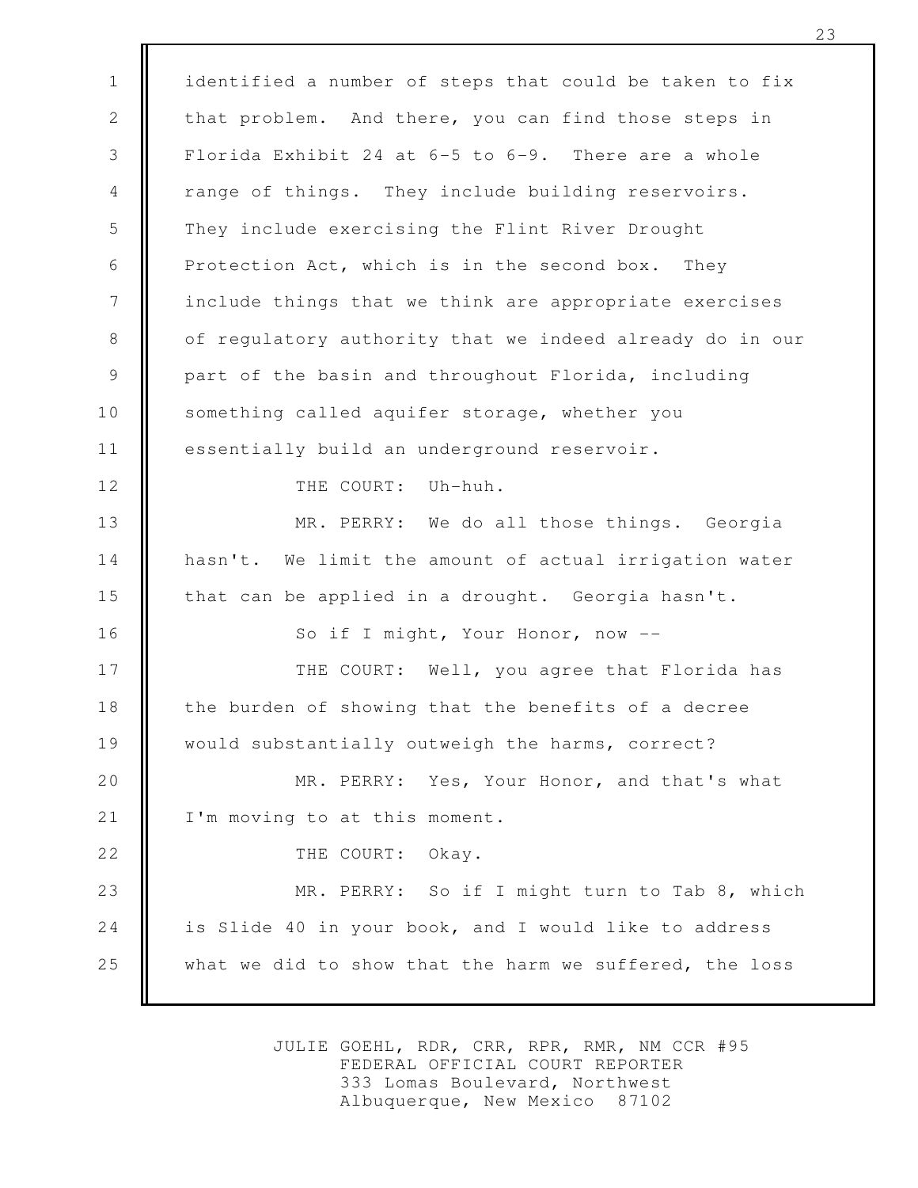identified a number of steps that could be taken to fix that problem. And there, you can find those steps in Florida Exhibit 24 at 6-5 to 6-9. There are a whole range of things. They include building reservoirs. They include exercising the Flint River Drought Protection Act, which is in the second box. They include things that we think are appropriate exercises of regulatory authority that we indeed already do in our part of the basin and throughout Florida, including something called aquifer storage, whether you essentially build an underground reservoir.

THE COURT: Uh-huh.

MR. PERRY: We do all those things. Georgia hasn't. We limit the amount of actual irrigation water that can be applied in a drought. Georgia hasn't.

So if I might, Your Honor, now --

THE COURT: Well, you agree that Florida has the burden of showing that the benefits of a decree would substantially outweigh the harms, correct?

MR. PERRY: Yes, Your Honor, and that's what I'm moving to at this moment.

THE COURT: Okay.

MR. PERRY: So if I might turn to Tab 8, which is Slide 40 in your book, and I would like to address what we did to show that the harm we suffered, the loss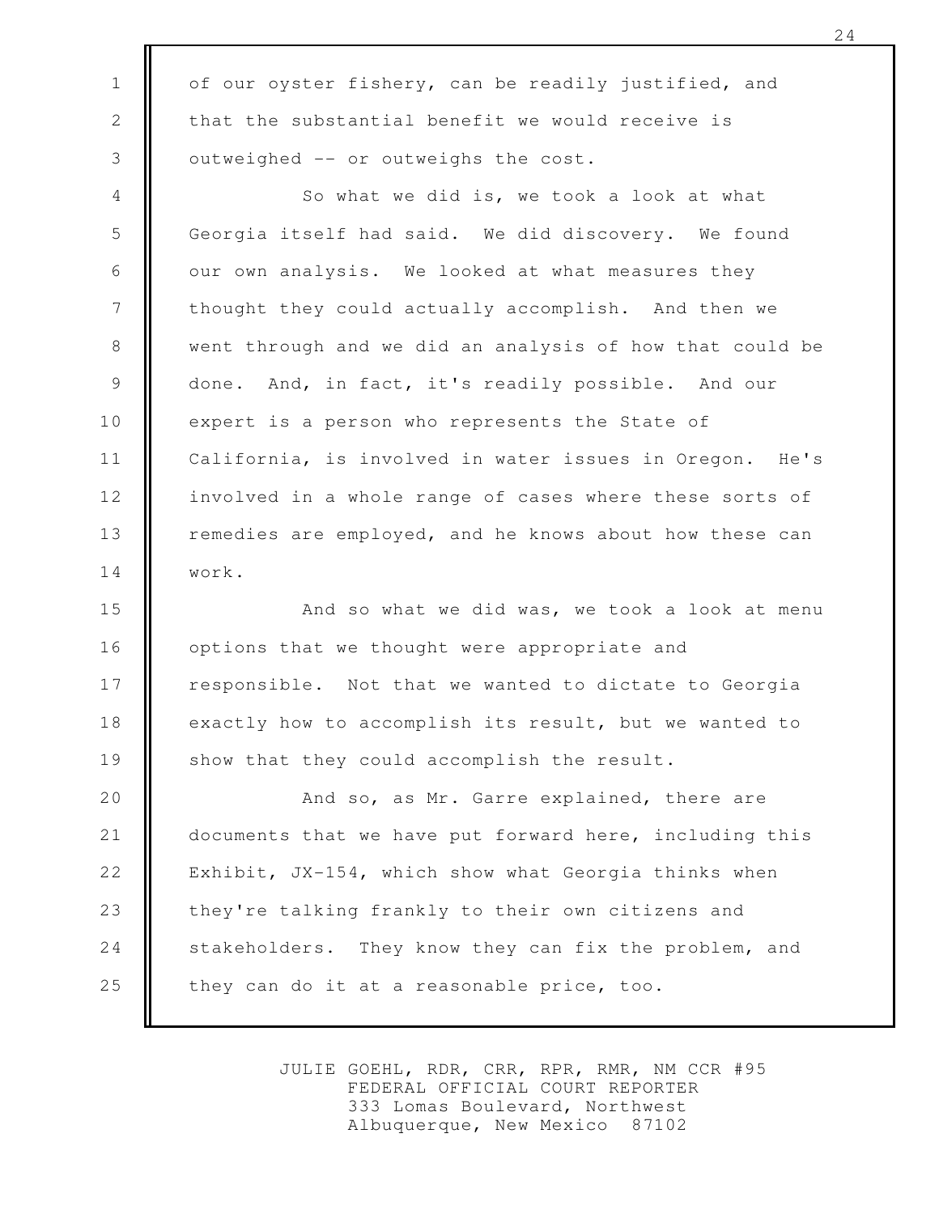of our oyster fishery, can be readily justified, and that the substantial benefit we would receive is outweighed -- or outweighs the cost.

So what we did is, we took a look at what Georgia itself had said. We did discovery. We found our own analysis. We looked at what measures they thought they could actually accomplish. And then we went through and we did an analysis of how that could be done. And, in fact, it's readily possible. And our expert is a person who represents the State of California, is involved in water issues in Oregon. He's involved in a whole range of cases where these sorts of remedies are employed, and he knows about how these can work.

And so what we did was, we took a look at menu options that we thought were appropriate and responsible. Not that we wanted to dictate to Georgia exactly how to accomplish its result, but we wanted to show that they could accomplish the result.

And so, as Mr. Garre explained, there are documents that we have put forward here, including this Exhibit, JX-154, which show what Georgia thinks when they're talking frankly to their own citizens and stakeholders. They know they can fix the problem, and they can do it at a reasonable price, too.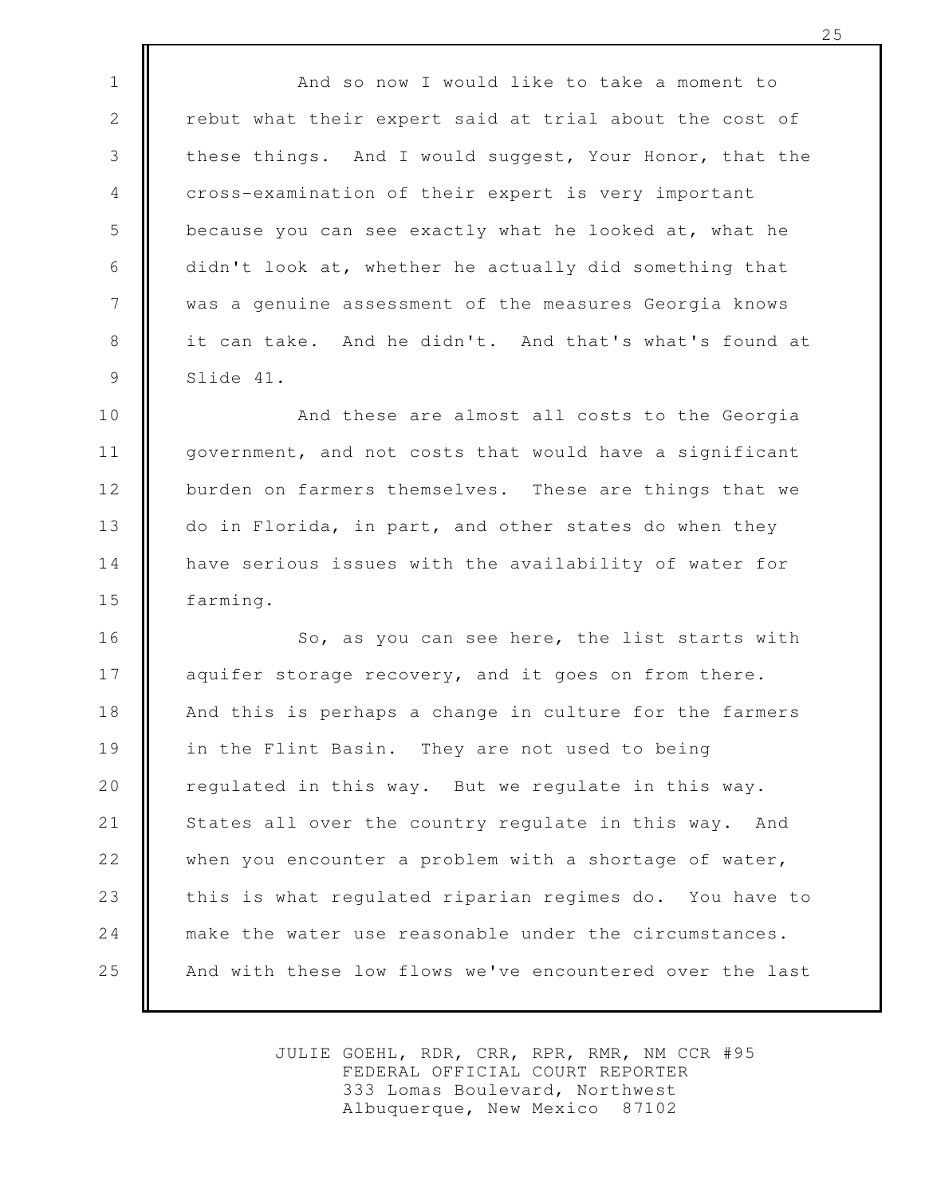And so now I would like to take a moment to rebut what their expert said at trial about the cost of these things. And I would suggest, Your Honor, that the cross-examination of their expert is very important because you can see exactly what he looked at, what he didn't look at, whether he actually did something that was a genuine assessment of the measures Georgia knows it can take. And he didn't. And that's what's found at Slide 41.

And these are almost all costs to the Georgia government, and not costs that would have a significant burden on farmers themselves. These are things that we do in Florida, in part, and other states do when they have serious issues with the availability of water for farming.

So, as you can see here, the list starts with aquifer storage recovery, and it goes on from there. And this is perhaps a change in culture for the farmers in the Flint Basin. They are not used to being regulated in this way. But we regulate in this way. States all over the country regulate in this way. And when you encounter a problem with a shortage of water, this is what regulated riparian regimes do. You have to make the water use reasonable under the circumstances. And with these low flows we've encountered over the last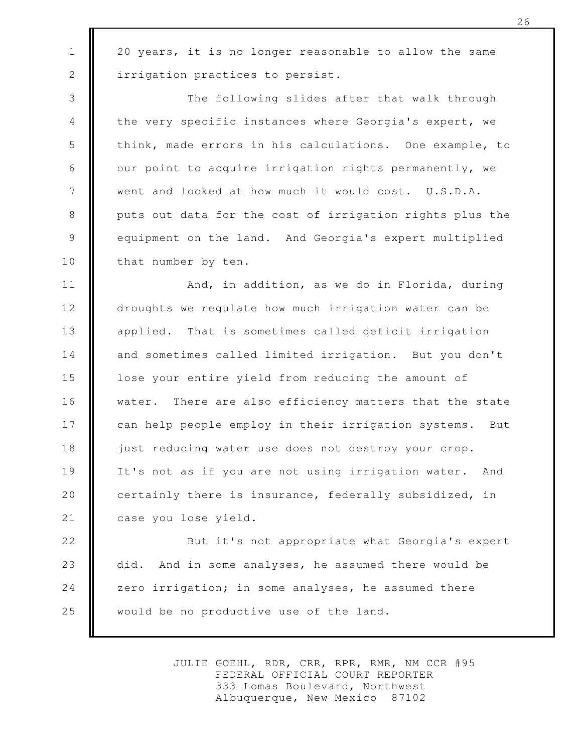20 years, it is no longer reasonable to allow the same irrigation practices to persist.

The following slides after that walk through the very specific instances where Georgia's expert, we think, made errors in his calculations. One example, to our point to acquire irrigation rights permanently, we went and looked at how much it would cost. U.S.D.A. puts out data for the cost of irrigation rights plus the equipment on the land. And Georgia's expert multiplied that number by ten.

And, in addition, as we do in Florida, during droughts we regulate how much irrigation water can be applied. That is sometimes called deficit irrigation and sometimes called limited irrigation. But you don't lose your entire yield from reducing the amount of water. There are also efficiency matters that the state can help people employ in their irrigation systems. But just reducing water use does not destroy your crop. It's not as if you are not using irrigation water. And certainly there is insurance, federally subsidized, in case you lose yield.

But it's not appropriate what Georgia's expert did. And in some analyses, he assumed there would be zero irrigation; in some analyses, he assumed there would be no productive use of the land.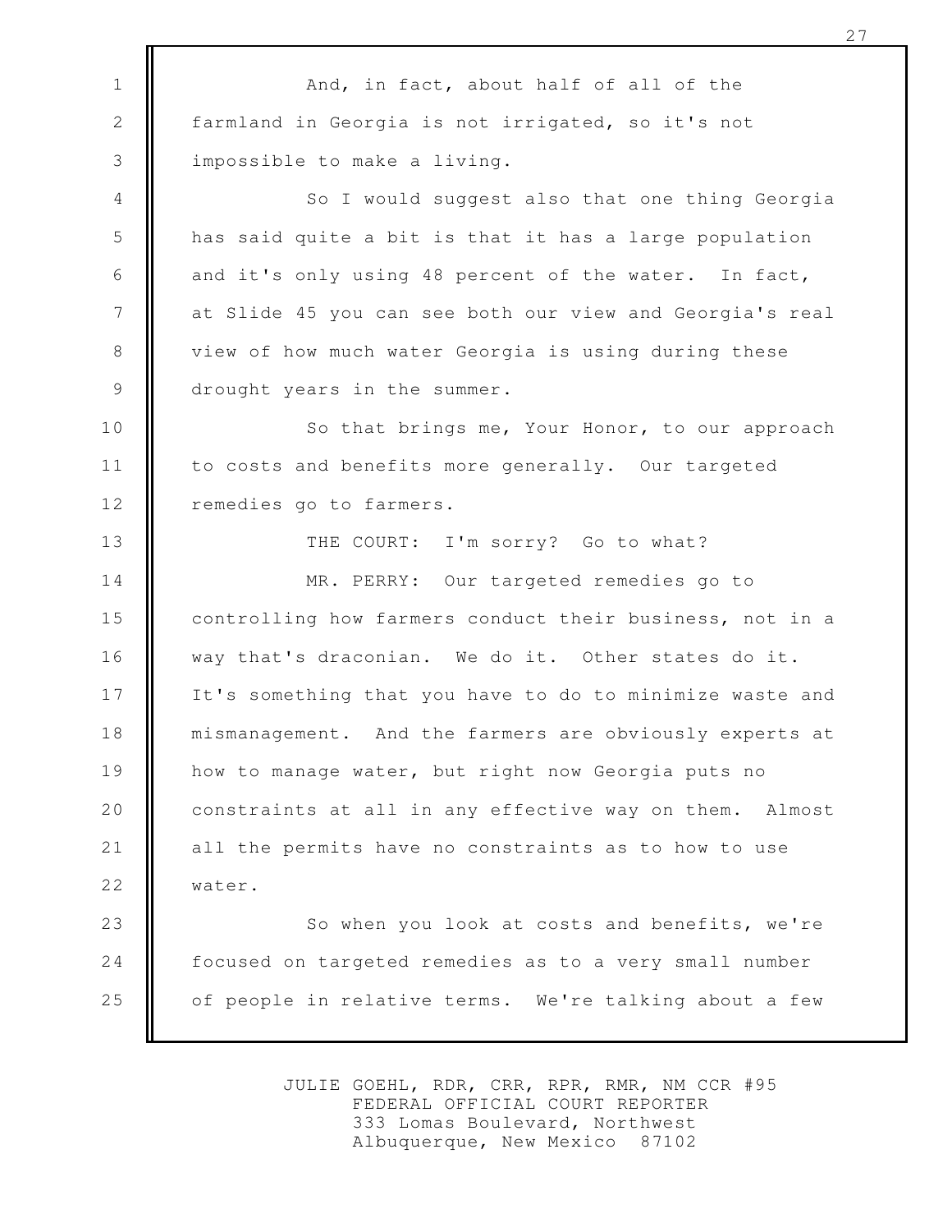And, in fact, about half of all of the farmland in Georgia is not irrigated, so it's not impossible to make a living.

So I would suggest also that one thing Georgia has said quite a bit is that it has a large population and it's only using 48 percent of the water. In fact, at Slide 45 you can see both our view and Georgia's real view of how much water Georgia is using during these drought years in the summer.

So that brings me, Your Honor, to our approach to costs and benefits more generally. Our targeted remedies go to farmers.

THE COURT: I'm sorry? Go to what?

MR. PERRY: Our targeted remedies go to controlling how farmers conduct their business, not in a way that's draconian. We do it. Other states do it. It's something that you have to do to minimize waste and mismanagement. And the farmers are obviously experts at how to manage water, but right now Georgia puts no constraints at all in any effective way on them. Almost all the permits have no constraints as to how to use water.

So when you look at costs and benefits, we're focused on targeted remedies as to a very small number of people in relative terms. We're talking about a few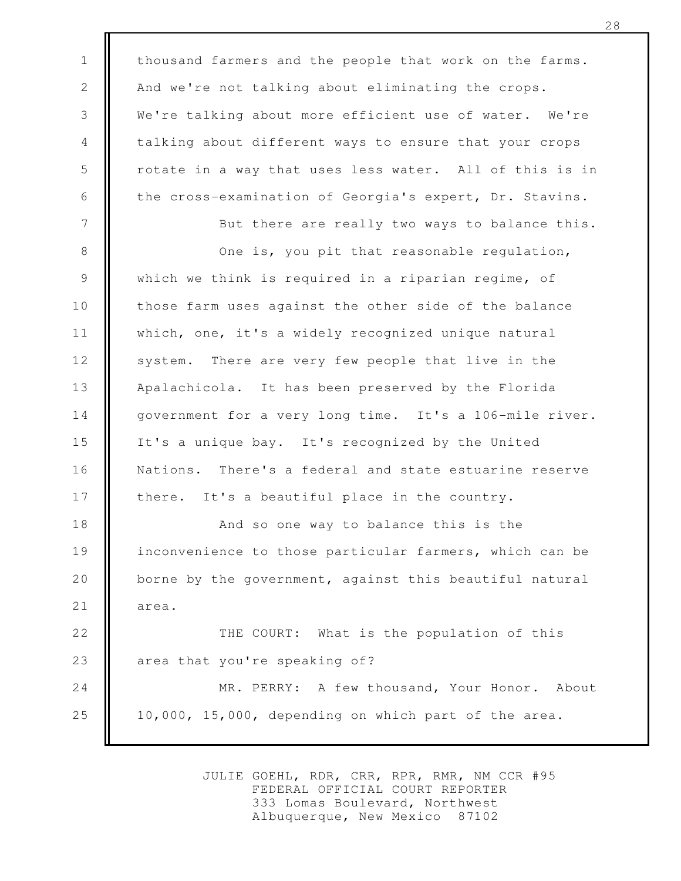thousand farmers and the people that work on the farms. And we're not talking about eliminating the crops. We're talking about more efficient use of water. We're talking about different ways to ensure that your crops rotate in a way that uses less water. All of this is in the cross-examination of Georgia's expert, Dr. Stavins.

But there are really two ways to balance this.

One is, you pit that reasonable regulation, which we think is required in a riparian regime, of those farm uses against the other side of the balance which, one, it's a widely recognized unique natural system. There are very few people that live in the Apalachicola. It has been preserved by the Florida government for a very long time. It's a 106-mile river. It's a unique bay. It's recognized by the United Nations. There's a federal and state estuarine reserve there. It's a beautiful place in the country.

And so one way to balance this is the inconvenience to those particular farmers, which can be borne by the government, against this beautiful natural area.

THE COURT: What is the population of this area that you're speaking of?

MR. PERRY: A few thousand, Your Honor. About 10,000, 15,000, depending on which part of the area.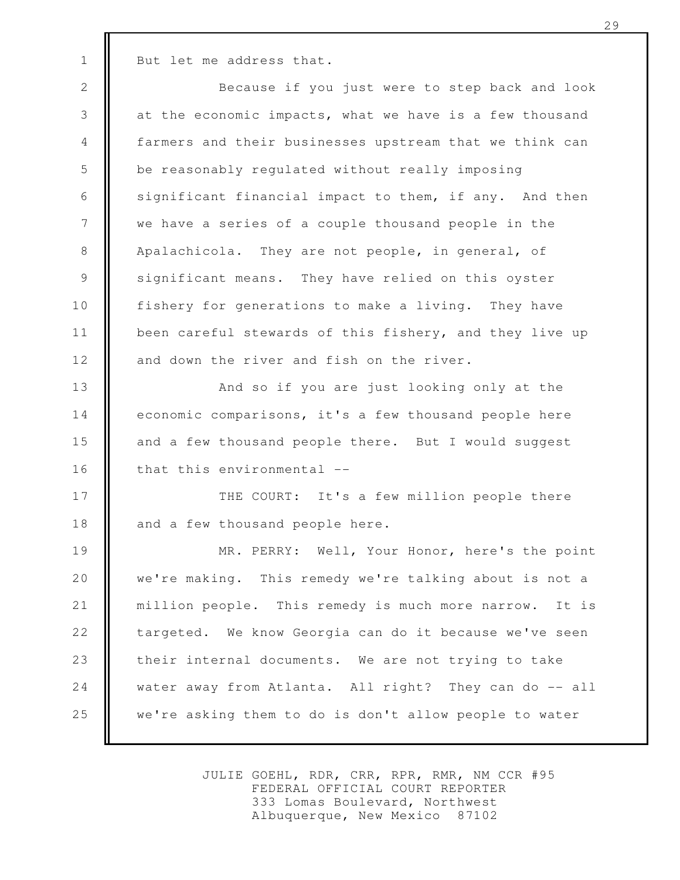But let me address that.

Because if you just were to step back and look at the economic impacts, what we have is a few thousand farmers and their businesses upstream that we think can be reasonably regulated without really imposing significant financial impact to them, if any. And then we have a series of a couple thousand people in the Apalachicola. They are not people, in general, of significant means. They have relied on this oyster fishery for generations to make a living. They have been careful stewards of this fishery, and they live up and down the river and fish on the river.

And so if you are just looking only at the economic comparisons, it's a few thousand people here and a few thousand people there. But I would suggest that this environmental --

THE COURT: It's a few million people there and a few thousand people here.

MR. PERRY: Well, Your Honor, here's the point we're making. This remedy we're talking about is not a million people. This remedy is much more narrow. It is targeted. We know Georgia can do it because we've seen their internal documents. We are not trying to take water away from Atlanta. All right? They can do -- all we're asking them to do is don't allow people to water

JULIE GOEHL, RDR, CRR, RPR, RMR, NM CCR #95
FEDERAL OFFICIAL COURT REPORTER
333 Lomas Boulevard, Northwest
Albuquerque, New Mexico 87102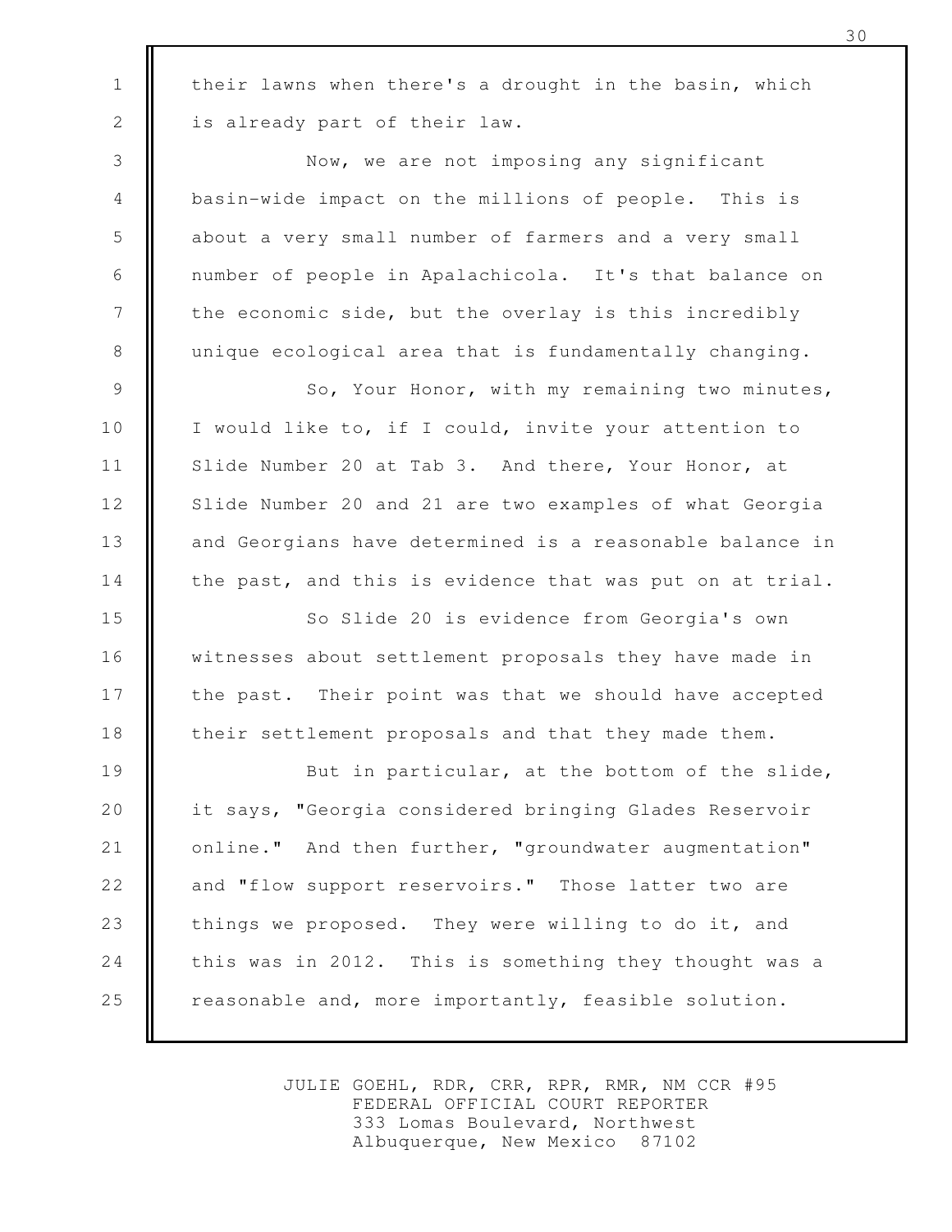their lawns when there's a drought in the basin, which is already part of their law.

Now, we are not imposing any significant basin-wide impact on the millions of people. This is about a very small number of farmers and a very small number of people in Apalachicola. It's that balance on the economic side, but the overlay is this incredibly unique ecological area that is fundamentally changing.

So, Your Honor, with my remaining two minutes, I would like to, if I could, invite your attention to Slide Number 20 at Tab 3. And there, Your Honor, at Slide Number 20 and 21 are two examples of what Georgia and Georgians have determined is a reasonable balance in the past, and this is evidence that was put on at trial.

So Slide 20 is evidence from Georgia's own witnesses about settlement proposals they have made in the past. Their point was that we should have accepted their settlement proposals and that they made them.

But in particular, at the bottom of the slide, it says, "Georgia considered bringing Glades Reservoir online." And then further, "groundwater augmentation" and "flow support reservoirs." Those latter two are things we proposed. They were willing to do it, and this was in 2012. This is something they thought was a reasonable and, more importantly, feasible solution.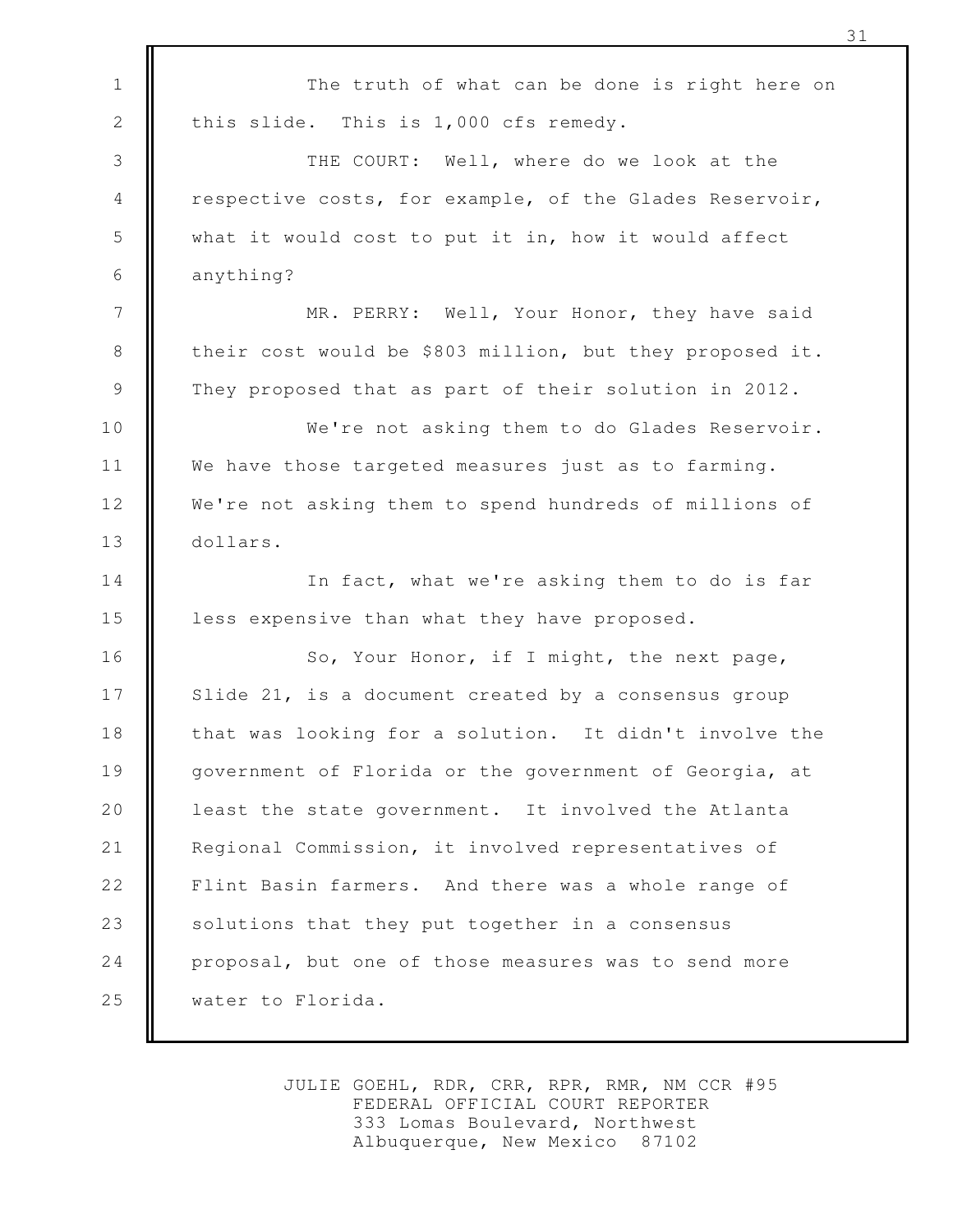The truth of what can be done is right here on this slide. This is 1,000 cfs remedy.

THE COURT: Well, where do we look at the respective costs, for example, of the Glades Reservoir, what it would cost to put it in, how it would affect anything?

MR. PERRY: Well, Your Honor, they have said their cost would be $803 million, but they proposed it. They proposed that as part of their solution in 2012.

We're not asking them to do Glades Reservoir. We have those targeted measures just as to farming. We're not asking them to spend hundreds of millions of dollars.

In fact, what we're asking them to do is far less expensive than what they have proposed.

So, Your Honor, if I might, the next page, Slide 21, is a document created by a consensus group that was looking for a solution. It didn't involve the government of Florida or the government of Georgia, at least the state government. It involved the Atlanta Regional Commission, it involved representatives of Flint Basin farmers. And there was a whole range of solutions that they put together in a consensus proposal, but one of those measures was to send more water to Florida.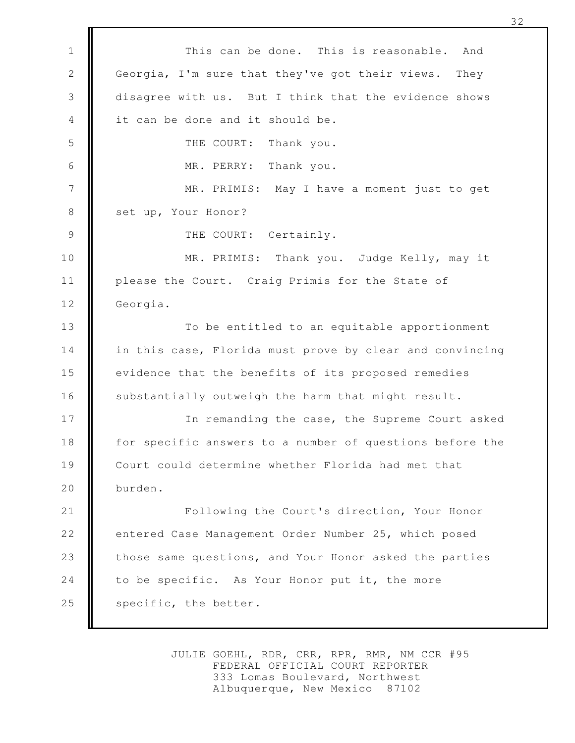This can be done. This is reasonable. And Georgia, I'm sure that they've got their views. They disagree with us. But I think that the evidence shows it can be done and it should be.

THE COURT: Thank you.

MR. PERRY: Thank you.

MR. PRIMIS: May I have a moment just to get set up, Your Honor?

THE COURT: Certainly.

MR. PRIMIS: Thank you. Judge Kelly, may it please the Court. Craig Primis for the State of Georgia.

To be entitled to an equitable apportionment in this case, Florida must prove by clear and convincing evidence that the benefits of its proposed remedies substantially outweigh the harm that might result.

In remanding the case, the Supreme Court asked for specific answers to a number of questions before the Court could determine whether Florida had met that burden.

Following the Court's direction, Your Honor entered Case Management Order Number 25, which posed those same questions, and Your Honor asked the parties to be specific. As Your Honor put it, the more specific, the better.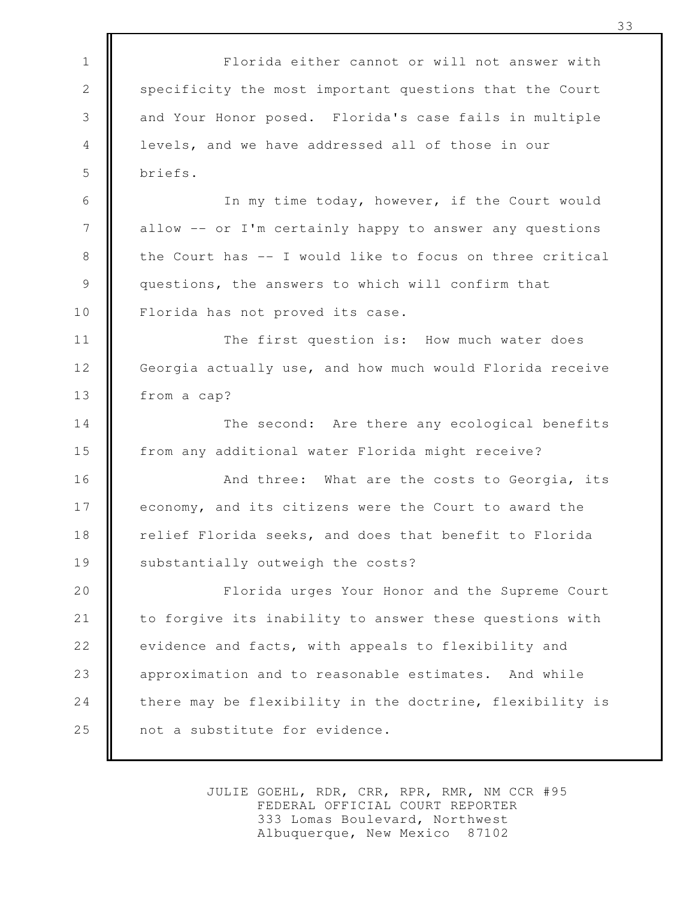Florida either cannot or will not answer with specificity the most important questions that the Court and Your Honor posed. Florida's case fails in multiple levels, and we have addressed all of those in our briefs.

In my time today, however, if the Court would allow -- or I'm certainly happy to answer any questions the Court has -- I would like to focus on three critical questions, the answers to which will confirm that Florida has not proved its case.

The first question is: How much water does Georgia actually use, and how much would Florida receive from a cap?

The second: Are there any ecological benefits from any additional water Florida might receive?

And three: What are the costs to Georgia, its economy, and its citizens were the Court to award the relief Florida seeks, and does that benefit to Florida substantially outweigh the costs?

Florida urges Your Honor and the Supreme Court to forgive its inability to answer these questions with evidence and facts, with appeals to flexibility and approximation and to reasonable estimates. And while there may be flexibility in the doctrine, flexibility is not a substitute for evidence.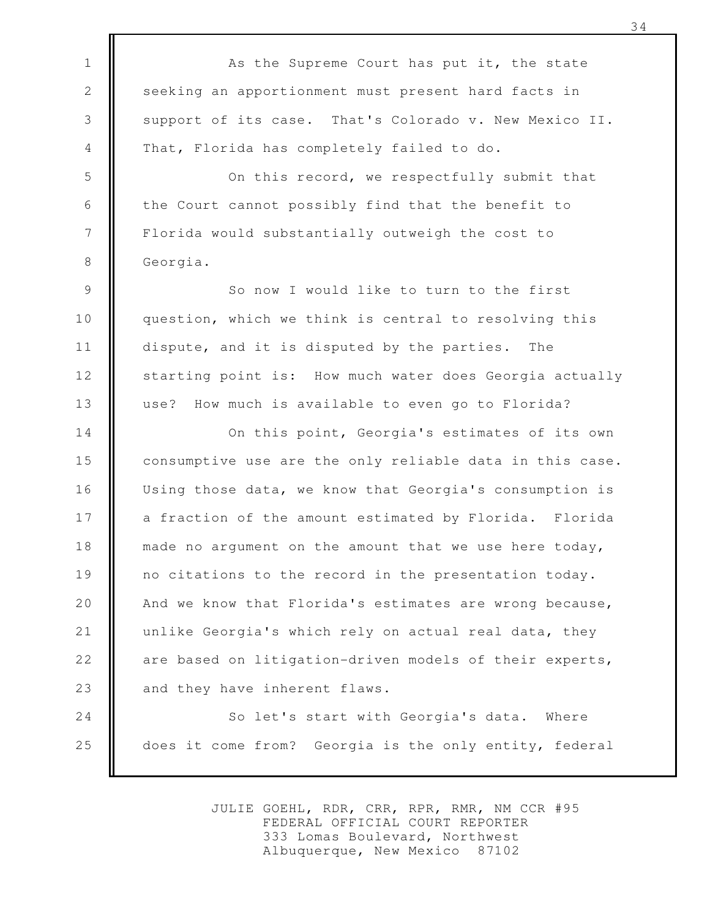As the Supreme Court has put it, the state seeking an apportionment must present hard facts in support of its case. That's Colorado v. New Mexico II. That, Florida has completely failed to do.

On this record, we respectfully submit that the Court cannot possibly find that the benefit to Florida would substantially outweigh the cost to Georgia.

So now I would like to turn to the first question, which we think is central to resolving this dispute, and it is disputed by the parties. The starting point is: How much water does Georgia actually use? How much is available to even go to Florida?

On this point, Georgia's estimates of its own consumptive use are the only reliable data in this case. Using those data, we know that Georgia's consumption is a fraction of the amount estimated by Florida. Florida made no argument on the amount that we use here today, no citations to the record in the presentation today. And we know that Florida's estimates are wrong because, unlike Georgia's which rely on actual real data, they are based on litigation-driven models of their experts, and they have inherent flaws.

So let's start with Georgia's data. Where does it come from? Georgia is the only entity, federal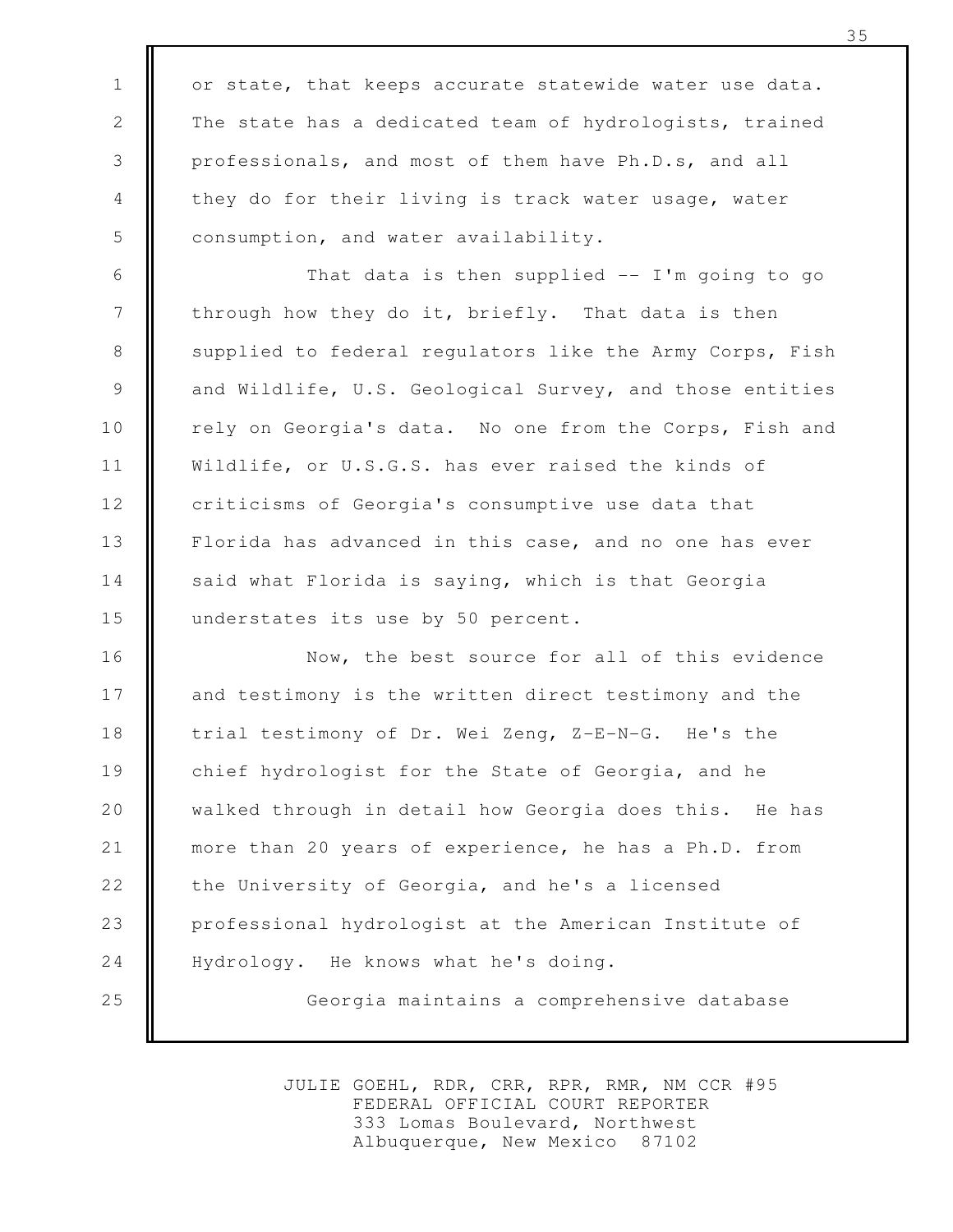or state, that keeps accurate statewide water use data. The state has a dedicated team of hydrologists, trained professionals, and most of them have Ph.D.s, and all they do for their living is track water usage, water consumption, and water availability.

That data is then supplied -- I'm going to go through how they do it, briefly. That data is then supplied to federal regulators like the Army Corps, Fish and Wildlife, U.S. Geological Survey, and those entities rely on Georgia's data. No one from the Corps, Fish and Wildlife, or U.S.G.S. has ever raised the kinds of criticisms of Georgia's consumptive use data that Florida has advanced in this case, and no one has ever said what Florida is saying, which is that Georgia understates its use by 50 percent.

Now, the best source for all of this evidence and testimony is the written direct testimony and the trial testimony of Dr. Wei Zeng, Z-E-N-G. He's the chief hydrologist for the State of Georgia, and he walked through in detail how Georgia does this. He has more than 20 years of experience, he has a Ph.D. from the University of Georgia, and he's a licensed professional hydrologist at the American Institute of Hydrology. He knows what he's doing.

Georgia maintains a comprehensive database

JULIE GOEHL, RDR, CRR, RPR, RMR, NM CCR #95
FEDERAL OFFICIAL COURT REPORTER
333 Lomas Boulevard, Northwest
Albuquerque, New Mexico 87102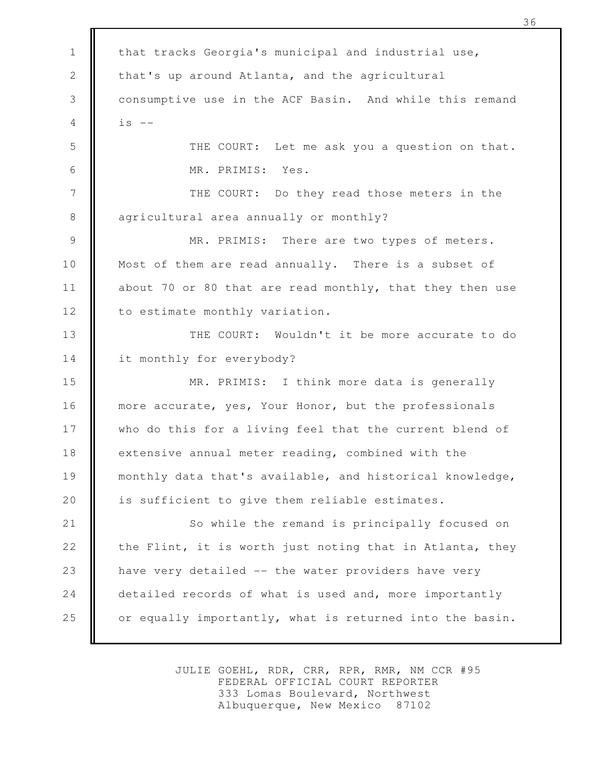that tracks Georgia's municipal and industrial use, that's up around Atlanta, and the agricultural consumptive use in the ACF Basin. And while this remand is --

THE COURT: Let me ask you a question on that.

MR. PRIMIS: Yes.

THE COURT: Do they read those meters in the agricultural area annually or monthly?

MR. PRIMIS: There are two types of meters. Most of them are read annually. There is a subset of about 70 or 80 that are read monthly, that they then use to estimate monthly variation.

THE COURT: Wouldn't it be more accurate to do it monthly for everybody?

MR. PRIMIS: I think more data is generally more accurate, yes, Your Honor, but the professionals who do this for a living feel that the current blend of extensive annual meter reading, combined with the monthly data that's available, and historical knowledge, is sufficient to give them reliable estimates.

So while the remand is principally focused on the Flint, it is worth just noting that in Atlanta, they have very detailed -- the water providers have very detailed records of what is used and, more importantly or equally importantly, what is returned into the basin.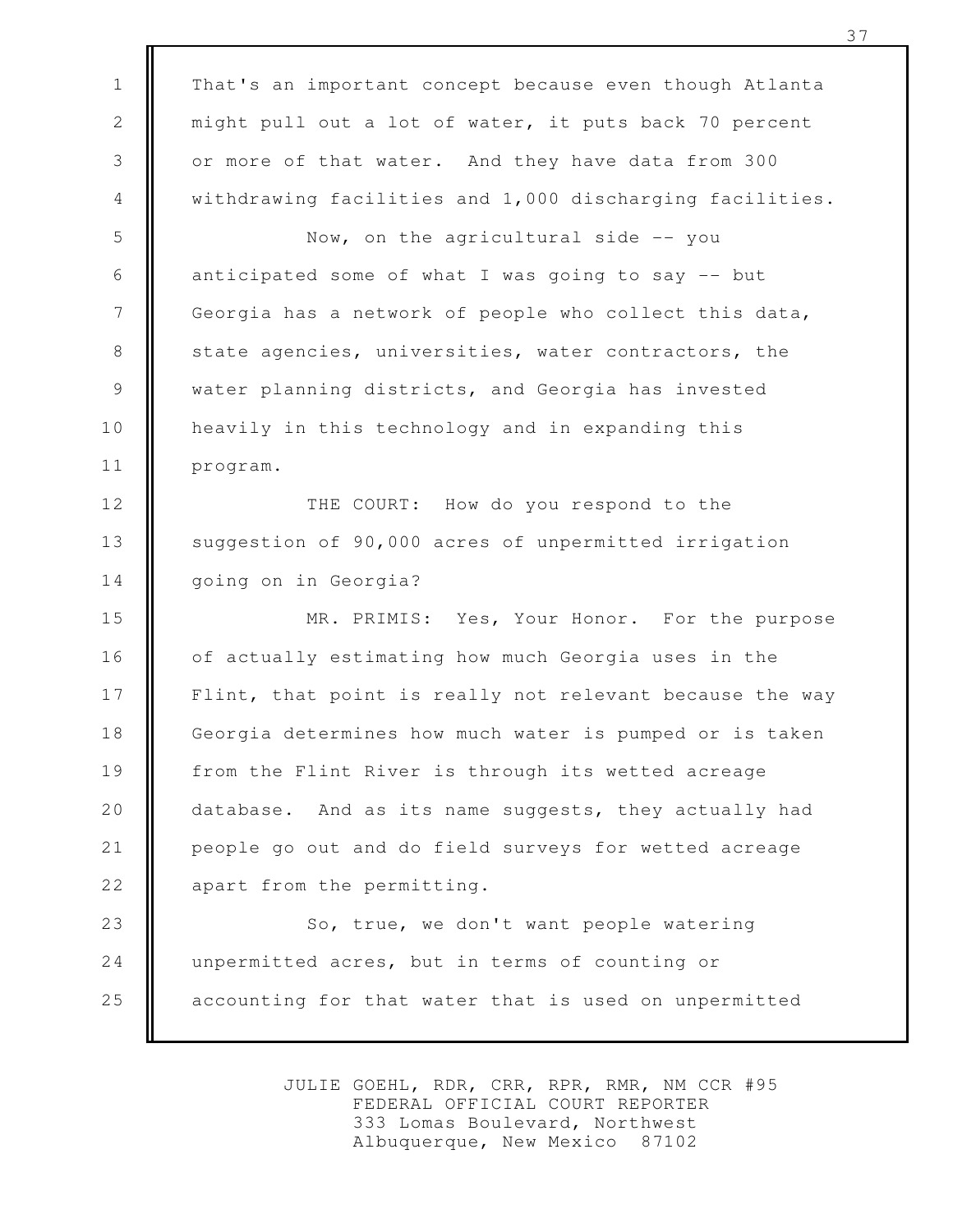That's an important concept because even though Atlanta might pull out a lot of water, it puts back 70 percent or more of that water. And they have data from 300 withdrawing facilities and 1,000 discharging facilities.

Now, on the agricultural side -- you anticipated some of what I was going to say -- but Georgia has a network of people who collect this data, state agencies, universities, water contractors, the water planning districts, and Georgia has invested heavily in this technology and in expanding this program.

THE COURT: How do you respond to the suggestion of 90,000 acres of unpermitted irrigation going on in Georgia?

MR. PRIMIS: Yes, Your Honor. For the purpose of actually estimating how much Georgia uses in the Flint, that point is really not relevant because the way Georgia determines how much water is pumped or is taken from the Flint River is through its wetted acreage database. And as its name suggests, they actually had people go out and do field surveys for wetted acreage apart from the permitting.

So, true, we don't want people watering unpermitted acres, but in terms of counting or accounting for that water that is used on unpermitted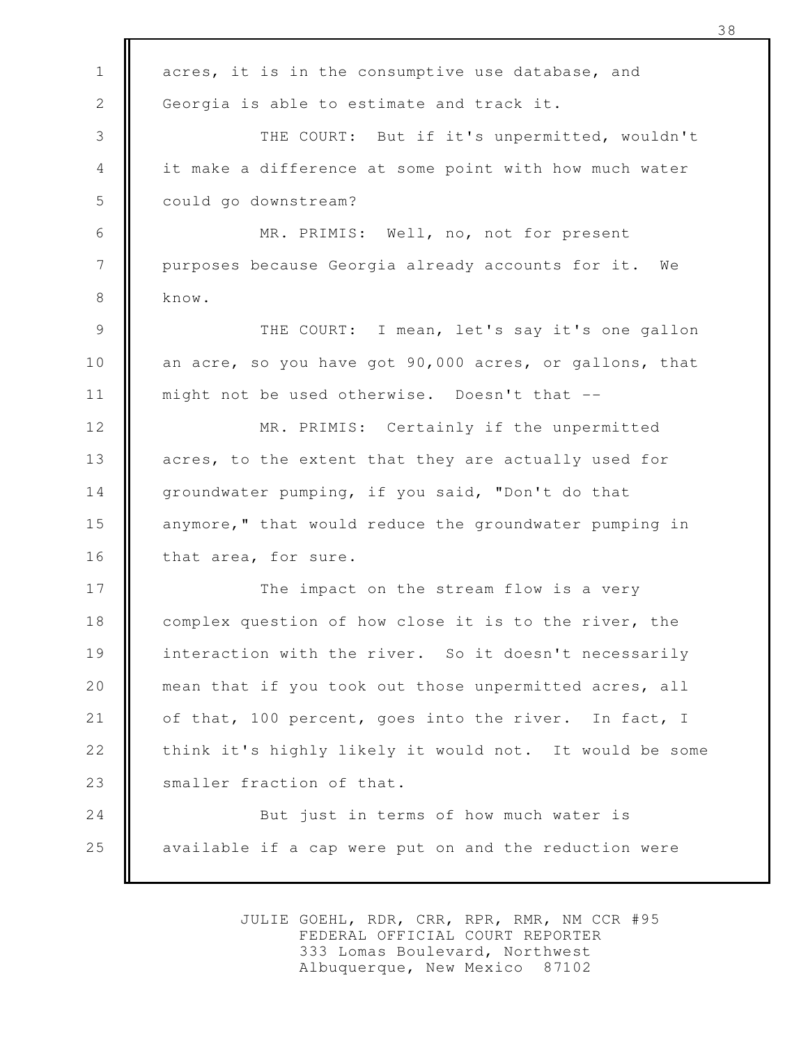acres, it is in the consumptive use database, and Georgia is able to estimate and track it.

THE COURT: But if it's unpermitted, wouldn't it make a difference at some point with how much water could go downstream?

MR. PRIMIS: Well, no, not for present purposes because Georgia already accounts for it. We know.

THE COURT: I mean, let's say it's one gallon an acre, so you have got 90,000 acres, or gallons, that might not be used otherwise. Doesn't that --

MR. PRIMIS: Certainly if the unpermitted acres, to the extent that they are actually used for groundwater pumping, if you said, "Don't do that anymore," that would reduce the groundwater pumping in that area, for sure.

The impact on the stream flow is a very complex question of how close it is to the river, the interaction with the river. So it doesn't necessarily mean that if you took out those unpermitted acres, all of that, 100 percent, goes into the river. In fact, I think it's highly likely it would not. It would be some smaller fraction of that.

But just in terms of how much water is available if a cap were put on and the reduction were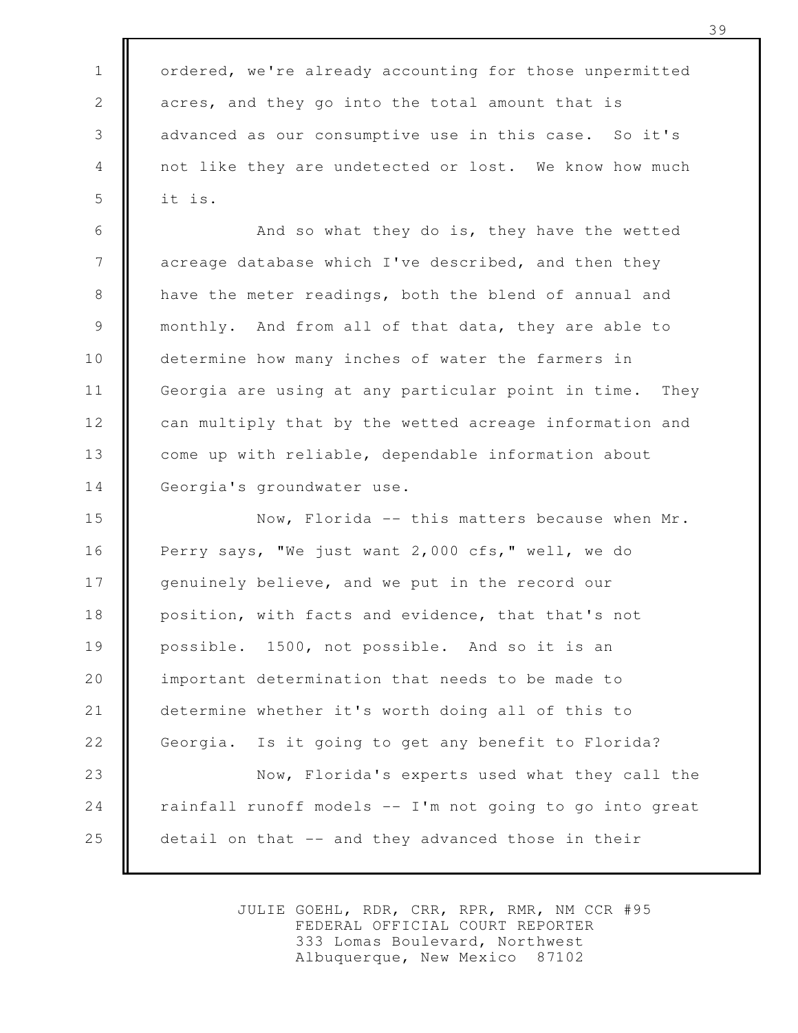ordered, we're already accounting for those unpermitted acres, and they go into the total amount that is advanced as our consumptive use in this case. So it's not like they are undetected or lost. We know how much it is.

And so what they do is, they have the wetted acreage database which I've described, and then they have the meter readings, both the blend of annual and monthly. And from all of that data, they are able to determine how many inches of water the farmers in Georgia are using at any particular point in time. They can multiply that by the wetted acreage information and come up with reliable, dependable information about Georgia's groundwater use.

Now, Florida -- this matters because when Mr. Perry says, "We just want 2,000 cfs," well, we do genuinely believe, and we put in the record our position, with facts and evidence, that that's not possible. 1500, not possible. And so it is an important determination that needs to be made to determine whether it's worth doing all of this to Georgia. Is it going to get any benefit to Florida?

Now, Florida's experts used what they call the rainfall runoff models -- I'm not going to go into great detail on that -- and they advanced those in their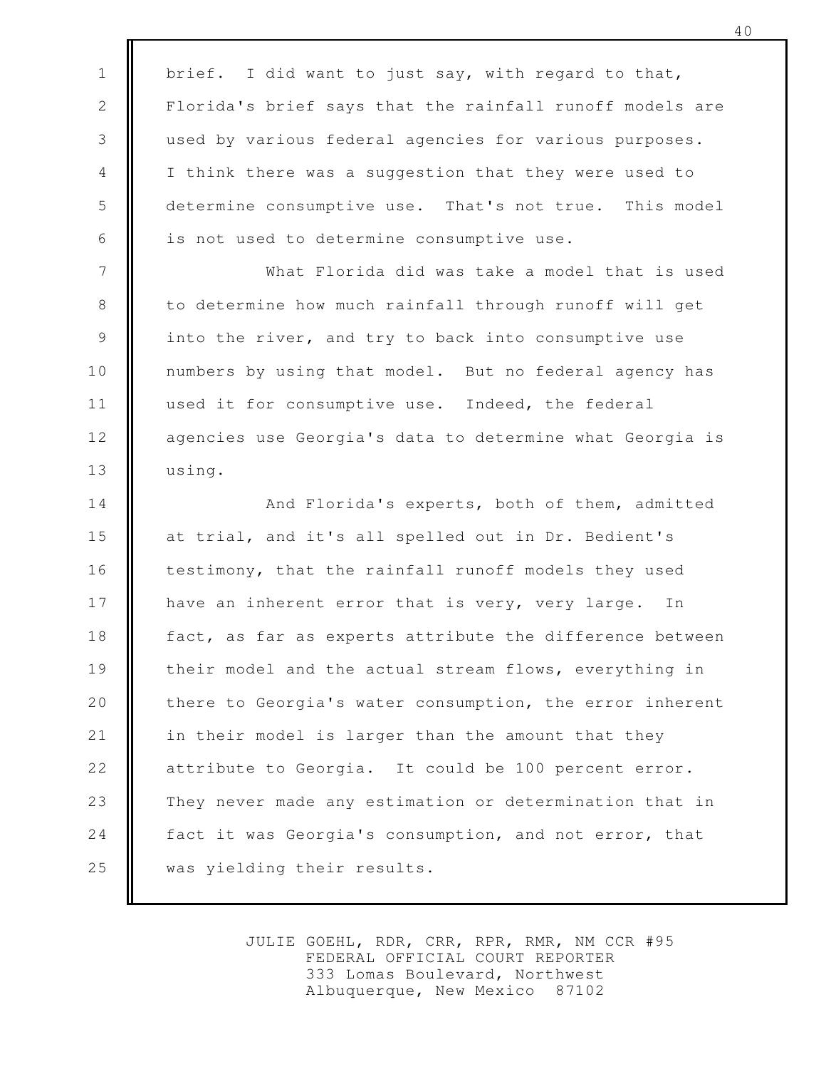brief. I did want to just say, with regard to that, Florida's brief says that the rainfall runoff models are used by various federal agencies for various purposes. I think there was a suggestion that they were used to determine consumptive use. That's not true. This model is not used to determine consumptive use.

What Florida did was take a model that is used to determine how much rainfall through runoff will get into the river, and try to back into consumptive use numbers by using that model. But no federal agency has used it for consumptive use. Indeed, the federal agencies use Georgia's data to determine what Georgia is using.

And Florida's experts, both of them, admitted at trial, and it's all spelled out in Dr. Bedient's testimony, that the rainfall runoff models they used have an inherent error that is very, very large. In fact, as far as experts attribute the difference between their model and the actual stream flows, everything in there to Georgia's water consumption, the error inherent in their model is larger than the amount that they attribute to Georgia. It could be 100 percent error. They never made any estimation or determination that in fact it was Georgia's consumption, and not error, that was yielding their results.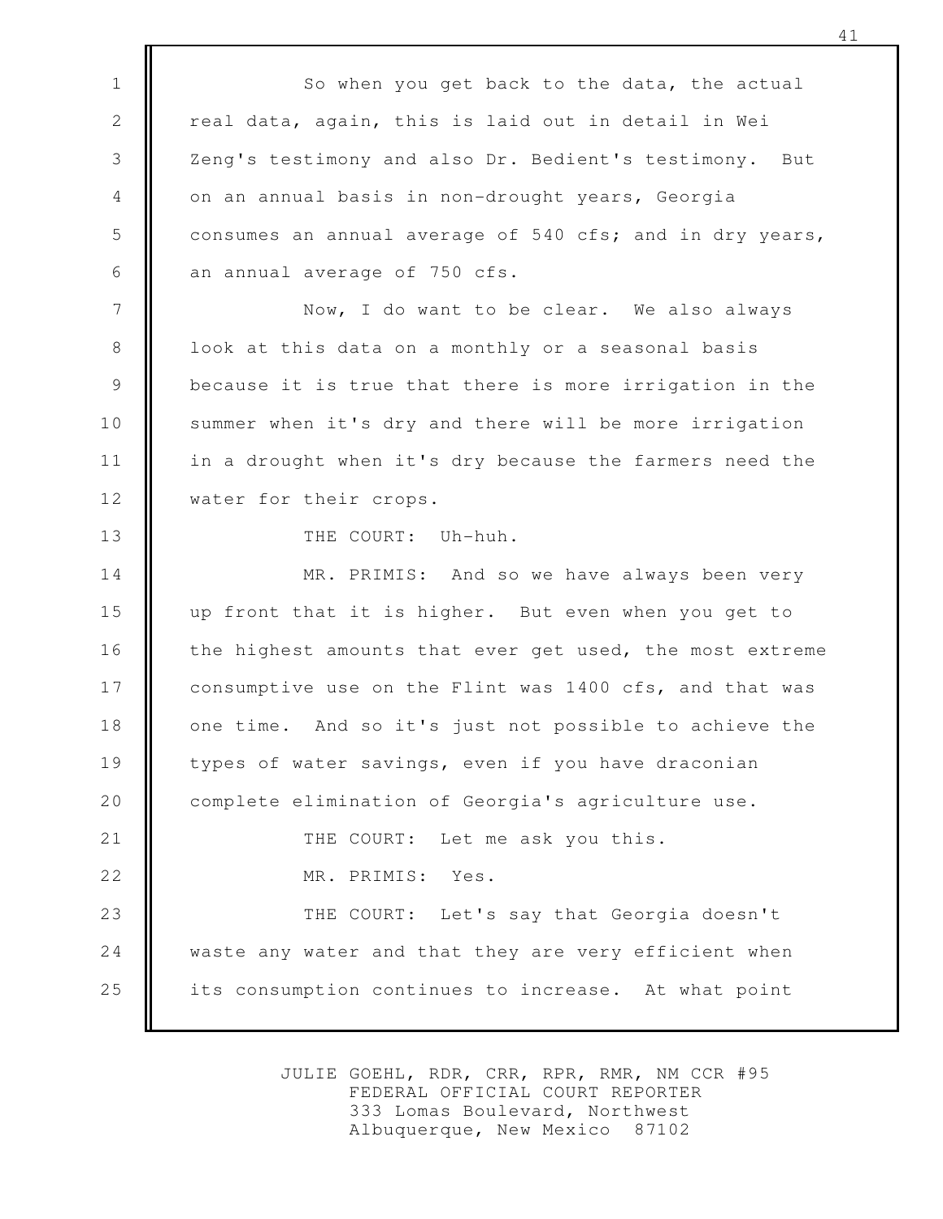So when you get back to the data, the actual real data, again, this is laid out in detail in Wei Zeng's testimony and also Dr. Bedient's testimony. But on an annual basis in non-drought years, Georgia consumes an annual average of 540 cfs; and in dry years, an annual average of 750 cfs.

Now, I do want to be clear. We also always look at this data on a monthly or a seasonal basis because it is true that there is more irrigation in the summer when it's dry and there will be more irrigation in a drought when it's dry because the farmers need the water for their crops.

THE COURT: Uh-huh.

MR. PRIMIS: And so we have always been very up front that it is higher. But even when you get to the highest amounts that ever get used, the most extreme consumptive use on the Flint was 1400 cfs, and that was one time. And so it's just not possible to achieve the types of water savings, even if you have draconian complete elimination of Georgia's agriculture use.

THE COURT: Let me ask you this.

MR. PRIMIS: Yes.

THE COURT: Let's say that Georgia doesn't waste any water and that they are very efficient when its consumption continues to increase. At what point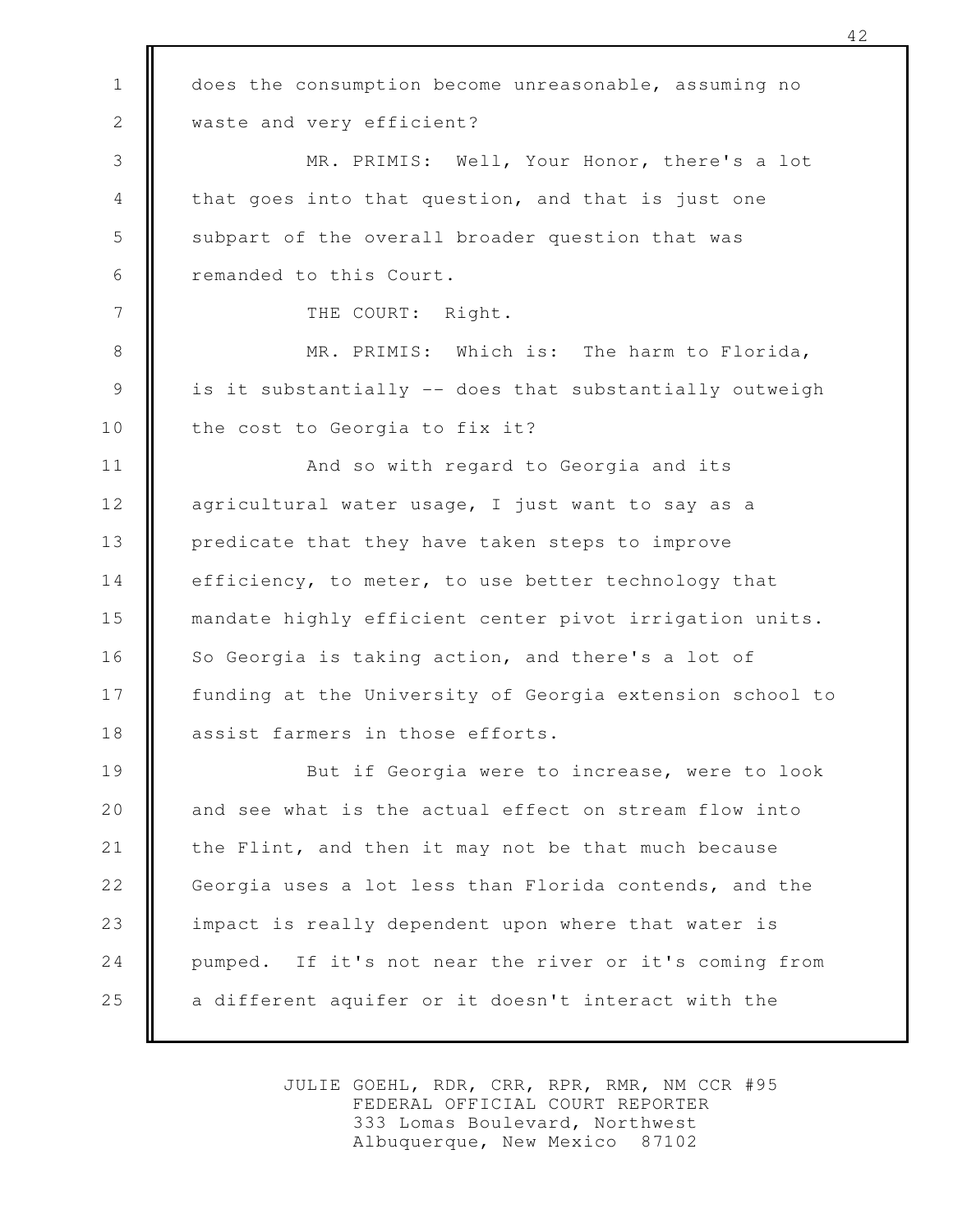does the consumption become unreasonable, assuming no waste and very efficient?

MR. PRIMIS: Well, Your Honor, there's a lot that goes into that question, and that is just one subpart of the overall broader question that was remanded to this Court.

THE COURT: Right.

MR. PRIMIS: Which is: The harm to Florida, is it substantially -- does that substantially outweigh the cost to Georgia to fix it?

And so with regard to Georgia and its agricultural water usage, I just want to say as a predicate that they have taken steps to improve efficiency, to meter, to use better technology that mandate highly efficient center pivot irrigation units. So Georgia is taking action, and there's a lot of funding at the University of Georgia extension school to assist farmers in those efforts.

But if Georgia were to increase, were to look and see what is the actual effect on stream flow into the Flint, and then it may not be that much because Georgia uses a lot less than Florida contends, and the impact is really dependent upon where that water is pumped. If it's not near the river or it's coming from a different aquifer or it doesn't interact with the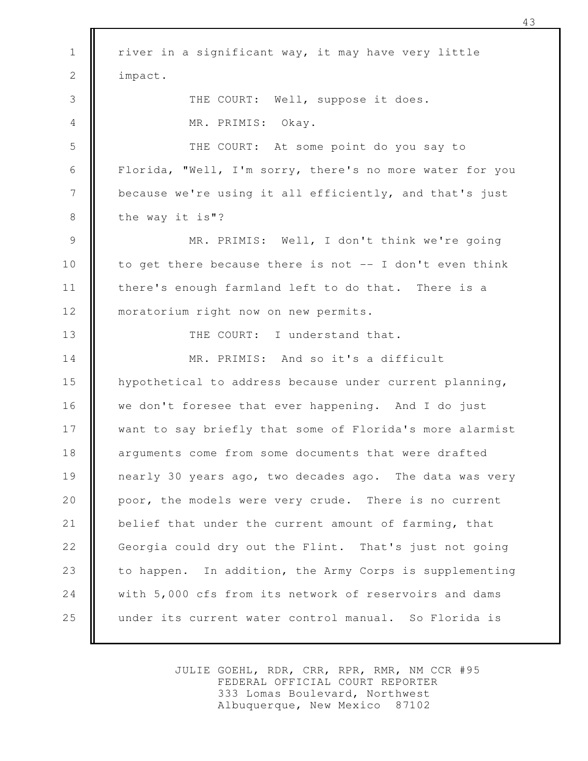river in a significant way, it may have very little impact.

THE COURT: Well, suppose it does.

MR. PRIMIS: Okay.

THE COURT: At some point do you say to Florida, "Well, I'm sorry, there's no more water for you because we're using it all efficiently, and that's just the way it is"?

MR. PRIMIS: Well, I don't think we're going to get there because there is not -- I don't even think there's enough farmland left to do that. There is a moratorium right now on new permits.

THE COURT: I understand that.

MR. PRIMIS: And so it's a difficult hypothetical to address because under current planning, we don't foresee that ever happening. And I do just want to say briefly that some of Florida's more alarmist arguments come from some documents that were drafted nearly 30 years ago, two decades ago. The data was very poor, the models were very crude. There is no current belief that under the current amount of farming, that Georgia could dry out the Flint. That's just not going to happen. In addition, the Army Corps is supplementing with 5,000 cfs from its network of reservoirs and dams under its current water control manual. So Florida is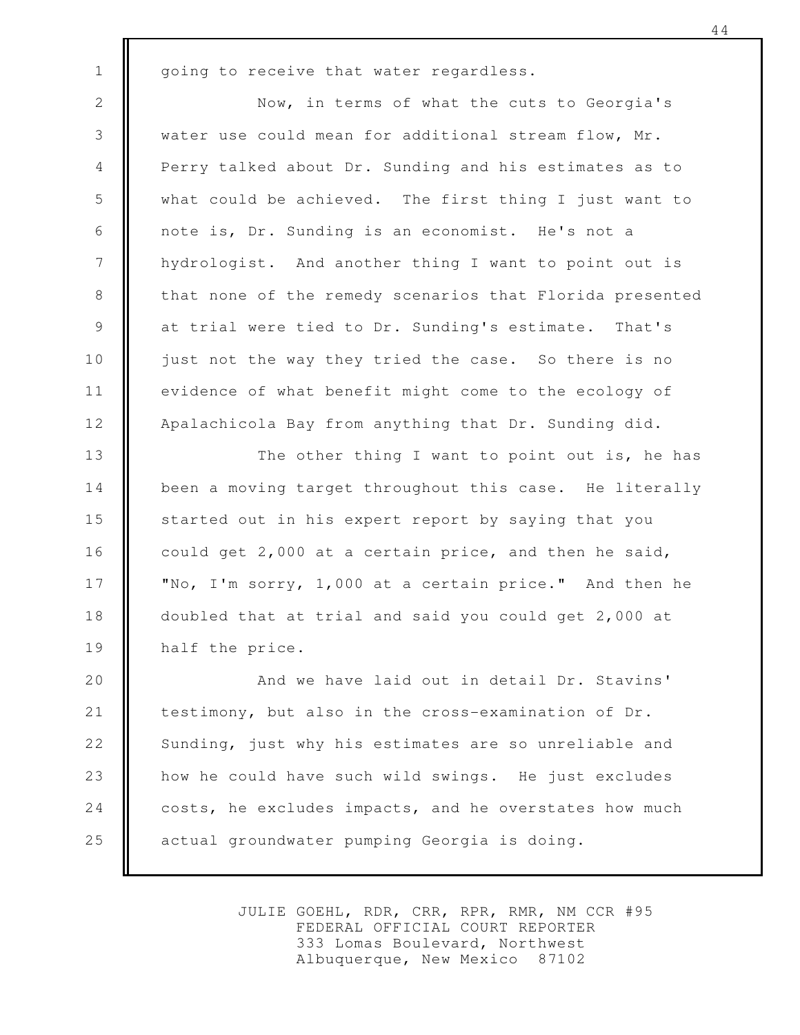going to receive that water regardless.

Now, in terms of what the cuts to Georgia's water use could mean for additional stream flow, Mr. Perry talked about Dr. Sunding and his estimates as to what could be achieved. The first thing I just want to note is, Dr. Sunding is an economist. He's not a hydrologist. And another thing I want to point out is that none of the remedy scenarios that Florida presented at trial were tied to Dr. Sunding's estimate. That's just not the way they tried the case. So there is no evidence of what benefit might come to the ecology of Apalachicola Bay from anything that Dr. Sunding did.

The other thing I want to point out is, he has been a moving target throughout this case. He literally started out in his expert report by saying that you could get 2,000 at a certain price, and then he said, "No, I'm sorry, 1,000 at a certain price." And then he doubled that at trial and said you could get 2,000 at half the price.

And we have laid out in detail Dr. Stavins' testimony, but also in the cross-examination of Dr. Sunding, just why his estimates are so unreliable and how he could have such wild swings. He just excludes costs, he excludes impacts, and he overstates how much actual groundwater pumping Georgia is doing.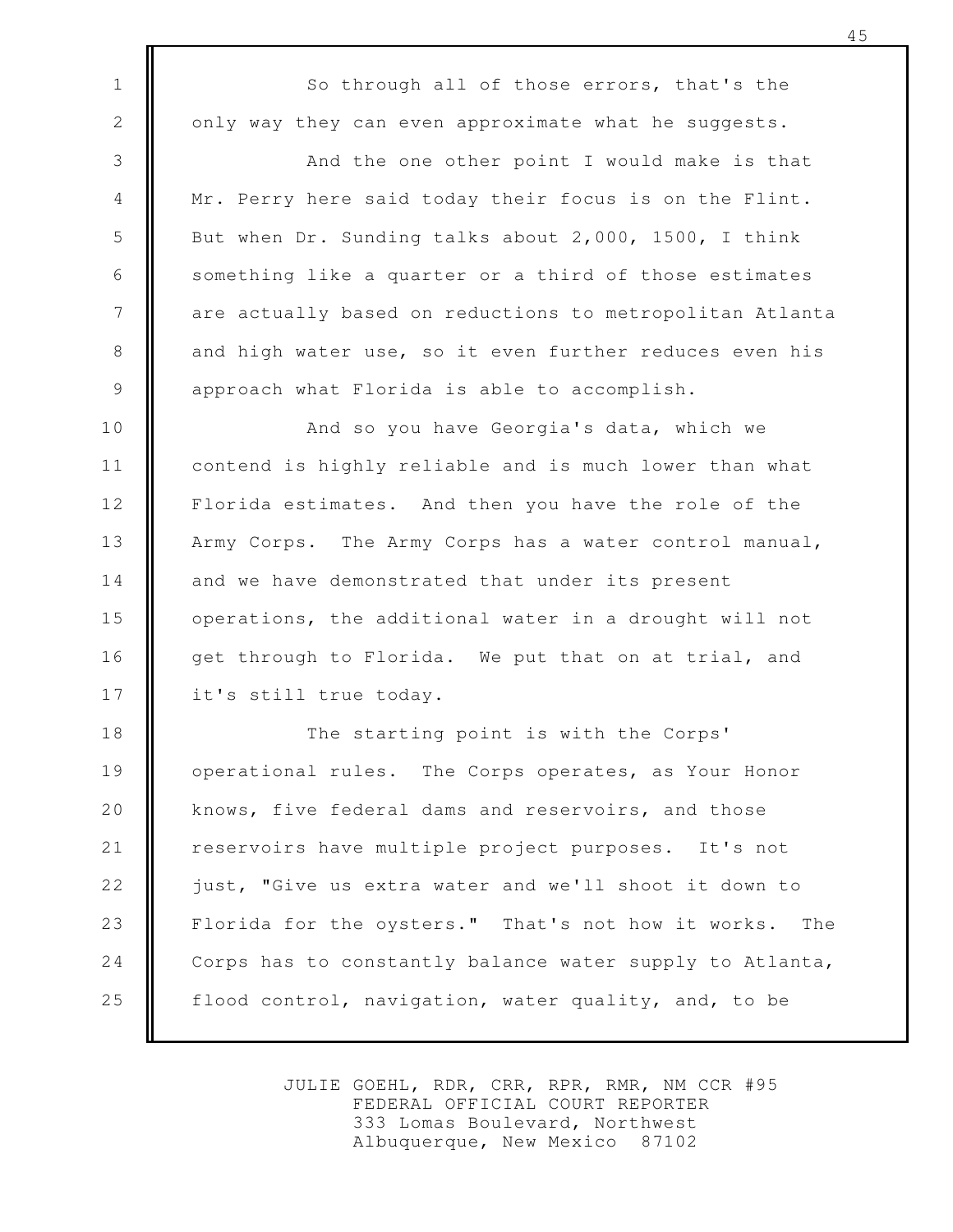So through all of those errors, that's the only way they can even approximate what he suggests.

And the one other point I would make is that Mr. Perry here said today their focus is on the Flint. But when Dr. Sunding talks about 2,000, 1500, I think something like a quarter or a third of those estimates are actually based on reductions to metropolitan Atlanta and high water use, so it even further reduces even his approach what Florida is able to accomplish.

And so you have Georgia's data, which we contend is highly reliable and is much lower than what Florida estimates. And then you have the role of the Army Corps. The Army Corps has a water control manual, and we have demonstrated that under its present operations, the additional water in a drought will not get through to Florida. We put that on at trial, and it's still true today.

The starting point is with the Corps' operational rules. The Corps operates, as Your Honor knows, five federal dams and reservoirs, and those reservoirs have multiple project purposes. It's not just, "Give us extra water and we'll shoot it down to Florida for the oysters." That's not how it works. The Corps has to constantly balance water supply to Atlanta, flood control, navigation, water quality, and, to be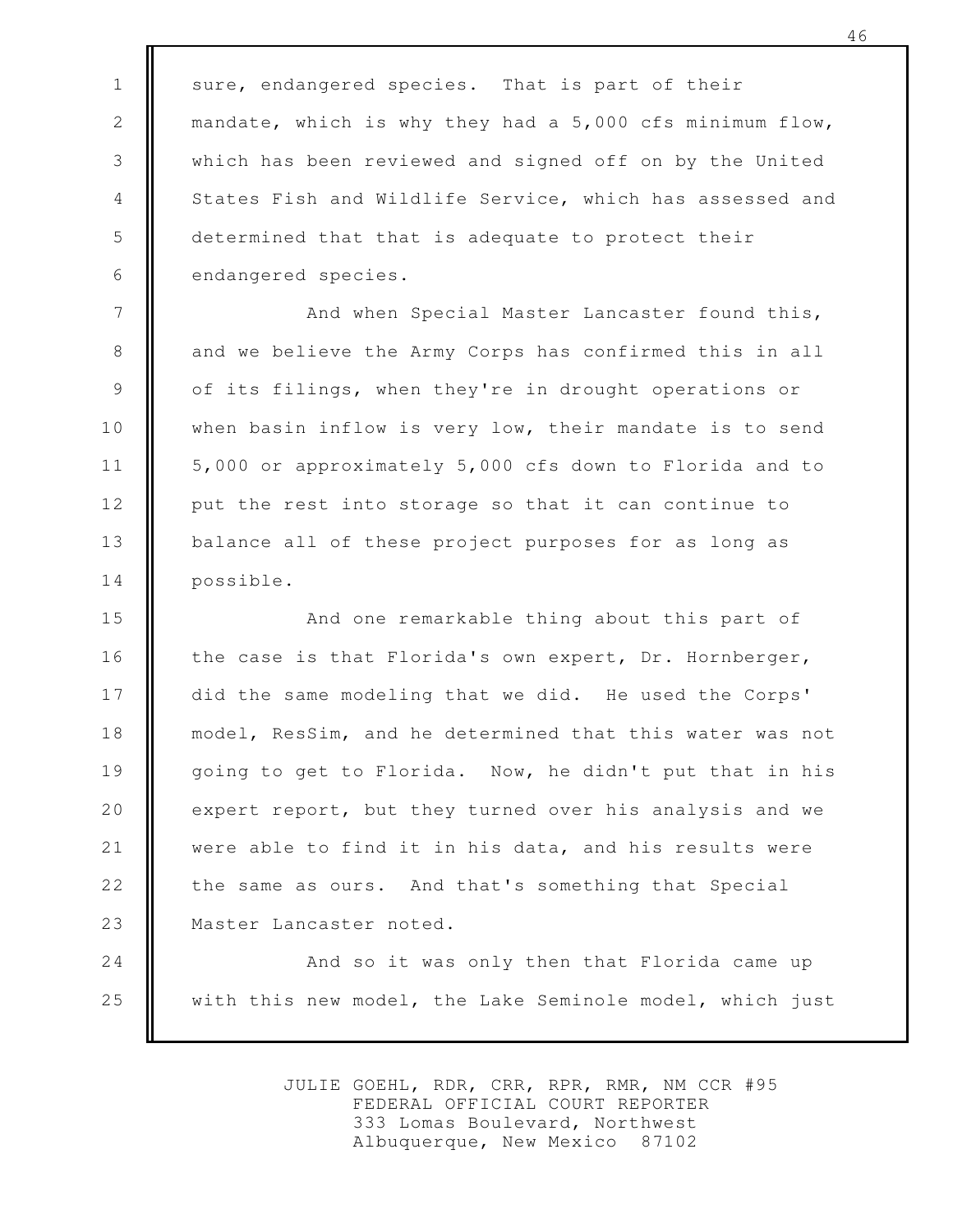sure, endangered species. That is part of their mandate, which is why they had a 5,000 cfs minimum flow, which has been reviewed and signed off on by the United States Fish and Wildlife Service, which has assessed and determined that that is adequate to protect their endangered species.

And when Special Master Lancaster found this, and we believe the Army Corps has confirmed this in all of its filings, when they're in drought operations or when basin inflow is very low, their mandate is to send 5,000 or approximately 5,000 cfs down to Florida and to put the rest into storage so that it can continue to balance all of these project purposes for as long as possible.

And one remarkable thing about this part of the case is that Florida's own expert, Dr. Hornberger, did the same modeling that we did. He used the Corps' model, ResSim, and he determined that this water was not going to get to Florida. Now, he didn't put that in his expert report, but they turned over his analysis and we were able to find it in his data, and his results were the same as ours. And that's something that Special Master Lancaster noted.

And so it was only then that Florida came up with this new model, the Lake Seminole model, which just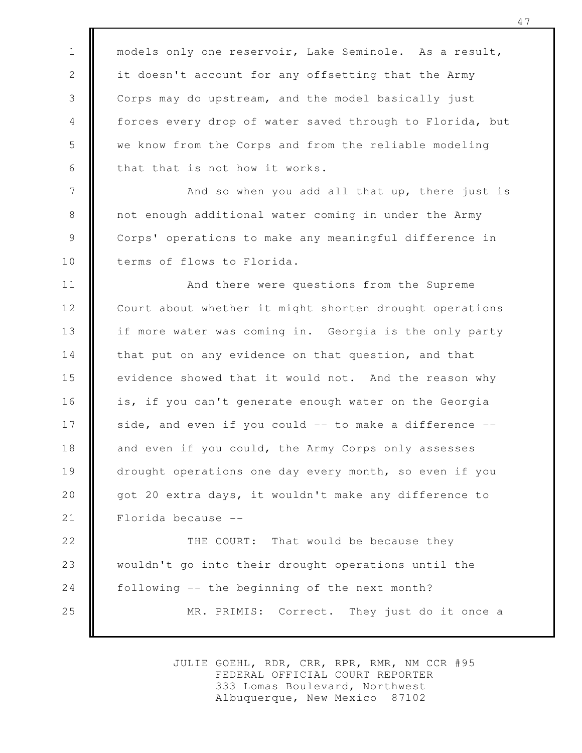models only one reservoir, Lake Seminole. As a result, it doesn't account for any offsetting that the Army Corps may do upstream, and the model basically just forces every drop of water saved through to Florida, but we know from the Corps and from the reliable modeling that that is not how it works.

And so when you add all that up, there just is not enough additional water coming in under the Army Corps' operations to make any meaningful difference in terms of flows to Florida.

And there were questions from the Supreme Court about whether it might shorten drought operations if more water was coming in. Georgia is the only party that put on any evidence on that question, and that evidence showed that it would not. And the reason why is, if you can't generate enough water on the Georgia side, and even if you could -- to make a difference -- and even if you could, the Army Corps only assesses drought operations one day every month, so even if you got 20 extra days, it wouldn't make any difference to Florida because --

THE COURT: That would be because they wouldn't go into their drought operations until the following -- the beginning of the next month?

MR. PRIMIS: Correct. They just do it once a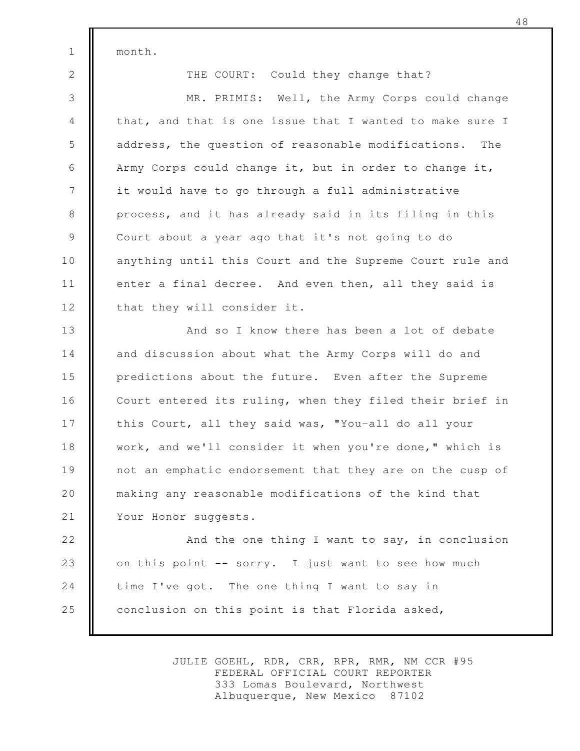month.

THE COURT: Could they change that?

MR. PRIMIS: Well, the Army Corps could change that, and that is one issue that I wanted to make sure I address, the question of reasonable modifications. The Army Corps could change it, but in order to change it, it would have to go through a full administrative process, and it has already said in its filing in this Court about a year ago that it's not going to do anything until this Court and the Supreme Court rule and enter a final decree. And even then, all they said is that they will consider it.

And so I know there has been a lot of debate and discussion about what the Army Corps will do and predictions about the future. Even after the Supreme Court entered its ruling, when they filed their brief in this Court, all they said was, "You-all do all your work, and we'll consider it when you're done," which is not an emphatic endorsement that they are on the cusp of making any reasonable modifications of the kind that Your Honor suggests.

And the one thing I want to say, in conclusion on this point -- sorry. I just want to see how much time I've got. The one thing I want to say in conclusion on this point is that Florida asked,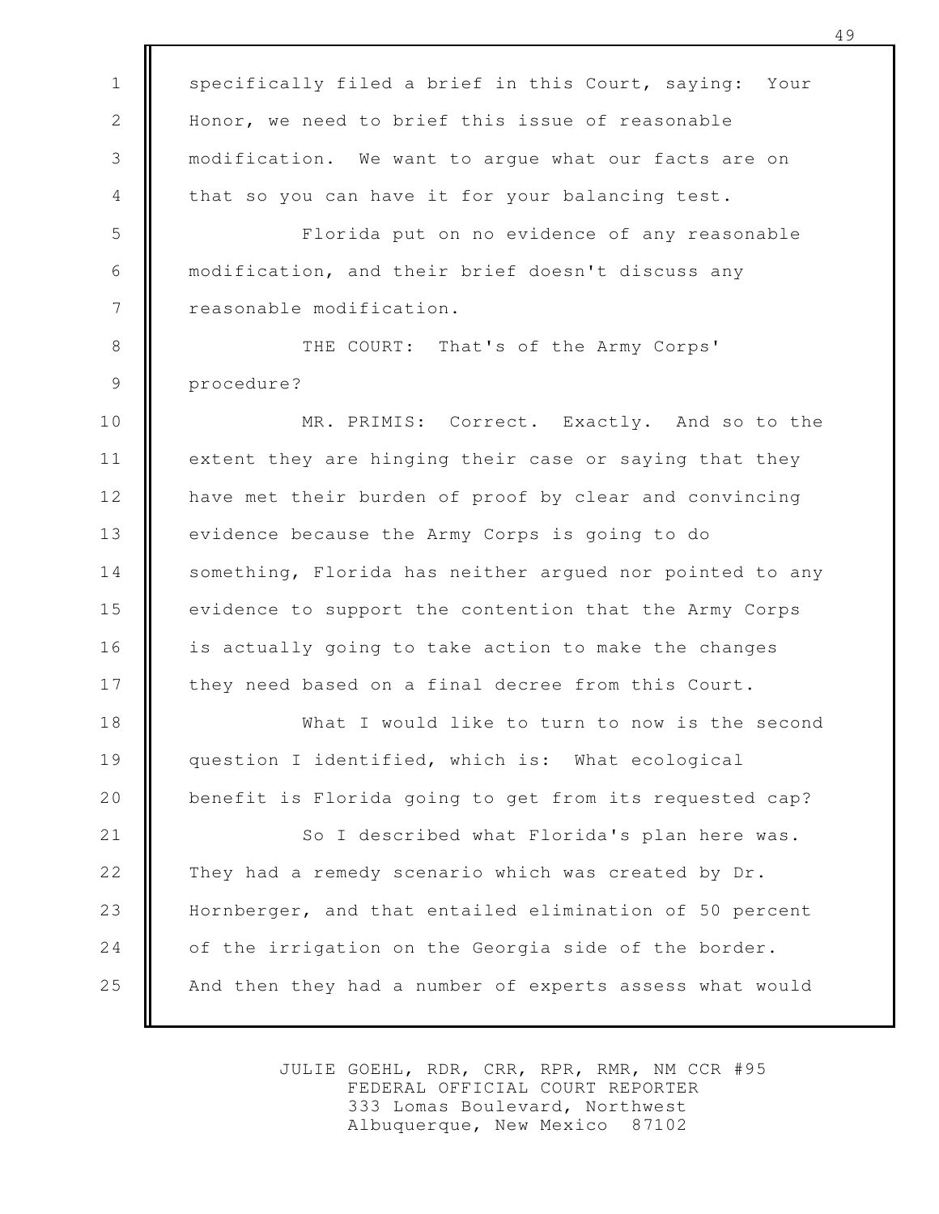specifically filed a brief in this Court, saying: Your Honor, we need to brief this issue of reasonable modification. We want to argue what our facts are on that so you can have it for your balancing test.

Florida put on no evidence of any reasonable modification, and their brief doesn't discuss any reasonable modification.

THE COURT: That's of the Army Corps' procedure?

MR. PRIMIS: Correct. Exactly. And so to the extent they are hinging their case or saying that they have met their burden of proof by clear and convincing evidence because the Army Corps is going to do something, Florida has neither argued nor pointed to any evidence to support the contention that the Army Corps is actually going to take action to make the changes they need based on a final decree from this Court.

What I would like to turn to now is the second question I identified, which is: What ecological benefit is Florida going to get from its requested cap?

So I described what Florida's plan here was. They had a remedy scenario which was created by Dr. Hornberger, and that entailed elimination of 50 percent of the irrigation on the Georgia side of the border. And then they had a number of experts assess what would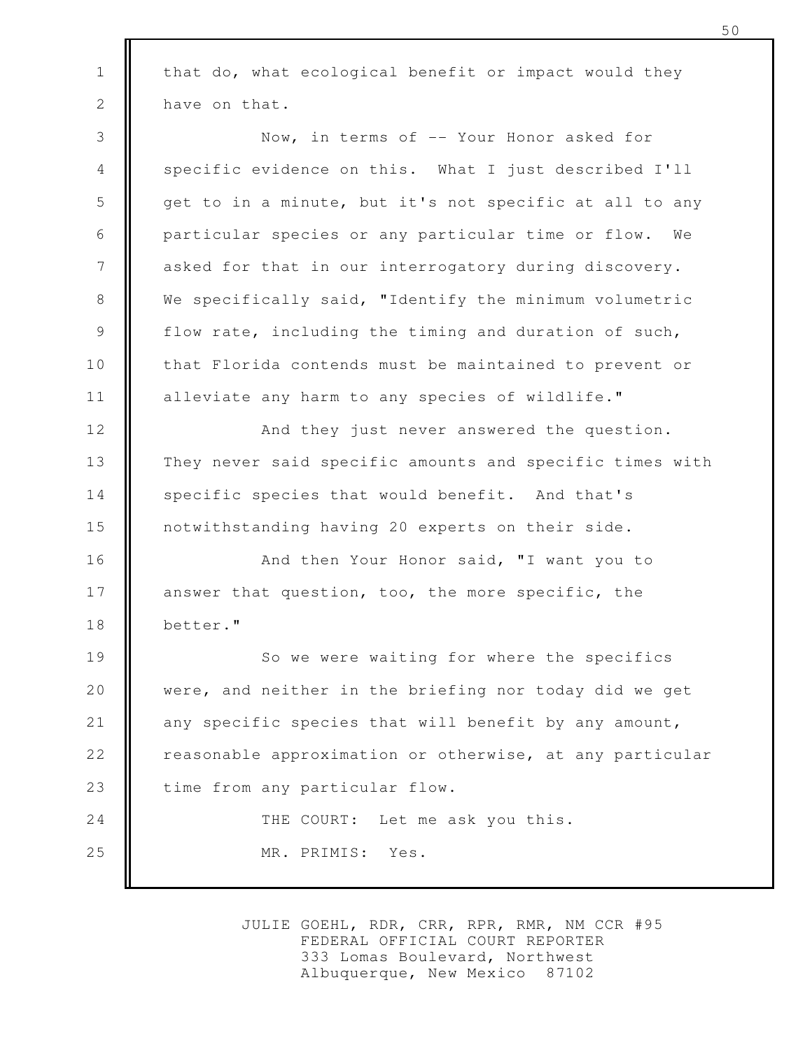that do, what ecological benefit or impact would they have on that.

Now, in terms of -- Your Honor asked for specific evidence on this. What I just described I'll get to in a minute, but it's not specific at all to any particular species or any particular time or flow. We asked for that in our interrogatory during discovery. We specifically said, "Identify the minimum volumetric flow rate, including the timing and duration of such, that Florida contends must be maintained to prevent or alleviate any harm to any species of wildlife."

And they just never answered the question. They never said specific amounts and specific times with specific species that would benefit. And that's notwithstanding having 20 experts on their side.

And then Your Honor said, "I want you to answer that question, too, the more specific, the better."

So we were waiting for where the specifics were, and neither in the briefing nor today did we get any specific species that will benefit by any amount, reasonable approximation or otherwise, at any particular time from any particular flow.

THE COURT: Let me ask you this.

MR. PRIMIS: Yes.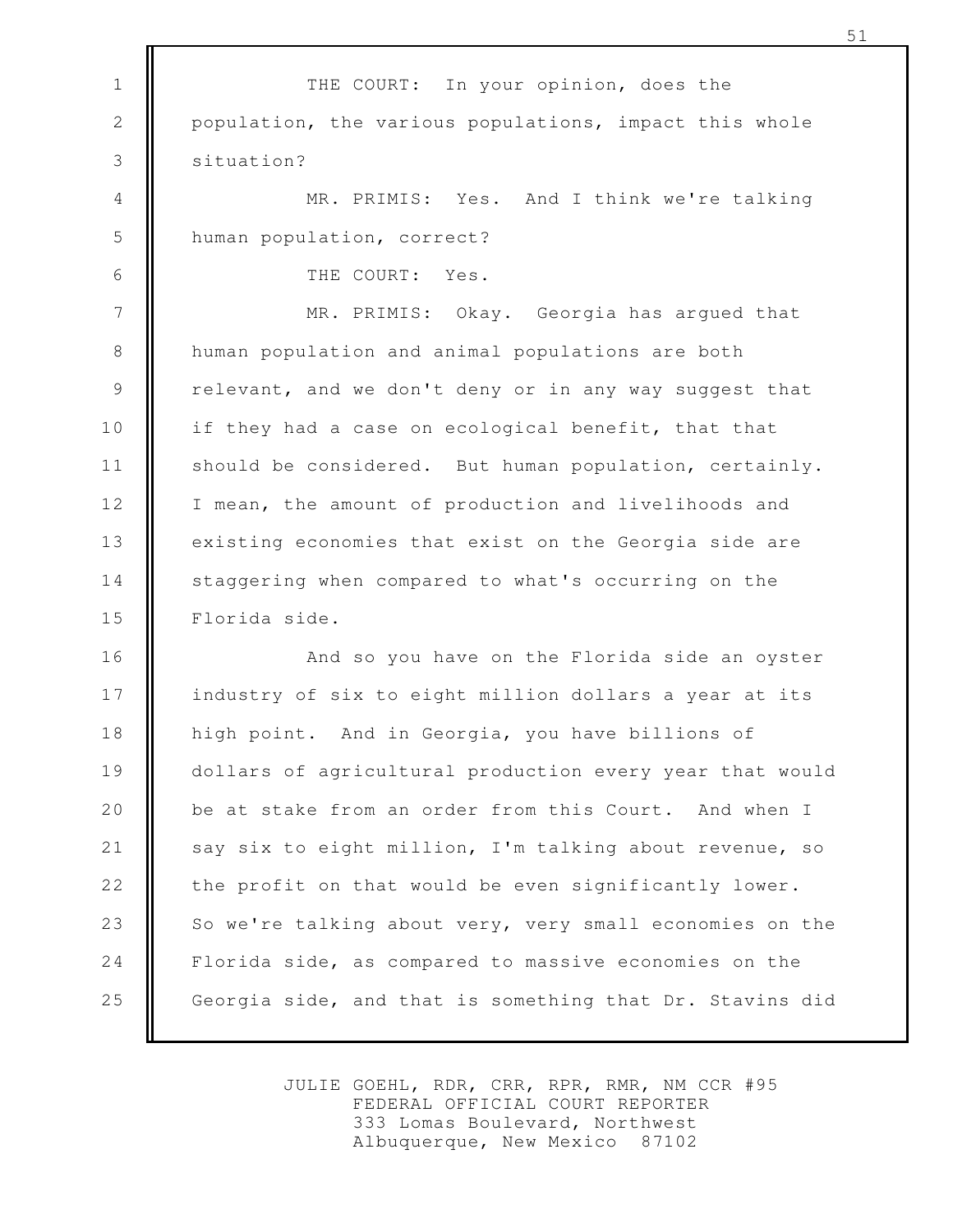THE COURT: In your opinion, does the population, the various populations, impact this whole situation?

MR. PRIMIS: Yes. And I think we're talking human population, correct?

THE COURT: Yes.

MR. PRIMIS: Okay. Georgia has argued that human population and animal populations are both relevant, and we don't deny or in any way suggest that if they had a case on ecological benefit, that that should be considered. But human population, certainly. I mean, the amount of production and livelihoods and existing economies that exist on the Georgia side are staggering when compared to what's occurring on the Florida side.

And so you have on the Florida side an oyster industry of six to eight million dollars a year at its high point. And in Georgia, you have billions of dollars of agricultural production every year that would be at stake from an order from this Court. And when I say six to eight million, I'm talking about revenue, so the profit on that would be even significantly lower. So we're talking about very, very small economies on the Florida side, as compared to massive economies on the Georgia side, and that is something that Dr. Stavins did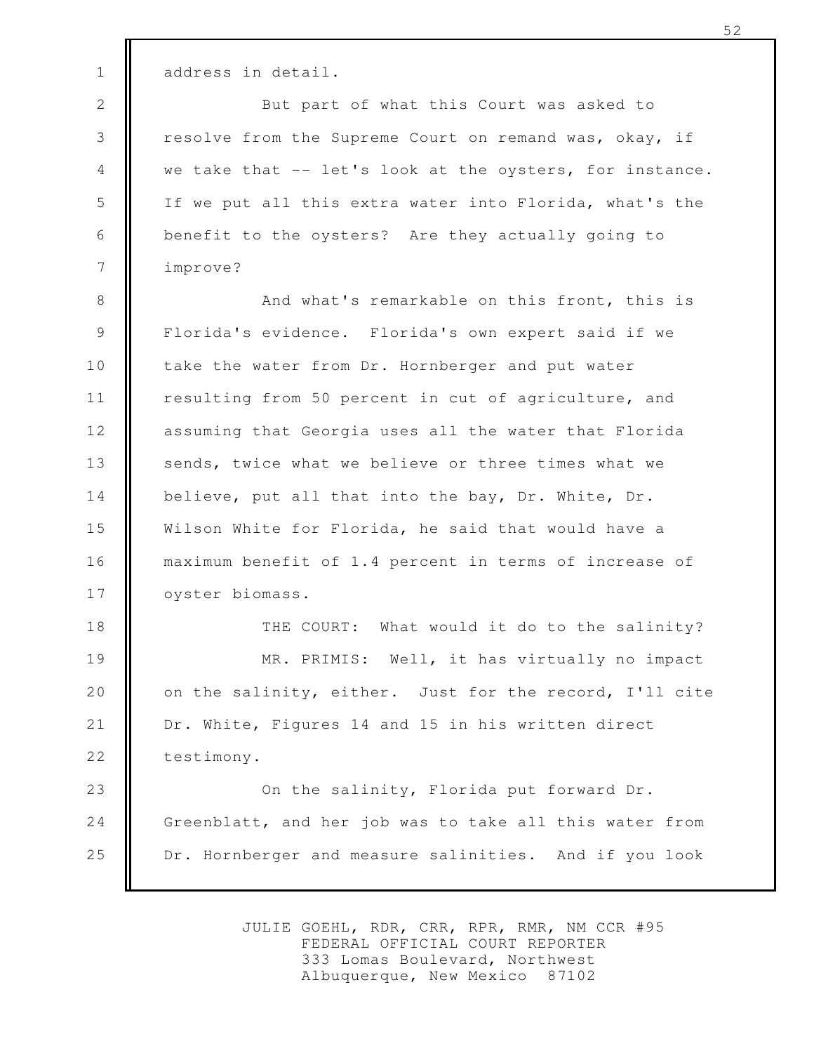address in detail.

But part of what this Court was asked to resolve from the Supreme Court on remand was, okay, if we take that -- let's look at the oysters, for instance. If we put all this extra water into Florida, what's the benefit to the oysters? Are they actually going to improve?

And what's remarkable on this front, this is Florida's evidence. Florida's own expert said if we take the water from Dr. Hornberger and put water resulting from 50 percent in cut of agriculture, and assuming that Georgia uses all the water that Florida sends, twice what we believe or three times what we believe, put all that into the bay, Dr. White, Dr. Wilson White for Florida, he said that would have a maximum benefit of 1.4 percent in terms of increase of oyster biomass.

THE COURT: What would it do to the salinity?

MR. PRIMIS: Well, it has virtually no impact on the salinity, either. Just for the record, I'll cite Dr. White, Figures 14 and 15 in his written direct testimony.

On the salinity, Florida put forward Dr. Greenblatt, and her job was to take all this water from Dr. Hornberger and measure salinities. And if you look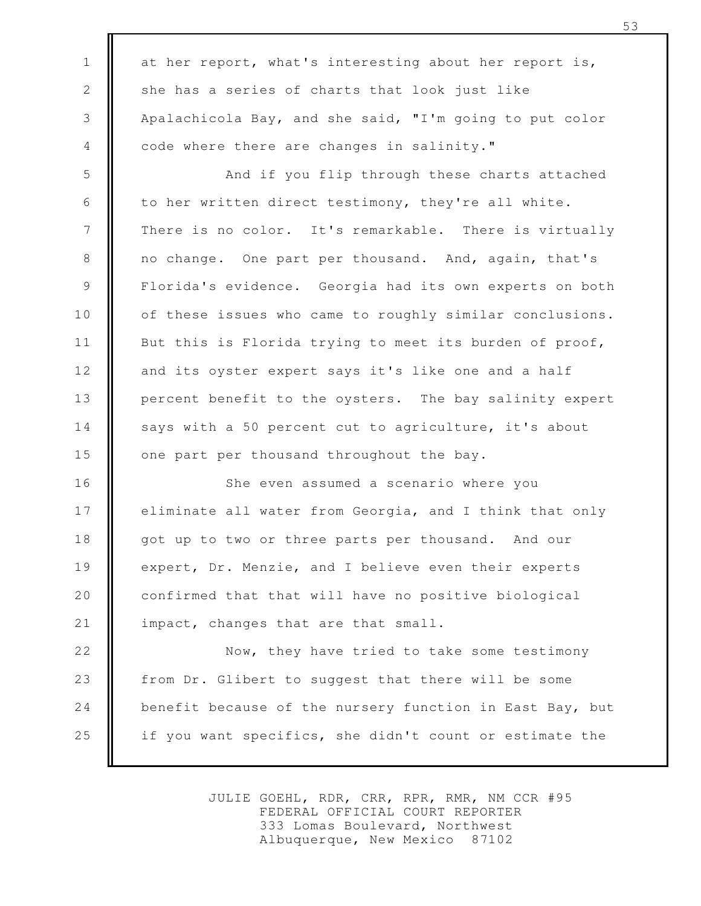at her report, what's interesting about her report is, she has a series of charts that look just like Apalachicola Bay, and she said, "I'm going to put color code where there are changes in salinity."

And if you flip through these charts attached to her written direct testimony, they're all white. There is no color. It's remarkable. There is virtually no change. One part per thousand. And, again, that's Florida's evidence. Georgia had its own experts on both of these issues who came to roughly similar conclusions. But this is Florida trying to meet its burden of proof, and its oyster expert says it's like one and a half percent benefit to the oysters. The bay salinity expert says with a 50 percent cut to agriculture, it's about one part per thousand throughout the bay.

She even assumed a scenario where you eliminate all water from Georgia, and I think that only got up to two or three parts per thousand. And our expert, Dr. Menzie, and I believe even their experts confirmed that that will have no positive biological impact, changes that are that small.

Now, they have tried to take some testimony from Dr. Glibert to suggest that there will be some benefit because of the nursery function in East Bay, but if you want specifics, she didn't count or estimate the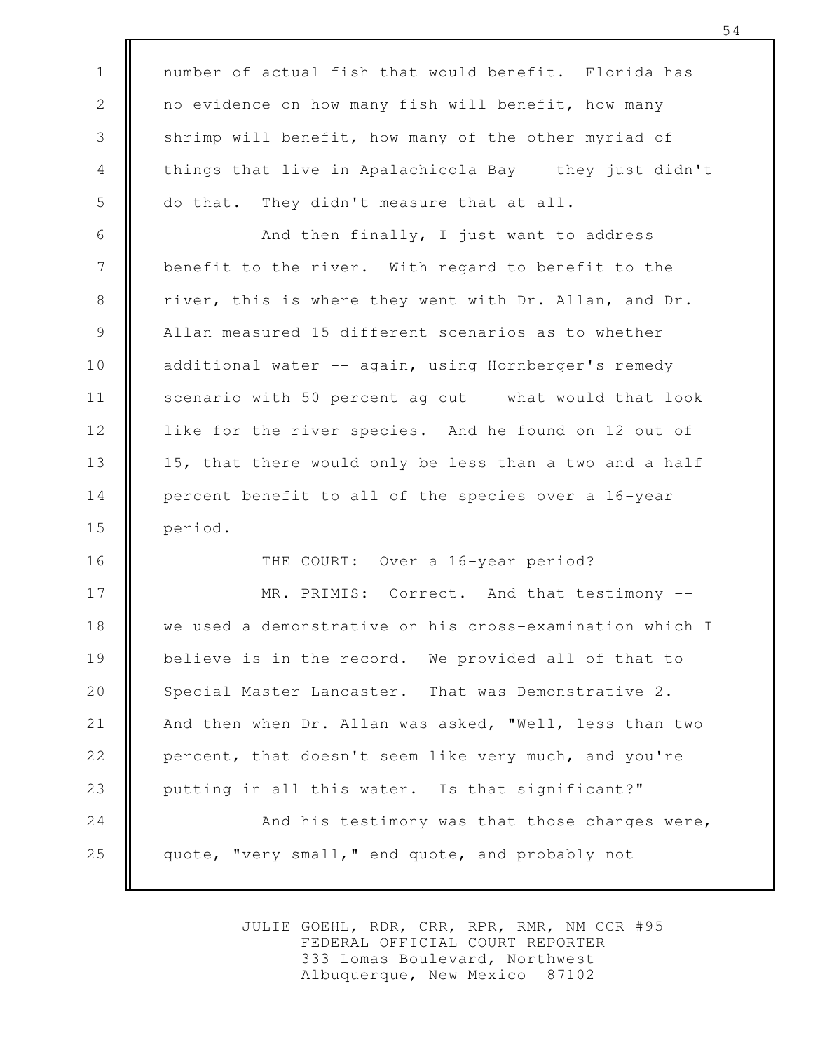number of actual fish that would benefit. Florida has no evidence on how many fish will benefit, how many shrimp will benefit, how many of the other myriad of things that live in Apalachicola Bay -- they just didn't do that. They didn't measure that at all.

And then finally, I just want to address benefit to the river. With regard to benefit to the river, this is where they went with Dr. Allan, and Dr. Allan measured 15 different scenarios as to whether additional water -- again, using Hornberger's remedy scenario with 50 percent ag cut -- what would that look like for the river species. And he found on 12 out of 15, that there would only be less than a two and a half percent benefit to all of the species over a 16-year period.

THE COURT: Over a 16-year period?

MR. PRIMIS: Correct. And that testimony -- we used a demonstrative on his cross-examination which I believe is in the record. We provided all of that to Special Master Lancaster. That was Demonstrative 2. And then when Dr. Allan was asked, "Well, less than two percent, that doesn't seem like very much, and you're putting in all this water. Is that significant?"

And his testimony was that those changes were, quote, "very small," end quote, and probably not

JULIE GOEHL, RDR, CRR, RPR, RMR, NM CCR #95
FEDERAL OFFICIAL COURT REPORTER
333 Lomas Boulevard, Northwest
Albuquerque, New Mexico 87102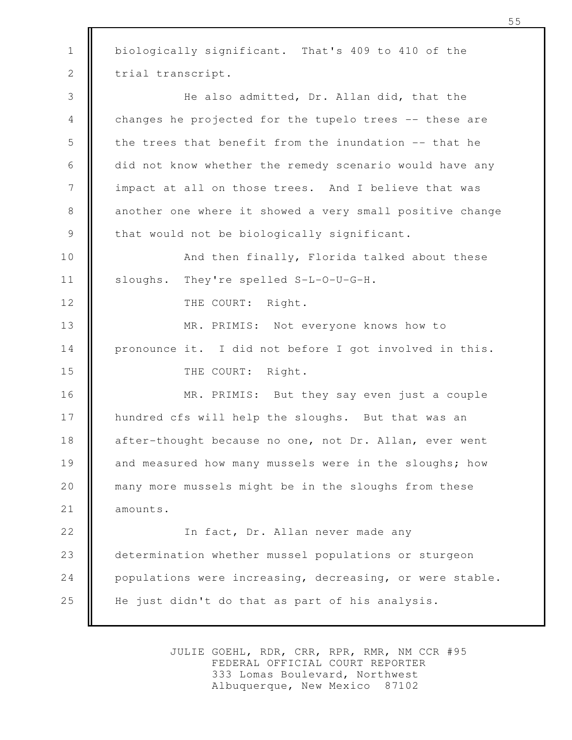biologically significant. That's 409 to 410 of the trial transcript.

He also admitted, Dr. Allan did, that the changes he projected for the tupelo trees -- these are the trees that benefit from the inundation -- that he did not know whether the remedy scenario would have any impact at all on those trees. And I believe that was another one where it showed a very small positive change that would not be biologically significant.

And then finally, Florida talked about these sloughs. They're spelled S-L-O-U-G-H.

THE COURT: Right.

MR. PRIMIS: Not everyone knows how to pronounce it. I did not before I got involved in this.

THE COURT: Right.

MR. PRIMIS: But they say even just a couple hundred cfs will help the sloughs. But that was an after-thought because no one, not Dr. Allan, ever went and measured how many mussels were in the sloughs; how many more mussels might be in the sloughs from these amounts.

In fact, Dr. Allan never made any determination whether mussel populations or sturgeon populations were increasing, decreasing, or were stable. He just didn't do that as part of his analysis.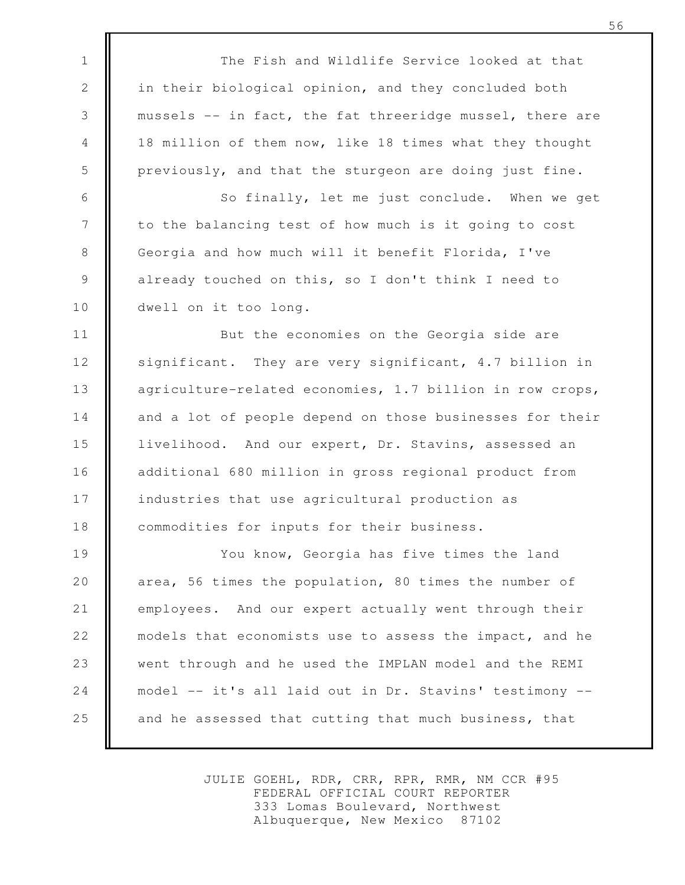The Fish and Wildlife Service looked at that in their biological opinion, and they concluded both mussels -- in fact, the fat threeridge mussel, there are 18 million of them now, like 18 times what they thought previously, and that the sturgeon are doing just fine.

So finally, let me just conclude. When we get to the balancing test of how much is it going to cost Georgia and how much will it benefit Florida, I've already touched on this, so I don't think I need to dwell on it too long.

But the economies on the Georgia side are significant. They are very significant, 4.7 billion in agriculture-related economies, 1.7 billion in row crops, and a lot of people depend on those businesses for their livelihood. And our expert, Dr. Stavins, assessed an additional 680 million in gross regional product from industries that use agricultural production as commodities for inputs for their business.

You know, Georgia has five times the land area, 56 times the population, 80 times the number of employees. And our expert actually went through their models that economists use to assess the impact, and he went through and he used the IMPLAN model and the REMI model -- it's all laid out in Dr. Stavins' testimony -- and he assessed that cutting that much business, that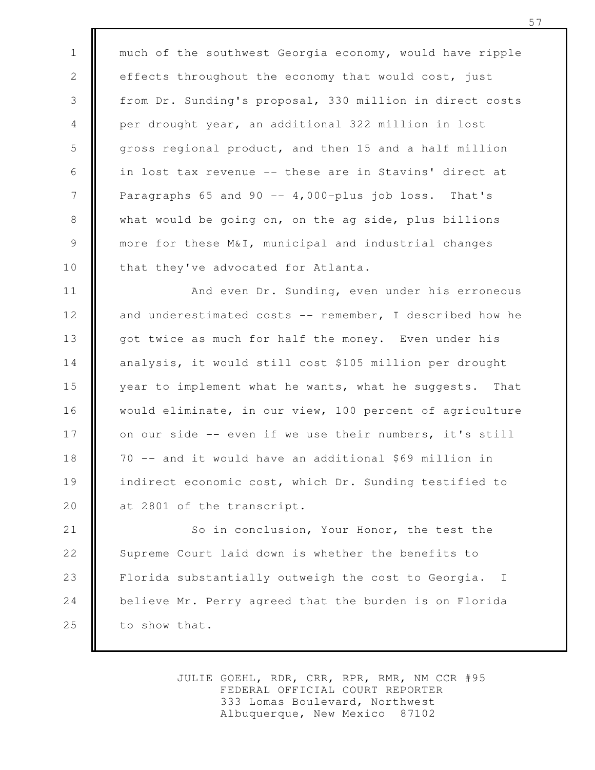much of the southwest Georgia economy, would have ripple effects throughout the economy that would cost, just from Dr. Sunding's proposal, 330 million in direct costs per drought year, an additional 322 million in lost gross regional product, and then 15 and a half million in lost tax revenue -- these are in Stavins' direct at Paragraphs 65 and 90 -- 4,000-plus job loss. That's what would be going on, on the ag side, plus billions more for these M&I, municipal and industrial changes that they've advocated for Atlanta.

And even Dr. Sunding, even under his erroneous and underestimated costs -- remember, I described how he got twice as much for half the money. Even under his analysis, it would still cost $105 million per drought year to implement what he wants, what he suggests. That would eliminate, in our view, 100 percent of agriculture on our side -- even if we use their numbers, it's still 70 -- and it would have an additional $69 million in indirect economic cost, which Dr. Sunding testified to at 2801 of the transcript.

So in conclusion, Your Honor, the test the Supreme Court laid down is whether the benefits to Florida substantially outweigh the cost to Georgia. I believe Mr. Perry agreed that the burden is on Florida to show that.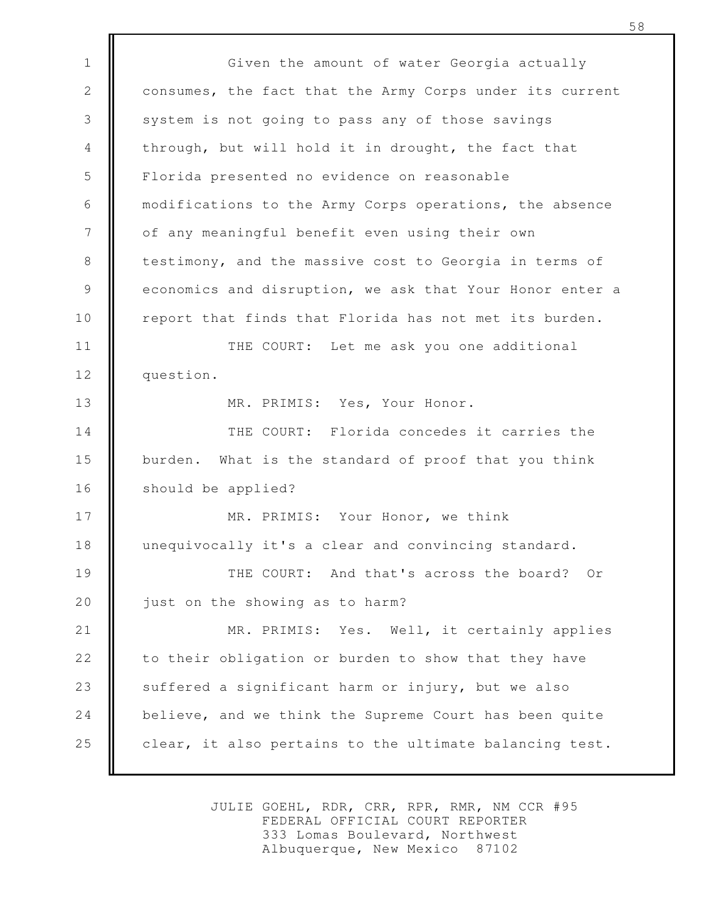Given the amount of water Georgia actually consumes, the fact that the Army Corps under its current system is not going to pass any of those savings through, but will hold it in drought, the fact that Florida presented no evidence on reasonable modifications to the Army Corps operations, the absence of any meaningful benefit even using their own testimony, and the massive cost to Georgia in terms of economics and disruption, we ask that Your Honor enter a report that finds that Florida has not met its burden.

THE COURT: Let me ask you one additional question.

MR. PRIMIS: Yes, Your Honor.

THE COURT: Florida concedes it carries the burden. What is the standard of proof that you think should be applied?

MR. PRIMIS: Your Honor, we think unequivocally it's a clear and convincing standard.

THE COURT: And that's across the board? Or just on the showing as to harm?

MR. PRIMIS: Yes. Well, it certainly applies to their obligation or burden to show that they have suffered a significant harm or injury, but we also believe, and we think the Supreme Court has been quite clear, it also pertains to the ultimate balancing test.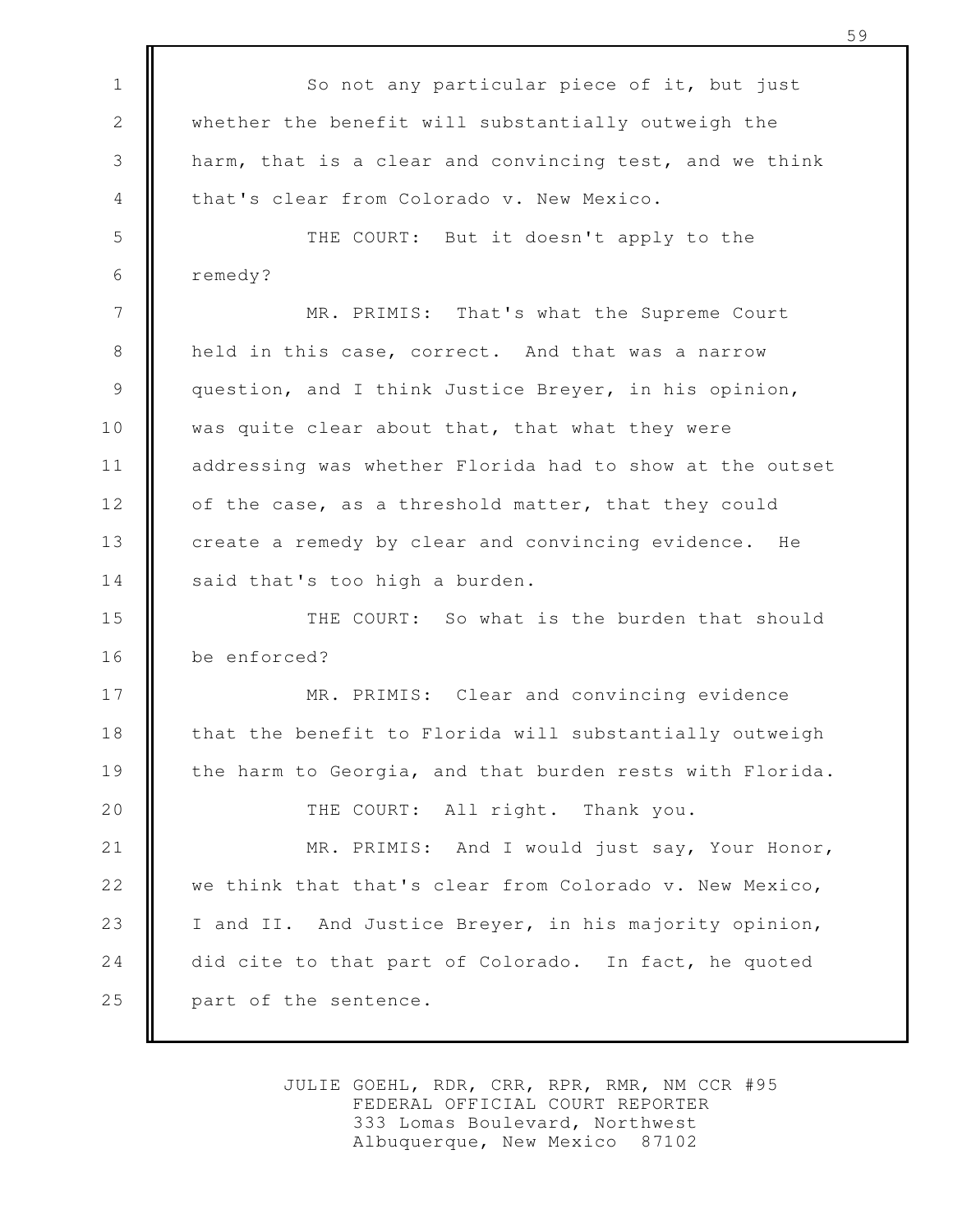So not any particular piece of it, but just whether the benefit will substantially outweigh the harm, that is a clear and convincing test, and we think that's clear from Colorado v. New Mexico.

THE COURT: But it doesn't apply to the remedy?

MR. PRIMIS: That's what the Supreme Court held in this case, correct. And that was a narrow question, and I think Justice Breyer, in his opinion, was quite clear about that, that what they were addressing was whether Florida had to show at the outset of the case, as a threshold matter, that they could create a remedy by clear and convincing evidence. He said that's too high a burden.

THE COURT: So what is the burden that should be enforced?

MR. PRIMIS: Clear and convincing evidence that the benefit to Florida will substantially outweigh the harm to Georgia, and that burden rests with Florida.

THE COURT: All right. Thank you.

MR. PRIMIS: And I would just say, Your Honor, we think that that's clear from Colorado v. New Mexico, I and II. And Justice Breyer, in his majority opinion, did cite to that part of Colorado. In fact, he quoted part of the sentence.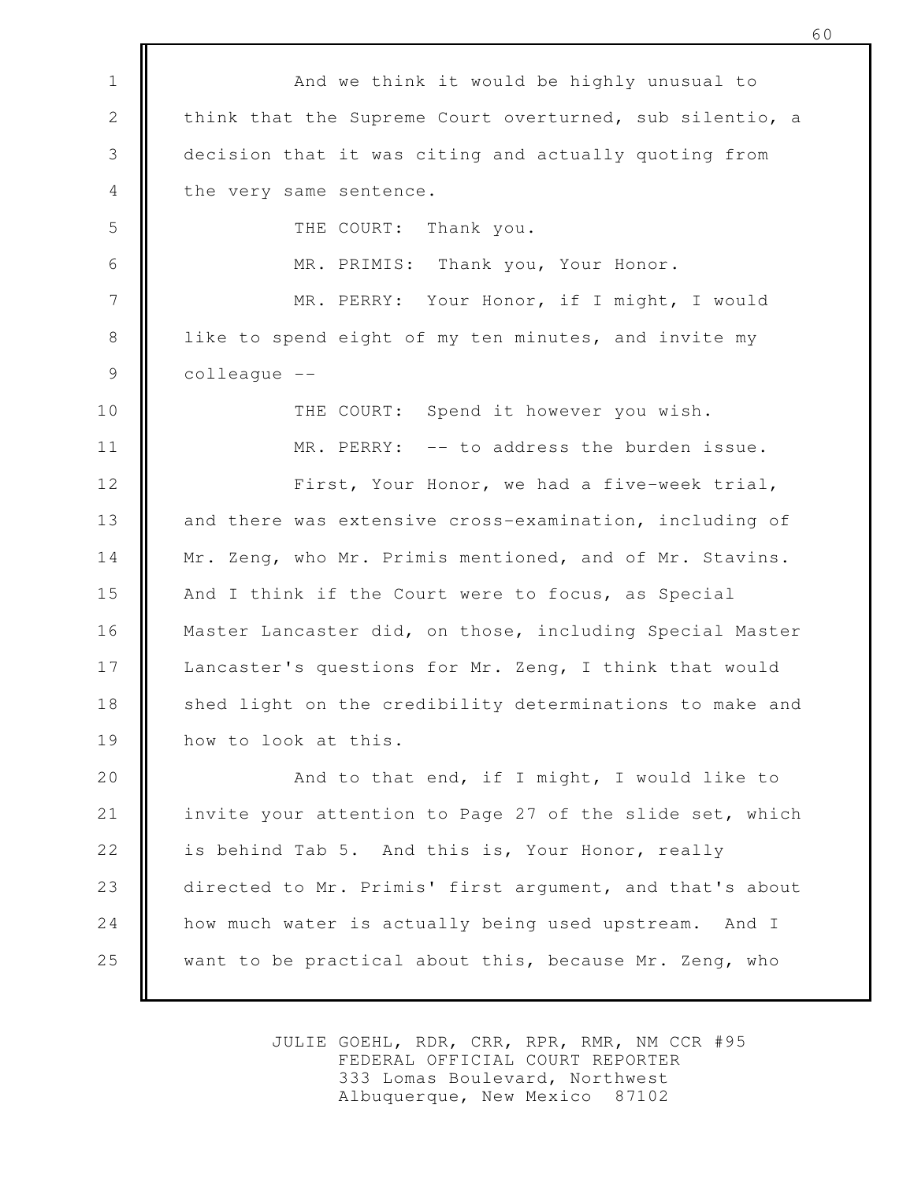And we think it would be highly unusual to think that the Supreme Court overturned, sub silentio, a decision that it was citing and actually quoting from the very same sentence.

THE COURT: Thank you.

MR. PRIMIS: Thank you, Your Honor.

MR. PERRY: Your Honor, if I might, I would like to spend eight of my ten minutes, and invite my colleague --

THE COURT: Spend it however you wish.

MR. PERRY: -- to address the burden issue.

First, Your Honor, we had a five-week trial, and there was extensive cross-examination, including of Mr. Zeng, who Mr. Primis mentioned, and of Mr. Stavins. And I think if the Court were to focus, as Special Master Lancaster did, on those, including Special Master Lancaster's questions for Mr. Zeng, I think that would shed light on the credibility determinations to make and how to look at this.

And to that end, if I might, I would like to invite your attention to Page 27 of the slide set, which is behind Tab 5. And this is, Your Honor, really directed to Mr. Primis' first argument, and that's about how much water is actually being used upstream. And I want to be practical about this, because Mr. Zeng, who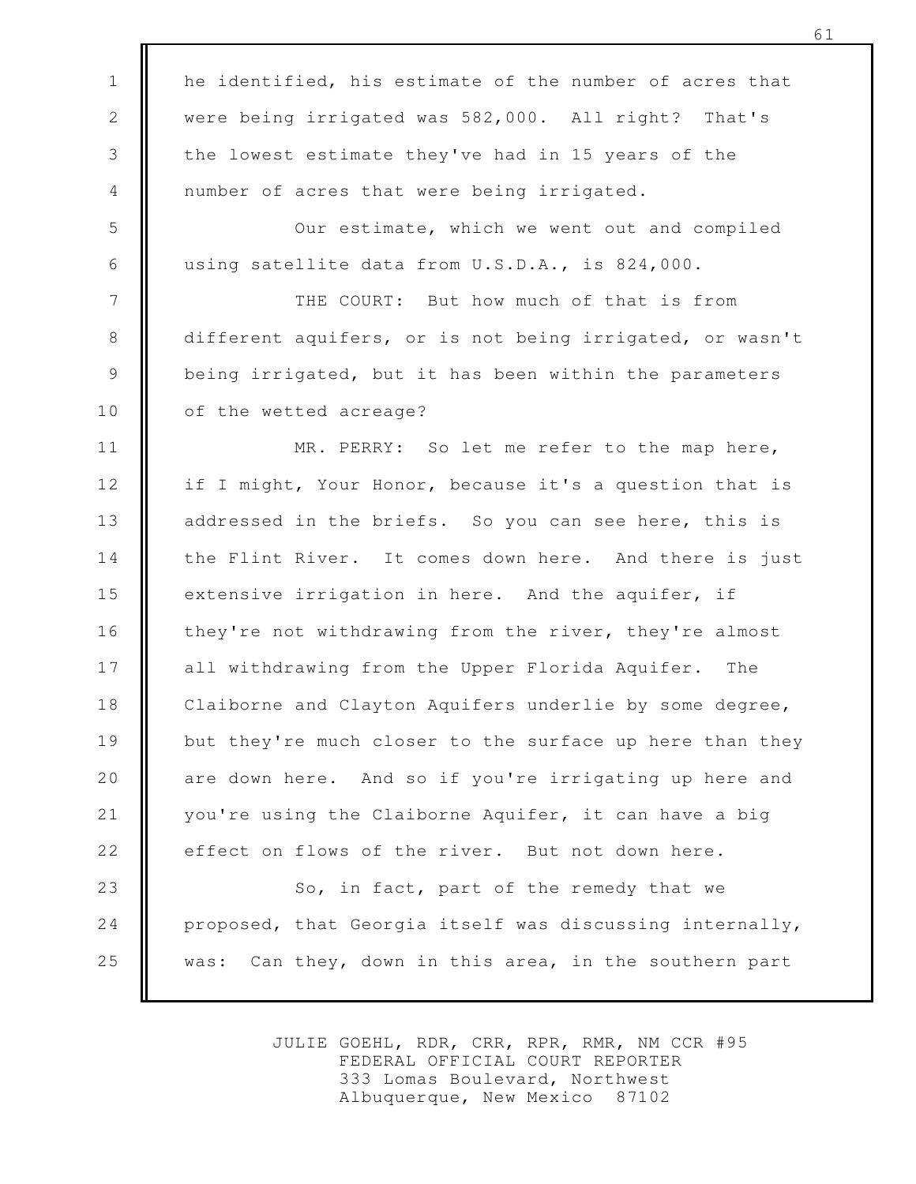he identified, his estimate of the number of acres that were being irrigated was 582,000. All right? That's the lowest estimate they've had in 15 years of the number of acres that were being irrigated.

Our estimate, which we went out and compiled using satellite data from U.S.D.A., is 824,000.

THE COURT: But how much of that is from different aquifers, or is not being irrigated, or wasn't being irrigated, but it has been within the parameters of the wetted acreage?

MR. PERRY: So let me refer to the map here, if I might, Your Honor, because it's a question that is addressed in the briefs. So you can see here, this is the Flint River. It comes down here. And there is just extensive irrigation in here. And the aquifer, if they're not withdrawing from the river, they're almost all withdrawing from the Upper Florida Aquifer. The Claiborne and Clayton Aquifers underlie by some degree, but they're much closer to the surface up here than they are down here. And so if you're irrigating up here and you're using the Claiborne Aquifer, it can have a big effect on flows of the river. But not down here.

So, in fact, part of the remedy that we proposed, that Georgia itself was discussing internally, was: Can they, down in this area, in the southern part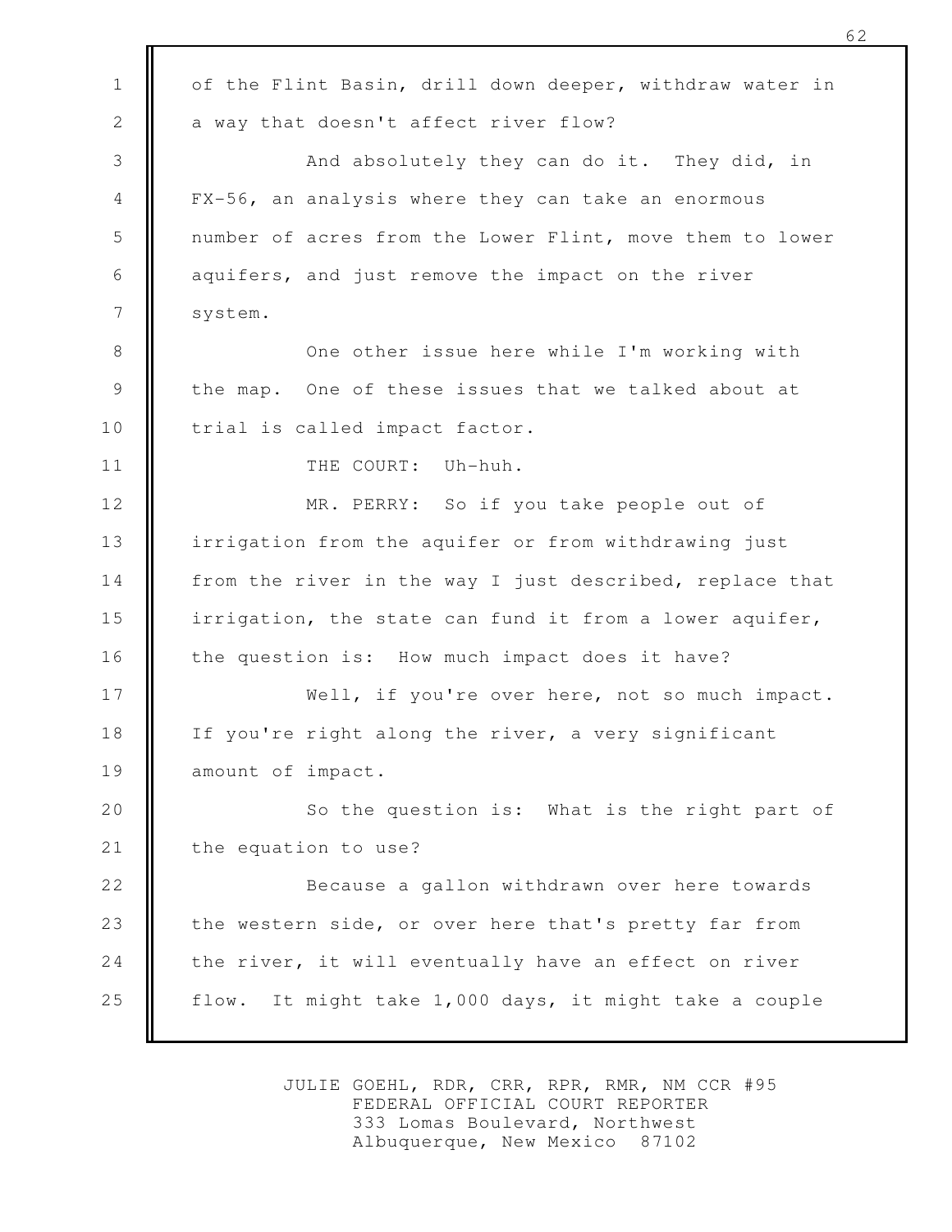of the Flint Basin, drill down deeper, withdraw water in a way that doesn't affect river flow?

And absolutely they can do it. They did, in FX-56, an analysis where they can take an enormous number of acres from the Lower Flint, move them to lower aquifers, and just remove the impact on the river system.

One other issue here while I'm working with the map. One of these issues that we talked about at trial is called impact factor.

THE COURT: Uh-huh.

MR. PERRY: So if you take people out of irrigation from the aquifer or from withdrawing just from the river in the way I just described, replace that irrigation, the state can fund it from a lower aquifer, the question is: How much impact does it have?

Well, if you're over here, not so much impact. If you're right along the river, a very significant amount of impact.

So the question is: What is the right part of the equation to use?

Because a gallon withdrawn over here towards the western side, or over here that's pretty far from the river, it will eventually have an effect on river flow. It might take 1,000 days, it might take a couple

JULIE GOEHL, RDR, CRR, RPR, RMR, NM CCR #95
FEDERAL OFFICIAL COURT REPORTER
333 Lomas Boulevard, Northwest
Albuquerque, New Mexico 87102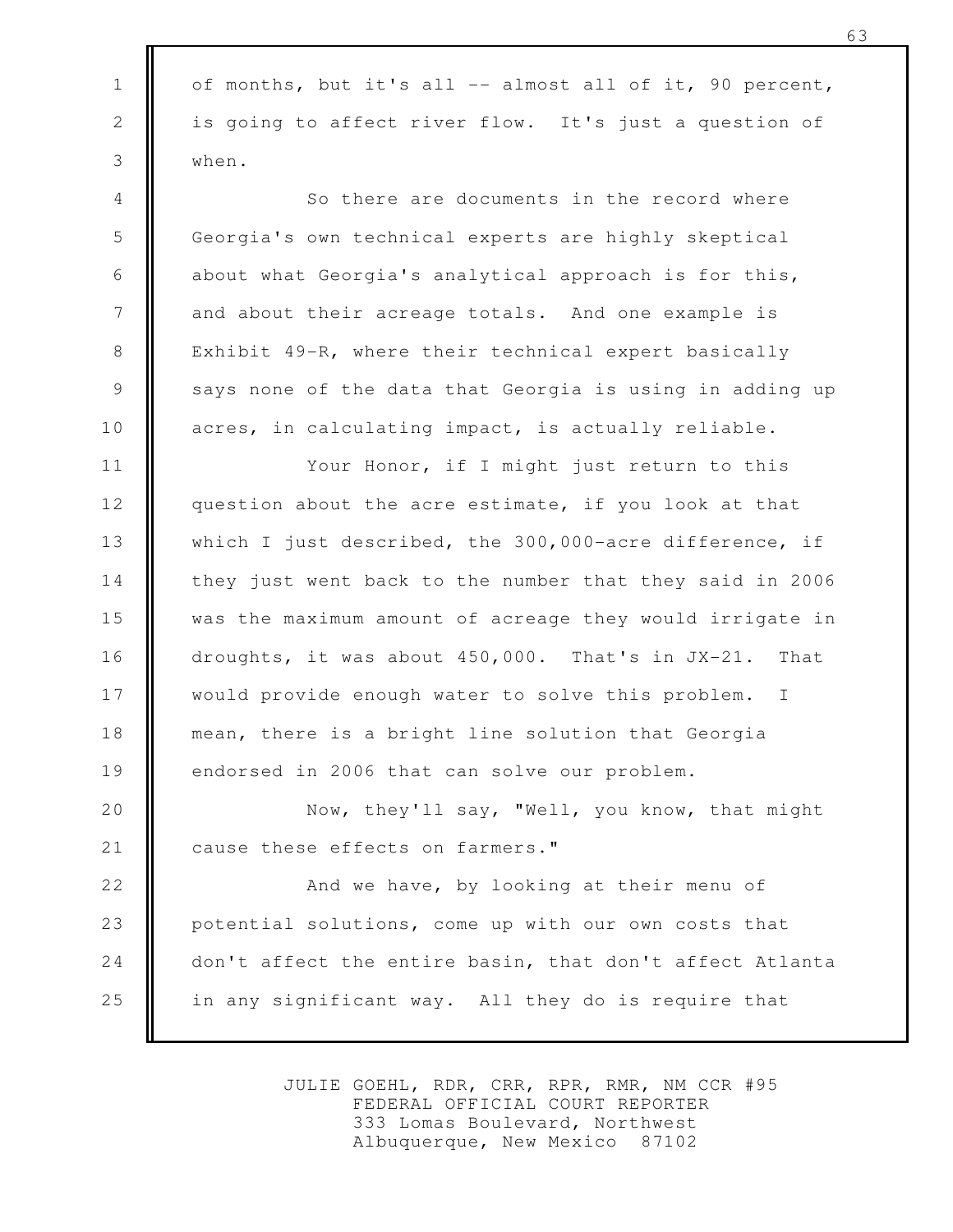of months, but it's all -- almost all of it, 90 percent, is going to affect river flow. It's just a question of when.

So there are documents in the record where Georgia's own technical experts are highly skeptical about what Georgia's analytical approach is for this, and about their acreage totals. And one example is Exhibit 49-R, where their technical expert basically says none of the data that Georgia is using in adding up acres, in calculating impact, is actually reliable.

Your Honor, if I might just return to this question about the acre estimate, if you look at that which I just described, the 300,000-acre difference, if they just went back to the number that they said in 2006 was the maximum amount of acreage they would irrigate in droughts, it was about 450,000. That's in JX-21. That would provide enough water to solve this problem. I mean, there is a bright line solution that Georgia endorsed in 2006 that can solve our problem.

Now, they'll say, "Well, you know, that might cause these effects on farmers."

And we have, by looking at their menu of potential solutions, come up with our own costs that don't affect the entire basin, that don't affect Atlanta in any significant way. All they do is require that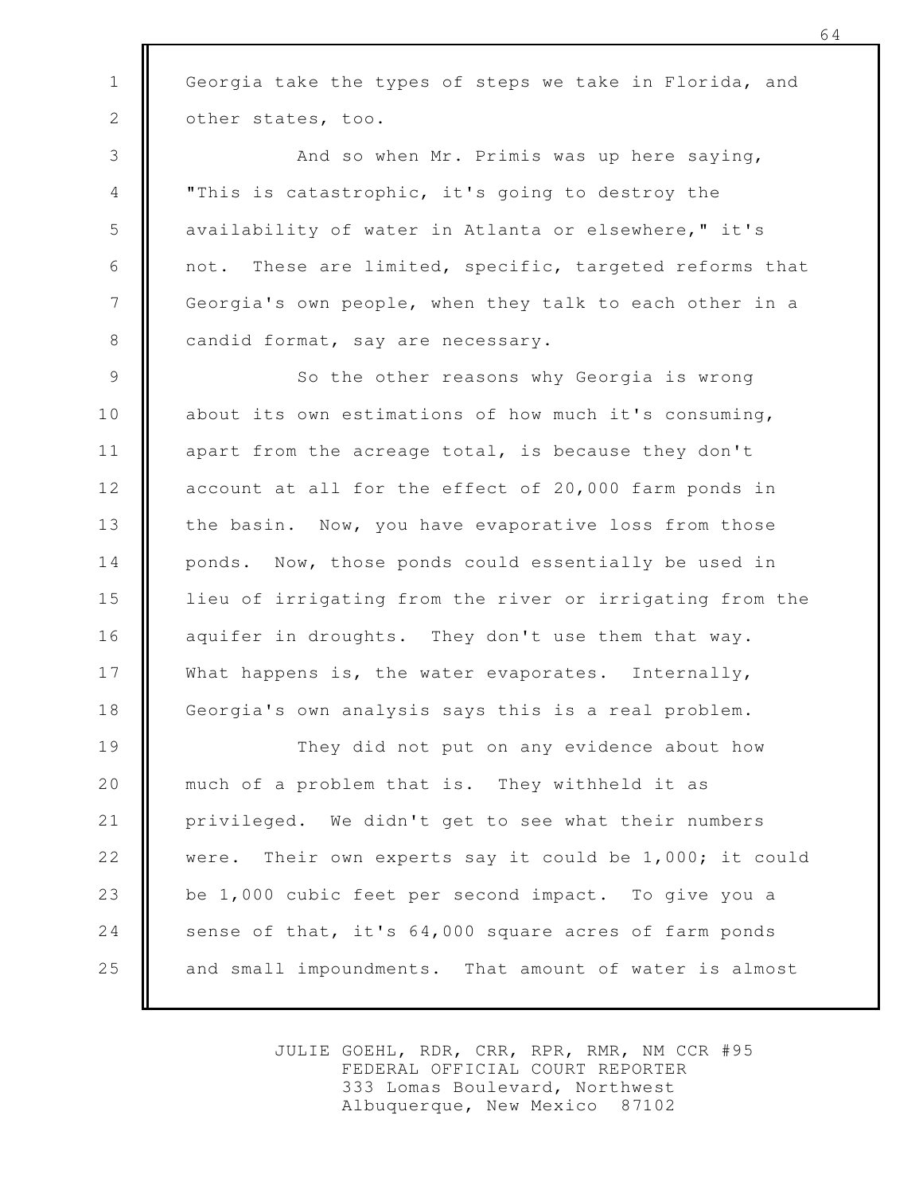Georgia take the types of steps we take in Florida, and other states, too.

And so when Mr. Primis was up here saying, "This is catastrophic, it's going to destroy the availability of water in Atlanta or elsewhere," it's not. These are limited, specific, targeted reforms that Georgia's own people, when they talk to each other in a candid format, say are necessary.

So the other reasons why Georgia is wrong about its own estimations of how much it's consuming, apart from the acreage total, is because they don't account at all for the effect of 20,000 farm ponds in the basin. Now, you have evaporative loss from those ponds. Now, those ponds could essentially be used in lieu of irrigating from the river or irrigating from the aquifer in droughts. They don't use them that way. What happens is, the water evaporates. Internally, Georgia's own analysis says this is a real problem.

They did not put on any evidence about how much of a problem that is. They withheld it as privileged. We didn't get to see what their numbers were. Their own experts say it could be 1,000; it could be 1,000 cubic feet per second impact. To give you a sense of that, it's 64,000 square acres of farm ponds and small impoundments. That amount of water is almost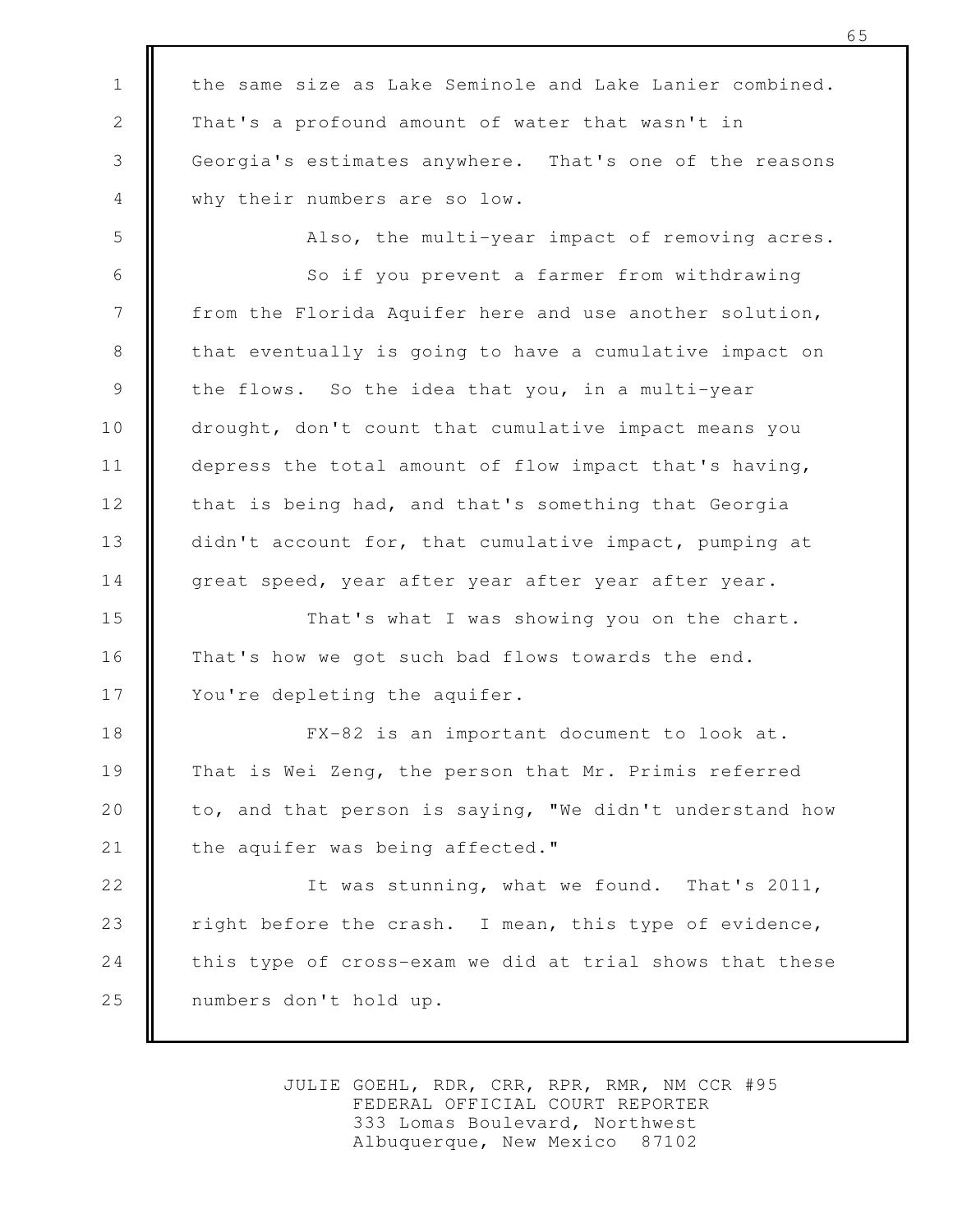the same size as Lake Seminole and Lake Lanier combined. That's a profound amount of water that wasn't in Georgia's estimates anywhere. That's one of the reasons why their numbers are so low.

Also, the multi-year impact of removing acres.

So if you prevent a farmer from withdrawing from the Florida Aquifer here and use another solution, that eventually is going to have a cumulative impact on the flows. So the idea that you, in a multi-year drought, don't count that cumulative impact means you depress the total amount of flow impact that's having, that is being had, and that's something that Georgia didn't account for, that cumulative impact, pumping at great speed, year after year after year after year.

That's what I was showing you on the chart. That's how we got such bad flows towards the end. You're depleting the aquifer.

FX-82 is an important document to look at. That is Wei Zeng, the person that Mr. Primis referred to, and that person is saying, "We didn't understand how the aquifer was being affected."

It was stunning, what we found. That's 2011, right before the crash. I mean, this type of evidence, this type of cross-exam we did at trial shows that these numbers don't hold up.

JULIE GOEHL, RDR, CRR, RPR, RMR, NM CCR #95
FEDERAL OFFICIAL COURT REPORTER
333 Lomas Boulevard, Northwest
Albuquerque, New Mexico 87102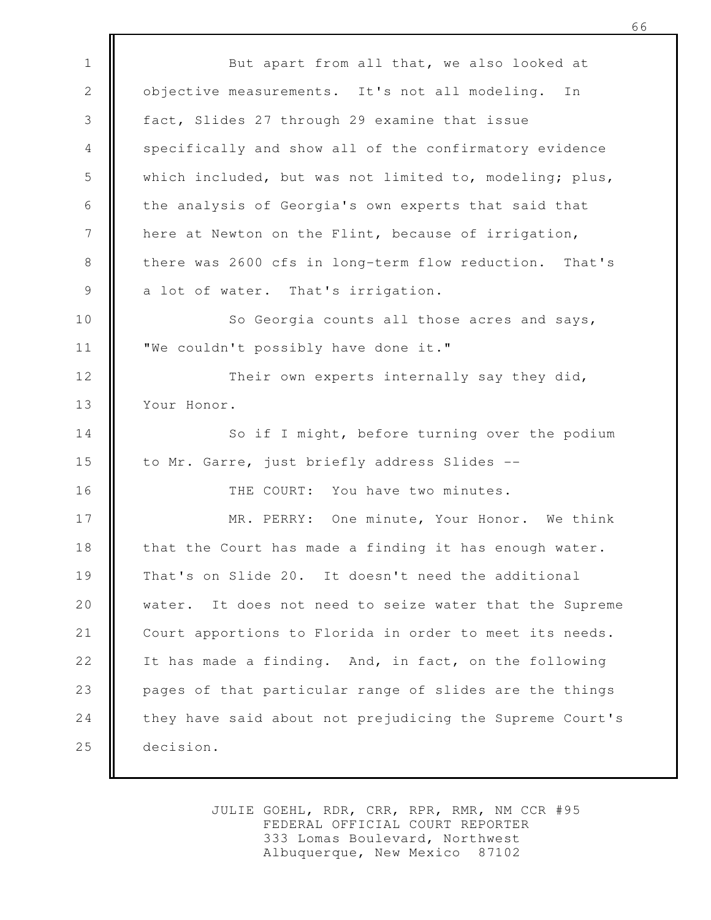But apart from all that, we also looked at objective measurements. It's not all modeling. In fact, Slides 27 through 29 examine that issue specifically and show all of the confirmatory evidence which included, but was not limited to, modeling; plus, the analysis of Georgia's own experts that said that here at Newton on the Flint, because of irrigation, there was 2600 cfs in long-term flow reduction. That's a lot of water. That's irrigation.

So Georgia counts all those acres and says, "We couldn't possibly have done it."

Their own experts internally say they did, Your Honor.

So if I might, before turning over the podium to Mr. Garre, just briefly address Slides --

THE COURT: You have two minutes.

MR. PERRY: One minute, Your Honor. We think that the Court has made a finding it has enough water. That's on Slide 20. It doesn't need the additional water. It does not need to seize water that the Supreme Court apportions to Florida in order to meet its needs. It has made a finding. And, in fact, on the following pages of that particular range of slides are the things they have said about not prejudicing the Supreme Court's decision.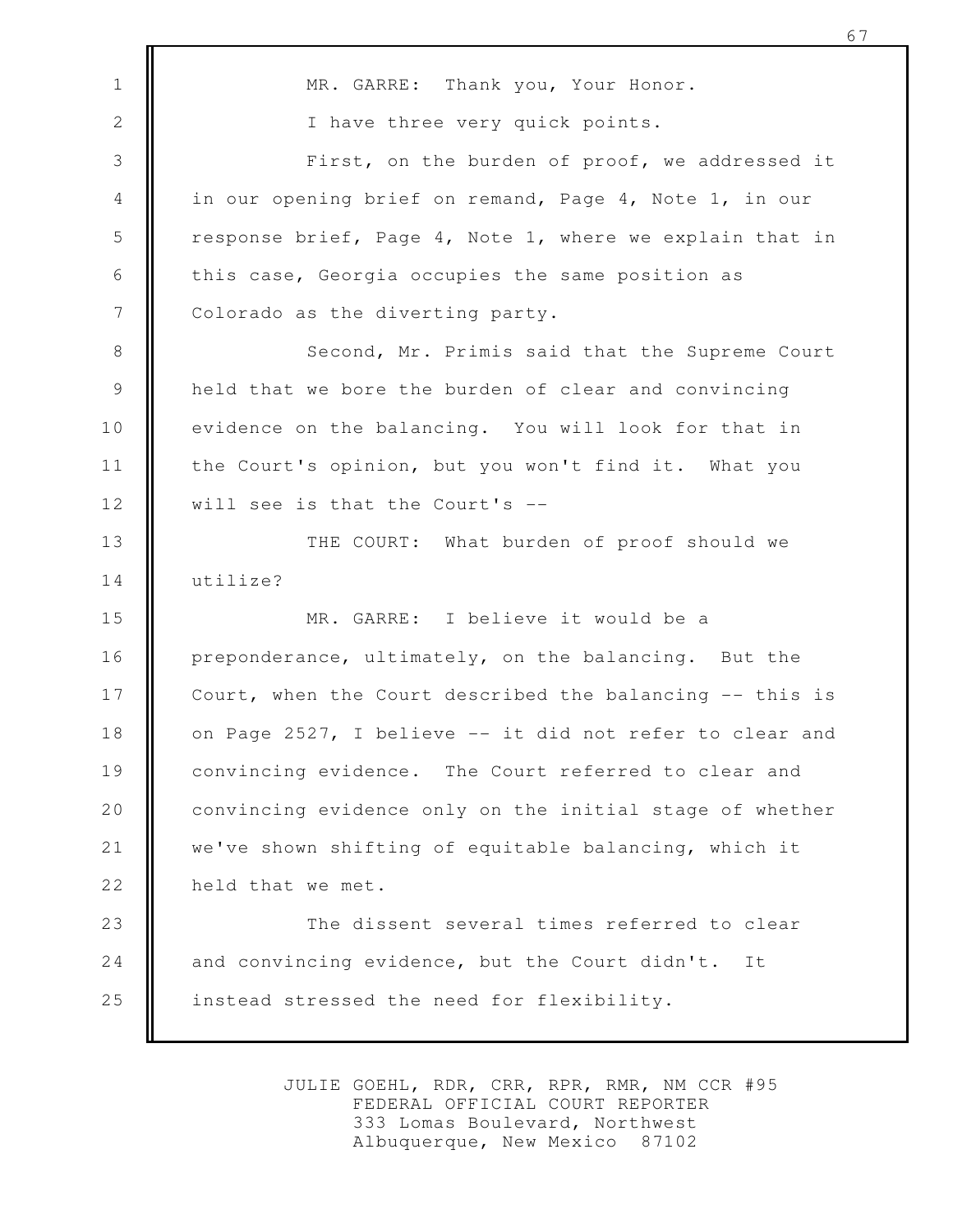MR. GARRE: Thank you, Your Honor.

I have three very quick points.

First, on the burden of proof, we addressed it in our opening brief on remand, Page 4, Note 1, in our response brief, Page 4, Note 1, where we explain that in this case, Georgia occupies the same position as Colorado as the diverting party.

Second, Mr. Primis said that the Supreme Court held that we bore the burden of clear and convincing evidence on the balancing. You will look for that in the Court's opinion, but you won't find it. What you will see is that the Court's --

THE COURT: What burden of proof should we utilize?

MR. GARRE: I believe it would be a preponderance, ultimately, on the balancing. But the Court, when the Court described the balancing -- this is on Page 2527, I believe -- it did not refer to clear and convincing evidence. The Court referred to clear and convincing evidence only on the initial stage of whether we've shown shifting of equitable balancing, which it held that we met.

The dissent several times referred to clear and convincing evidence, but the Court didn't. It instead stressed the need for flexibility.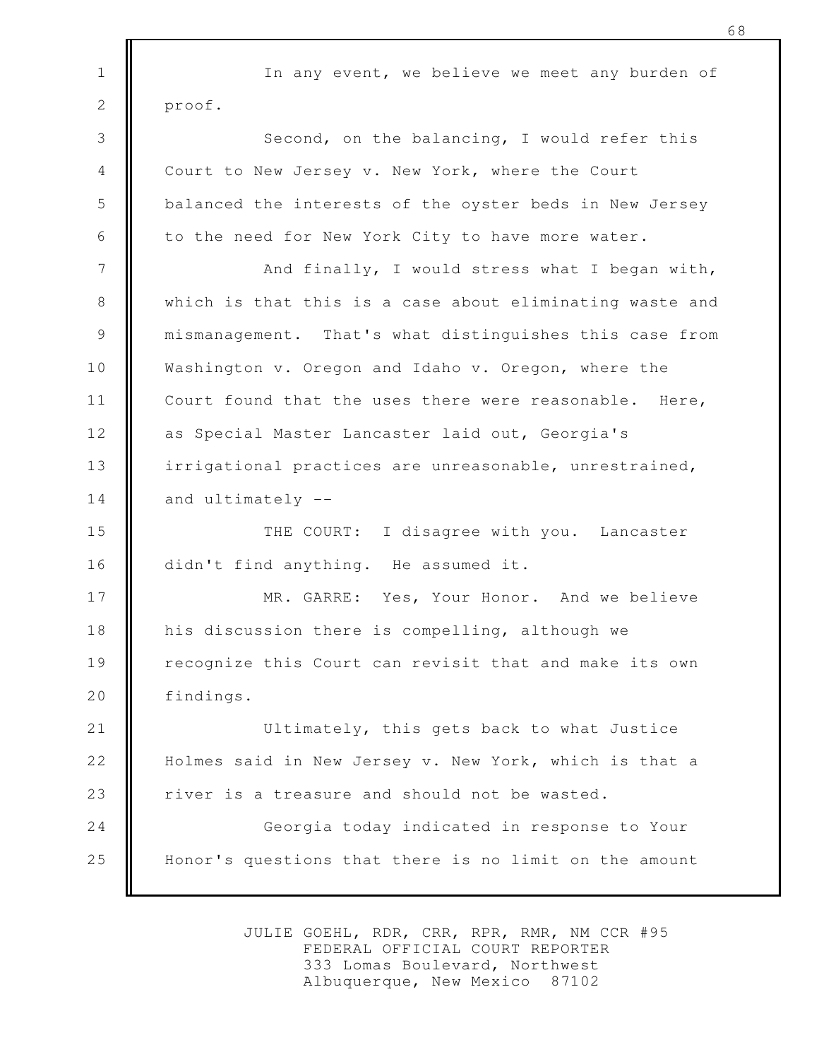In any event, we believe we meet any burden of proof.

Second, on the balancing, I would refer this Court to New Jersey v. New York, where the Court balanced the interests of the oyster beds in New Jersey to the need for New York City to have more water.

And finally, I would stress what I began with, which is that this is a case about eliminating waste and mismanagement. That's what distinguishes this case from Washington v. Oregon and Idaho v. Oregon, where the Court found that the uses there were reasonable. Here, as Special Master Lancaster laid out, Georgia's irrigational practices are unreasonable, unrestrained, and ultimately --

THE COURT: I disagree with you. Lancaster didn't find anything. He assumed it.

MR. GARRE: Yes, Your Honor. And we believe his discussion there is compelling, although we recognize this Court can revisit that and make its own findings.

Ultimately, this gets back to what Justice Holmes said in New Jersey v. New York, which is that a river is a treasure and should not be wasted.

Georgia today indicated in response to Your Honor's questions that there is no limit on the amount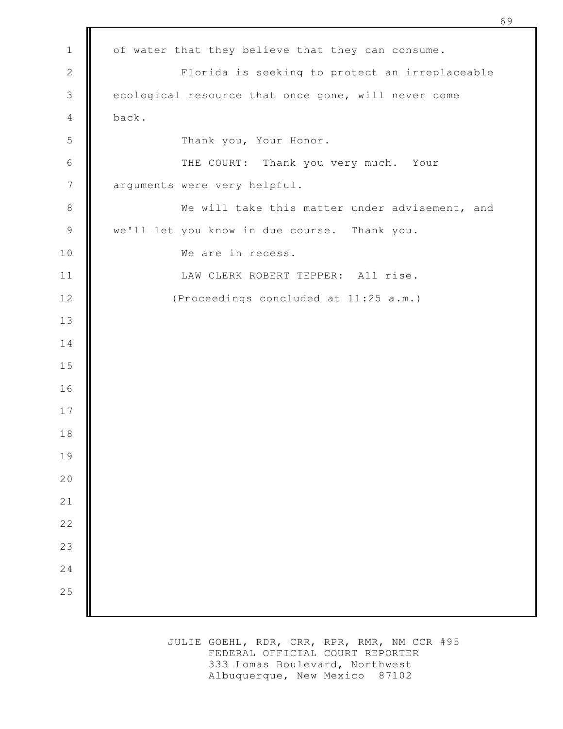of water that they believe that they can consume.

Florida is seeking to protect an irreplaceable ecological resource that once gone, will never come back.

Thank you, Your Honor.

THE COURT: Thank you very much. Your arguments were very helpful.

We will take this matter under advisement, and we'll let you know in due course. Thank you.

We are in recess.

LAW CLERK ROBERT TEPPER: All rise.

(Proceedings concluded at 11:25 a.m.)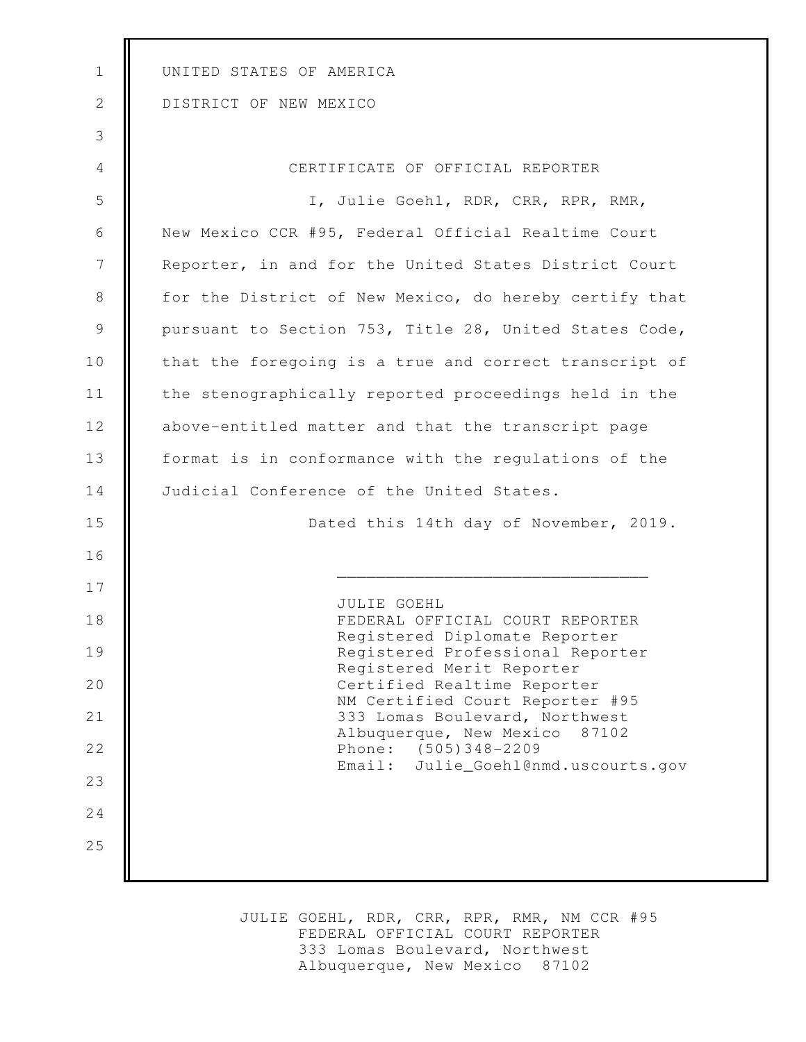UNITED STATES OF AMERICA

DISTRICT OF NEW MEXICO

CERTIFICATE OF OFFICIAL REPORTER

I, Julie Goehl, RDR, CRR, RPR, RMR, New Mexico CCR #95, Federal Official Realtime Court Reporter, in and for the United States District Court for the District of New Mexico, do hereby certify that pursuant to Section 753, Title 28, United States Code, that the foregoing is a true and correct transcript of the stenographically reported proceedings held in the above-entitled matter and that the transcript page format is in conformance with the regulations of the Judicial Conference of the United States.

Dated this 14th day of November, 2019.

_______________________________

JULIE GOEHL
FEDERAL OFFICIAL COURT REPORTER
Registered Diplomate Reporter
Registered Professional Reporter
Registered Merit Reporter
Certified Realtime Reporter
NM Certified Court Reporter #95
333 Lomas Boulevard, Northwest
Albuquerque, New Mexico 87102
Phone: (505)348-2209
Email: Julie_Goehl@nmd.uscourts.gov